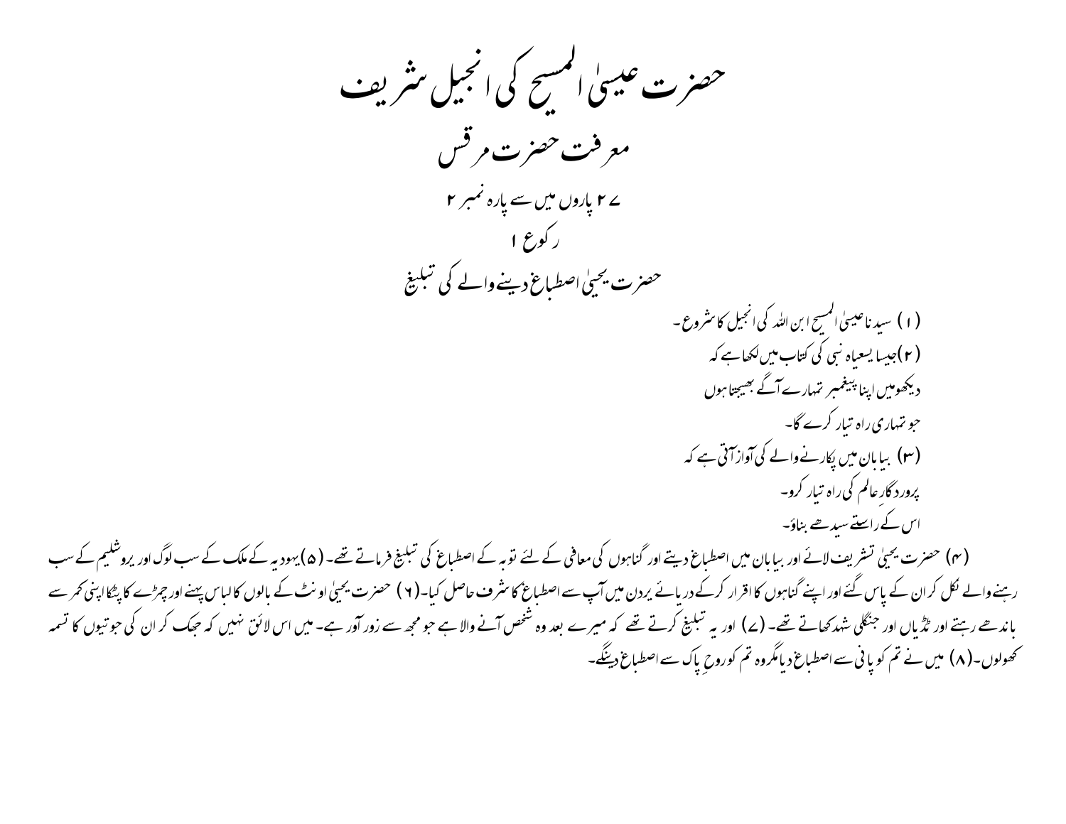# حضرت عیسیٰ المسیح کی انجیل شریف

## معرفت حضرت مرقس

### ۲۷ پاروں میں سے پارہ نمبر ۲

### رکوع ۱

### حضرت یحییٰ اصطباغ دینے والے کی تبلیغ

(۱) سیدنا عیسیٰ المسیح ابن اللہ کی انجیل کا شروع۔

(۲) جیسا یسعیاہ نبی کی کتاب میں لکھا ہے کہ

دیکھو میں اپنا پیغمبر تمہارے آگے بھیجتا ہوں

جو تمہاری راہ تیار کرے گا۔

(۳) بیابان میں پکارنے والے کی آواز آتی ہے کہ

پروردگارِ عالم کی راہ تیار کرو۔

اس کے راستے سیدھے بناؤ۔

(۴) حضرت یحییٰ تشریف لائے اور بیابان میں اصطباغ دیتے اور گناہوں کی معافی کے لئے توبہ کے اصطباغ کی تبلیغ فرماتے تھے۔ (۵) یہودیہ کے ملک کے سب لوگ اور یروشلیم کے سب رہنے والے نکل کر ان کے پاس گئے اور اپنے گناہوں کا اقرار کرکے دریائے یردن میں آپ سے اصطباغ کا شرف حاصل کیا۔ (۶) حضرت یحییٰ اونٹ کے بالوں کا لباس پہنے اور چمڑے کا پٹکا اپنی کمر سے باندھے رہتے اور ٹڈیاں اور جنگلی شہد کھاتے تھے۔ (۷) اور یہ تبلیغ کرتے تھے کہ میرے بعد وہ شخص آنے والا ہے جو مجھ سے زور آور ہے۔ میں اس لائق نہیں کہ جھک کر ان کی جوتیوں کا تسمہ کھولوں۔ (۸) میں نے تم کو پانی سے اصطباغ دیا مگر وہ تم کو روحِ پاک سے اصطباغ دینگے۔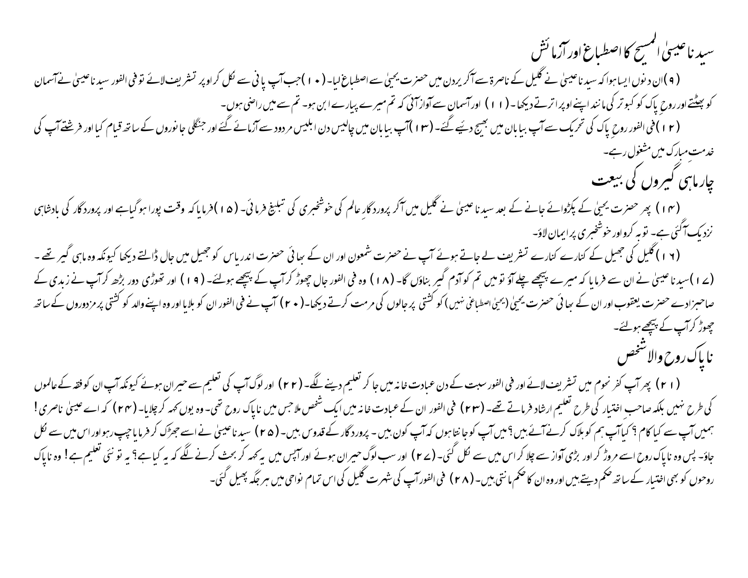## سیدنا عیسیٰ المسیح کا اصطباغ اور آزمائش

(۹) ان دنوں ایسا ہوا کہ سیدنا عیسیٰ نے گلیل کے ناصرۃ سے آکر یردن میں حضرت یحییٰ سے اصطباغ لیا۔ (۱۰) جب آپ پانی سے نکل کر اوپر تشریف لائے تو فی الفور سیدنا عیسیٰ نے آسمان کو پھٹتے اور روحِ پاک کو کبوتر کی مانند اپنے اوپر اترتے دیکھا۔ (۱۱) اور آسمان سے آواز آئی کہ تم میرے پیارے ابن ہو۔ تم سے میں راضی ہوں۔

(۱۲) فی الفور روحِ پاک کی تحریک سے آپ بیابان میں بھیج دیئے گئے۔ (۱۳) آپ بیابان میں چالیس دن ابلیس مردود سے آزمائے گئے اور جنگلی جانوروں کے ساتھ قیام کیا اور فرشتے آپ کی خدمتِ مبارک میں مشغول رہے۔

## چار ماہی گیروں کی بیعت

(۱۴) پھر حضرت یحییٰ کے پکڑوائے جانے کے بعد سیدنا عیسیٰ نے گلیل میں آکر پروردگارِ عالم کی خوشخبری کی تبلیغ فرمائی۔ (۱۵) فرمایا کہ وقت پورا ہوگیا ہے اور پروردگار کی بادشاہی نزدیک آگئی ہے۔ توبہ کرو اور خوشخبری پر ایمان لاؤ۔

(۱۶) گلیل کی جھیل کے کنارے کنارے تشریف لے جاتے ہوئے آپ نے حضرت شمعون اور ان کے بھائی حضرت اندریاس کو جھیل میں جال ڈالتے دیکھا کیونکہ وہ ماہی گیر تھے۔ (۱۷) سیدنا عیسیٰ نے ان سے فرمایا کہ میرے پیچھے چلے آؤ تو میں تم کو آدم گیر بناؤں گا۔ (۱۸) وہ فی الفور جال چھوڑ کر آپ کے پیچھے ہولئے۔ (۱۹) اور تھوڑی دور بڑھ کر آپ نے زبدی کے صاحبزادے حضرت یعقوب اور ان کے بھائی حضرت یحییٰ (یحییٰ اصطباغی نہیں) کو کشتی پر جالوں کی مرمت کرتے دیکھا۔ (۲۰) آپ نے فی الفور ان کو بلایا اور وہ اپنے والد کو کشتی پر مزدوروں کے ساتھ چھوڑ کر آپ کے پیچھے ہولئے۔

## ناپاک روح والا شخص

(۲۱) پھر آپ کفرنحوم میں تشریف لائے اور فی الفور سبت کے دن عبادت خانہ میں جا کر تعلیم دینے لگے۔ (۲۲) اور لوگ آپ کی تعلیم سے حیران ہوئے کیونکہ آپ ان کو فقہ کے عالموں کی طرح نہیں بلکہ صاحبِ اختیار کی طرح تعلیم ارشاد فرماتے تھے۔ (۲۳) فی الفور ان کے عبادت خانہ میں ایک شخص ملا جس میں ناپاک روح تھی۔ وہ یوں کہہ کر چلایا۔ (۲۴) کہ اے عیسیٰ ناصری! ہمیں آپ سے کیا کام؟ کیا آپ ہم کو ہلاک کرنے آئے ہیں؟ میں آپ کو جانتا ہوں کہ آپ کون ہیں۔ پروردگار کے قدوس ہیں۔ (۲۵) سیدنا عیسیٰ نے اسے جھڑک کر فرمایا چپ رہو اور اس میں سے نکل جاؤ۔ پس وہ ناپاک روح اسے مروڑ کر اور بڑی آواز سے چلا کر اس میں سے نکل گئی۔ (۲۷) اور سب لوگ حیران ہوئے اور آپس میں یہ کہہ کر بحث کرنے لگے کہ یہ کیا ہے؟ یہ تو نئی تعلیم ہے! وہ ناپاک روحوں کو بھی اختیار کے ساتھ حکم دیتے ہیں اور وہ ان کا حکم مانتی ہیں۔ (۲۸) فی الفور آپ کی شہرت گلیل کی اس تمام نواحی میں ہر جگہ پھیل گئی۔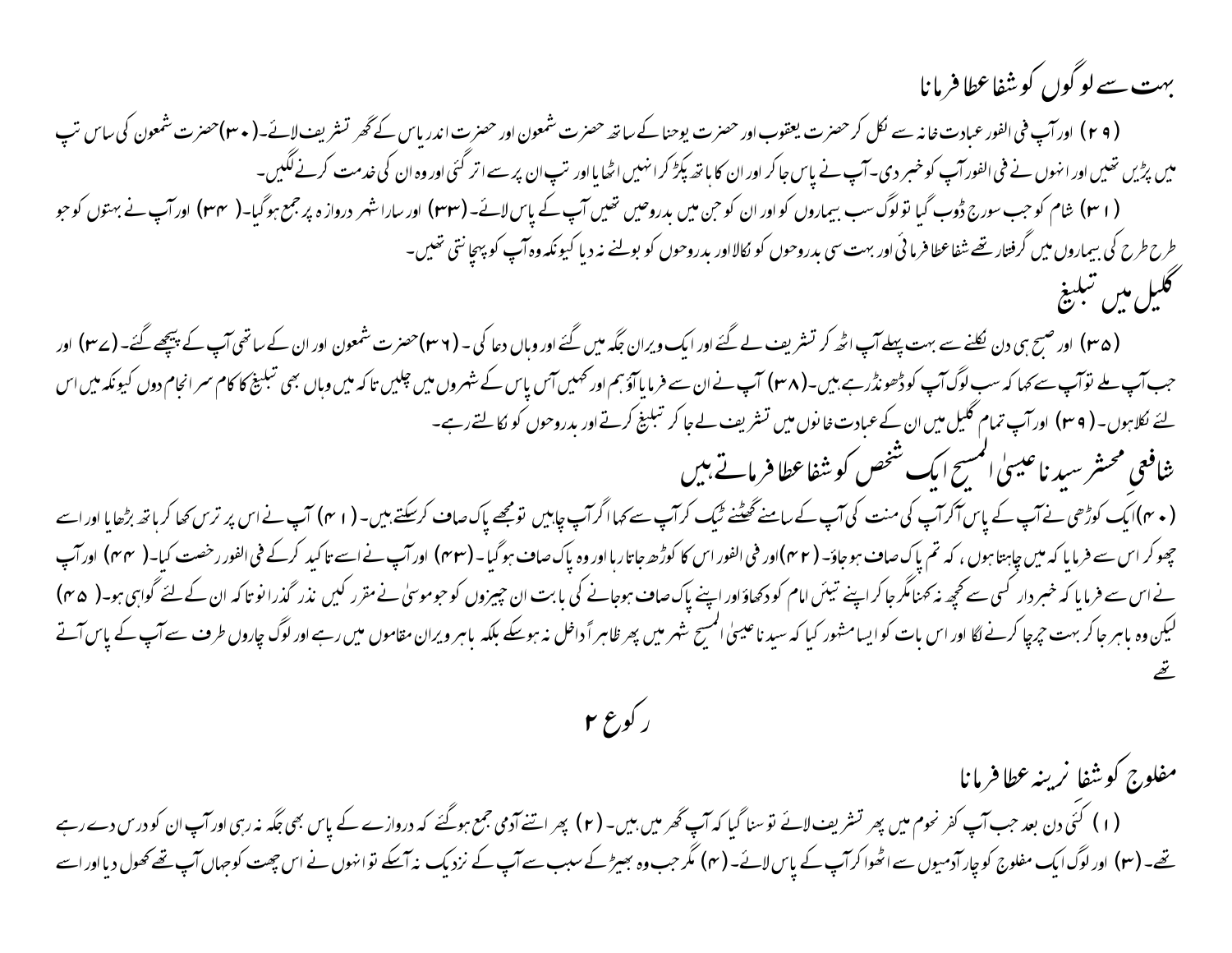## بہت سے لوگوں کو شفا عطا فرمانا

(۲۹) اور آپ فی الفور عبادت خانہ سے نکل کر حضرت یعقوب اور حضرت یوحنا کے ساتھ حضرت شمعون اور حضرت اندریاس کے گھر تشریف لائے۔(۳۰)حضرت شمعون کی ساس تپ میں پڑیں تھیں اور انہوں نے فی الفور آپ کو خبر دی۔ آپ نے پاس جا کر اور ان کا ہاتھ پکڑ کر انہیں اٹھایا اور تپ ان پر سے اتر گئی اور وہ ان کی خدمت کرنے لگیں۔

(۳۱) شام کو جب سورج ڈوب گیا تو لوگ سب بیماروں کو اور ان کو جن میں بدروحیں تھیں آپ کے پاس لائے۔(۳۳) اور سارا شہر دروازہ پر جمع ہوگیا۔(۳۴) اور آپ نے بہتوں کو جو طرح طرح کی بیماروں میں گرفتار تھے شفا عطا فرمائی اور بہت سی بدروحوں کو نکالا اور بدروحوں کو بولنے نہ دیا کیونکہ وہ آپ کو پہچانتی تھیں۔

## گلیل میں تبلیغ

(۳۵) اور صبح ہی دن نکلنے سے بہت پہلے آپ اٹھ کر تشریف لے گئے اور ایک ویران جگہ میں گئے اور وہاں دعا کی۔(۳۶)حضرت شمعون اور ان کے ساتھی آپ کے پیچھے گئے۔(۳۷) اور جب آپ ملے تو آپ سے کہا کہ سب لوگ آپ کو ڈھونڈ رہے ہیں۔(۳۸) آپ نے ان سے فرمایا آؤ ہم اور کہیں آس پاس کے شہروں میں چلیں تاکہ میں وہاں بھی تبلیغ کا کام سر انجام دوں کیونکہ میں اس لئے نکلا ہوں۔(۳۹) اور آپ تمام گلیل میں ان کے عبادت خانوں میں تشریف لے جا کر تبلیغ کرتے اور بدروحوں کو نکالتے رہے۔

## شافعِ محشر سیدنا عیسیٰ المسیح ایک شخص کو شفا عطا فرماتے ہیں

(۴۰)ایک کوڑھی نے آپ کے پاس آکر آپ کی منت کی آپ کے سامنے گھٹنے ٹیک کر آپ سے کہا اگر آپ چاہیں تو مجھے پاک صاف کرسکتے ہیں۔(۴۱) آپ نے اس پر ترس کھا کر ہاتھ بڑھایا اور اسے چھو کر اس سے فرمایا کہ میں چاہتا ہوں، کہ تم پاک صاف ہوجاؤ۔(۴۲)اور فی الفور اس کا کوڑھ جاتا رہا اور وہ پاک صاف ہوگیا۔(۴۳) اور آپ نے اسے تاکید کرکے فی الفور رخصت کیا۔(۴۴) اور آپ نے اس سے فرمایا کہ خبردار کسی سے کچھ نہ کہنا مگر جا کر اپنے تیئں امام کو دکھاؤ اور اپنے پاک صاف ہوجانے کی بابت ان چیزوں کو جو موسیٰ نے مقرر کیں نذر گذرانو تاکہ ان کے لئے گواہی ہو۔(۴۵) لیکن وہ باہر جا کر بہت چرچا کرنے لگا اور اس بات کو ایسا مشہور کیا کہ سیدنا عیسیٰ المسیح شہر میں پھر ظاہراً داخل نہ ہوسکے بلکہ باہر ویران مقاموں میں رہے اور لوگ چاروں طرف سے آپ کے پاس آتے تھے

# رکوع ۲

## مفلوج کو شفا نرینہ عطا فرمانا

(۱) کئی دن بعد جب آپ کفر نحوم میں پھر تشریف لائے تو سنا گیا کہ آپ گھر میں ہیں۔(۲) پھر اتنے آدمی جمع ہوگئے کہ دروازے کے پاس بھی جگہ نہ رہی اور آپ ان کو درس دے رہے تھے۔(۳) اور لوگ ایک مفلوج کو چار آدمیوں سے اٹھوا کر آپ کے پاس لائے۔(۴) مگر جب وہ بھیڑ کے سبب سے آپ کے نزدیک نہ آسکے تو انہوں نے اس چھت کو جہاں آپ تھے کھول دیا اور اسے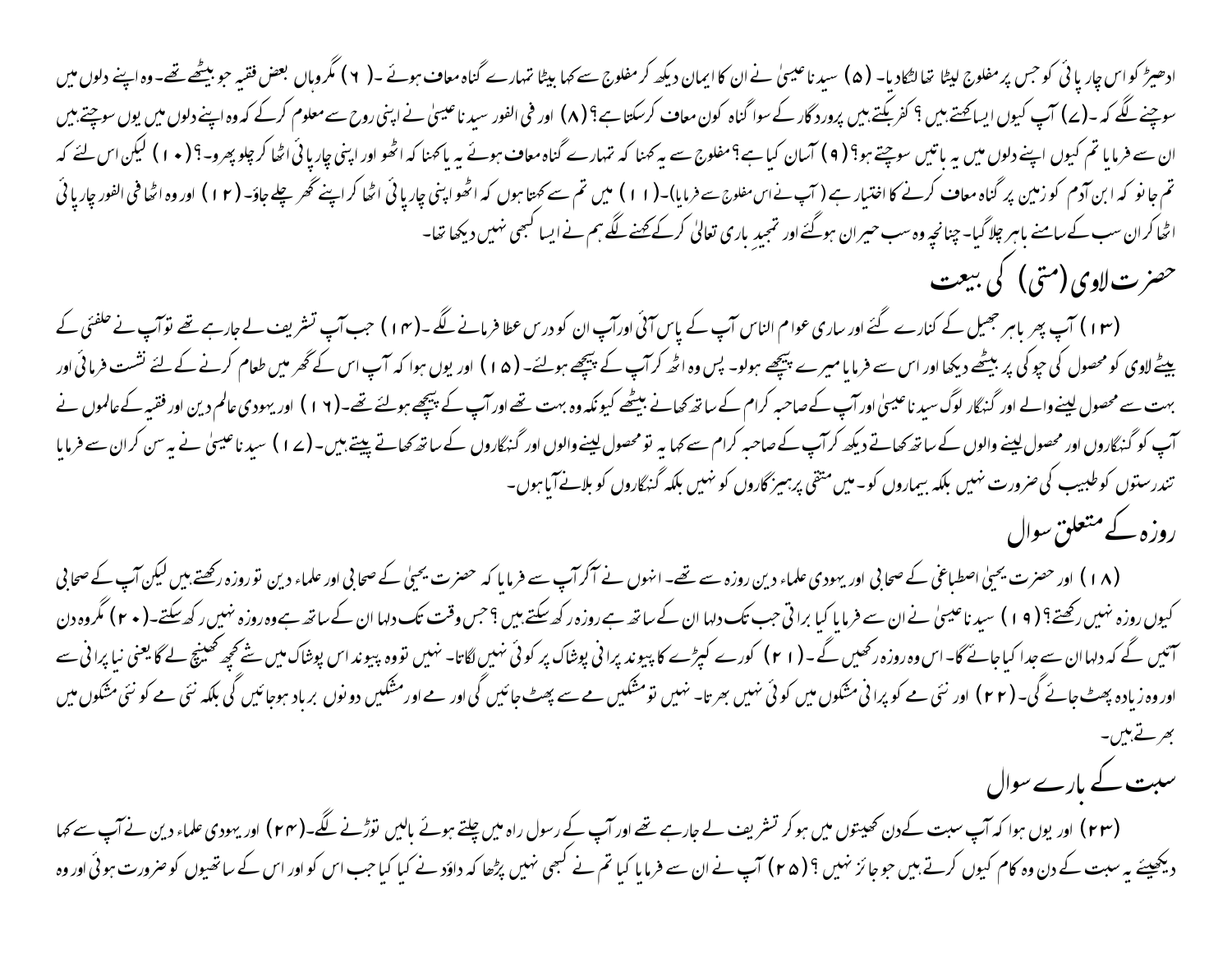ادھیڑ کو اس چار پائی کو جس پر مفلوج لیٹا تھا لٹکادیا۔ (۵) سیدنا عیسیٰ نے ان کا ایمان دیکھ کر مفلوج سے کہا بیٹا تمہارے گناہ معاف ہوئے۔ (۶) مگر وہاں بعض فقیہ جو بیٹھے تھے۔ وہ اپنے دلوں میں سوچنے لگے کہ۔ (۷) آپ کیوں ایسا کہتے ہیں؟ کفر بکتے ہیں پروردگار کے سوا گناہ کون معاف کر سکتا ہے؟ (۸) اور فی الفور سیدنا عیسیٰ نے اپنی روح سے معلوم کر کے کہ وہ اپنے دلوں میں یوں سوچتے ہیں ان سے فرمایا تم کیوں اپنے دلوں میں یہ باتیں سوچتے ہو؟ (۹) آسان کیا ہے؟ مفلوج سے یہ کہنا کہ تمہارے گناہ معاف ہوئے یہ یا کہنا کہ اٹھو اور اپنی چارپائی اٹھا کر چلو پھرو۔؟ (۱۰) لیکن اس لئے کہ تم جانو کہ ابن آدم کو زمین پر گناہ معاف کرنے کا اختیار ہے (آپ نے اس مفلوج سے فرمایا)۔ (۱۱) میں تم سے کہتا ہوں کہ اٹھو اپنی چارپائی اٹھا کر اپنے گھر چلے جاؤ۔ (۱۲) اور وہ اٹھا فی الفور چارپائی اٹھا کر ان سب کے سامنے باہر چلا گیا۔ چنانچہ وہ سب حیران ہوگئے اور تمجیدِ باری تعالیٰ کر کے کہنے لگے ہم نے ایسا کبھی نہیں دیکھا تھا۔

## حضرت لاوی (متی) کی بیعت

(۱۳) آپ پھر باہر جھیل کے کنارے گئے اور ساری عوام الناس آپ کے پاس آئی اور آپ ان کو درس عطا فرمانے لگے۔ (۱۴) جب آپ تشریف لے جارہے تھے تو آپ نے حلفئی کے بیٹے لاوی کو محصول کی چوکی پر بیٹھے دیکھا اور اس سے فرمایا میرے پیچھے ہولو۔ پس وہ اٹھ کر آپ کے پیچھے ہولئے۔ (۱۵) اور یوں ہوا کہ آپ اس کے گھر میں طعام کرنے کے لئے نشست فرمائی اور بہت سے محصول لینے والے اور گنہگار لوگ سیدنا عیسیٰ اور آپ کے صاحبہ کرام کے ساتھ کھانے بیٹھے کیونکہ وہ بہت تھے اور آپ کے پیچھے ہولئے تھے۔ (۱۶) اور یہودی عالم دین اور فقیہ کے عالموں نے آپ کو گنہگاروں اور محصول لینے والوں کے ساتھ کھاتے دیکھ کر آپ کے صاحبہ کرام سے کہا یہ تو محصول لینے والوں اور گنہگاروں کے ساتھ کھاتے پیتے ہیں۔ (۱۷) سیدنا عیسیٰ نے یہ سن کر ان سے فرمایا تندرستوں کو طبیب کی ضرورت نہیں بلکہ بیماروں کو۔ میں متقی پرہیزگاروں کو نہیں بلکہ گنہگاروں کو بلانے آیا ہوں۔

## روزہ کے متعلق سوال

(۱۸) اور حضرت یحییٰ اصطباغی کے صحابی اور یہودی علماء دین روزہ سے تھے۔ انہوں نے آکر آپ سے فرمایا کہ حضرت یحییٰ کے صحابی اور علماء دین تو روزہ رکھتے ہیں لیکن آپ کے صحابی کیوں روزہ نہیں رکھتے؟ (۱۹) سیدنا عیسیٰ نے ان سے فرمایا کیا براتی جب تک دلہا ان کے ساتھ ہے روزہ رکھ سکتے ہیں؟ جس وقت تک دلہا ان کے ساتھ ہے وہ روزہ نہیں رکھ سکتے۔ (۲۰) مگر وہ دن آئیں گے کہ دلہا ان سے جدا کیا جائے گا۔ اس وہ روزہ رکھیں گے۔ (۲۱) کورے کپڑے کا پیوند پرانی پوشاک پر کوئی نہیں لگاتا۔ نہیں تو وہ پیوند اس پوشاک میں سے کچھ کھینچ لے گا یعنی نیا پرانی سے اور وہ زیادہ پھٹ جائے گی۔ (۲۲) اور نئی مے کو پرانی مشکوں میں کوئی نہیں بھرتا۔ نہیں تو مشکیں مے سے پھٹ جائیں گی اور مے اور مشکیں دونوں برباد ہو جائیں گی بلکہ نئی مے کو نئی مشکوں میں بھرتے ہیں۔

## سبت کے بارے سوال

(۲۳) اور یوں ہوا کہ آپ سبت کے دن کھیتوں میں ہو کر تشریف لے جارہے تھے اور آپ کے رسول راہ میں چلتے ہوئے بالیں توڑنے لگے۔ (۲۴) اور یہودی علماء دین نے آپ سے کہا دیکھیئے یہ سبت کے دن وہ کام کیوں کرتے ہیں جو جائز نہیں؟ (۲۵) آپ نے ان سے فرمایا کیا تم نے کبھی نہیں پڑھا کہ داؤد نے کیا کیا جب اس کو اور اس کے ساتھیوں کو ضرورت ہوئی اور وہ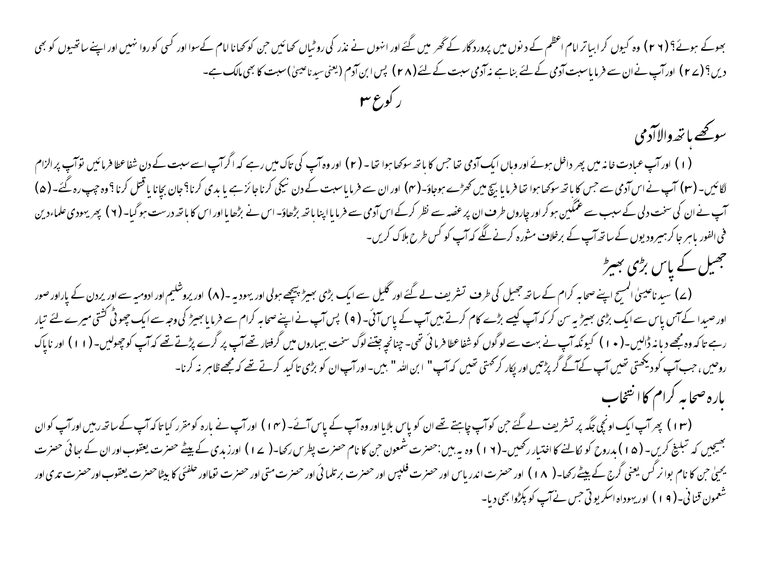بھوکے ہوئے؟ (۲۶) وہ کیوں کر ابیا تر امام اعظم کے دنوں میں پروردگار کے گھر میں گئے اور انہوں نے نذر کی روٹیاں کھائیں جن کو کھانا امام کے سوا اور کسی کو روا نہیں اور اپنے ساتھیوں کو بھی دیں؟ (۲۷) اور آپ نے ان سے فرمایا سبت آدمی کے لئے بنا ہے نہ آدمی سبت کے لئے (۲۸) پس ابن آدم (یعنی سیدنا عیسیٰ) سبت کا بھی مالک ہے۔

## رکوع ۳

### سوکھے ہاتھ والا آدمی

(۱) اور آپ عبادت خانہ میں پھر داخل ہوئے اور وہاں ایک آدمی تھا جس کا ہاتھ سوکھا ہوا تھا۔ (۲) اور وہ آپ کی تاک میں رہے کہ اگر آپ اسے سبت کے دن شفا عطا فرمائیں تو آپ پر الزام لگائیں۔ (۳) آپ نے اس آدمی سے جس کا ہاتھ سوکھا ہوا تھا فرمایا بیچ میں کھڑے ہوجاؤ۔ (۴) اور ان سے فرمایا سبت کے دن نیکی کرنا جائز ہے یا بدی کرنا؟ جان بچانا یا قتل کرنا؟ وہ چپ رہ گئے۔ (۵) آپ نے ان کی سخت دلی کے سبب سے غمگین ہو کر اور چاروں طرف ان پر غصہ سے نظر کرکے اس آدمی سے فرمایا اپنا ہاتھ بڑھاؤ۔ اس نے بڑھایا اور اس کا ہاتھ درست ہوگیا۔ (۶) پھر یہودی علماء دین فی الفور باہر جا کر ہیرودیوں کے ساتھ آپ کے برخلاف مشورہ کرنے لگے کہ آپ کو کس طرح ہلاک کریں۔

### جھیل کے پاس بڑی بھیڑ

(۷) سیدنا عیسیٰ المسیح اپنے صحابہ کرام کے ساتھ جھیل کی طرف تشریف لے گئے اور گلیل سے ایک بڑی بھیڑ پیچھے ہولی اور یہودیہ۔ (۸) اور یروشلیم اور ادومیہ سے اور یردن کے پار اور صور اور صیدا کے آس پاس سے ایک بڑی بھیڑ یہ سن کر کہ آپ کیسے بڑے کام کرتے ہیں آپ کے پاس آئی۔ (۹) پس آپ نے اپنے صحابہ کرام سے فرمایا بھیڑ کی وجہ سے ایک چھوٹی کشتی میرے لئے تیار رہے تاکہ وہ مجھے دبا نہ ڈالیں۔ (۱۰) کیونکہ آپ نے بہت سے لوگوں کو شفا عطا فرمائی تھی۔ چنانچہ جتنے لوگ سخت بیماروں میں گرفتار تھے آپ پر گرے پڑتے تھے کہ آپ کو چھولیں۔ (۱۱) اور ناپاک روحیں، جب آپ کو دیکھتی تھیں آپ کے آگے گر پڑتیں اور پکار کر کہتی تھیں کہ آپ "ابن اللہ" ہیں۔ اور آپ ان کو بڑی تاکید کرتے تھے کہ مجھے ظاہر نہ کرنا۔

### بارہ صحابہ کرام کا انتخاب

(۱۳) پھر آپ ایک اونچی جگہ پر تشریف لے گئے جن کو آپ چاہتے تھے ان کو پاس بلایا اور وہ آپ کے پاس آئے۔ (۱۴) اور آپ نے بارہ کو مقرر کیا تاکہ آپ کے ساتھ رہیں اور آپ کو ان بھیجیں کہ تبلیغ کریں۔ (۱۵) بدروح کو نکالنے کا اختیار رکھیں۔ (۱۶) وہ یہ ہیں: حضرت شمعون جن کا نام حضرت پطرس رکھا۔ (۱۷) اور زبدی کے بیٹے حضرت یعقوب اور ان کے بھائی حضرت یحییٰ جن کا نام بوانرگس یعنی گرج کے بیٹے رکھا۔ (۱۸) اور حضرت اندریاس اور حضرت فلپس اور حضرت برتلمائی اور حضرت متی اور حضرت توما اور حلفئی کا بیٹا حضرت یعقوب اور حضرت تدی اور شمعون قنانی۔ (۱۹) اور یہوداہ اسکریوتی جس نے آپ کو پکڑوا بھی دیا۔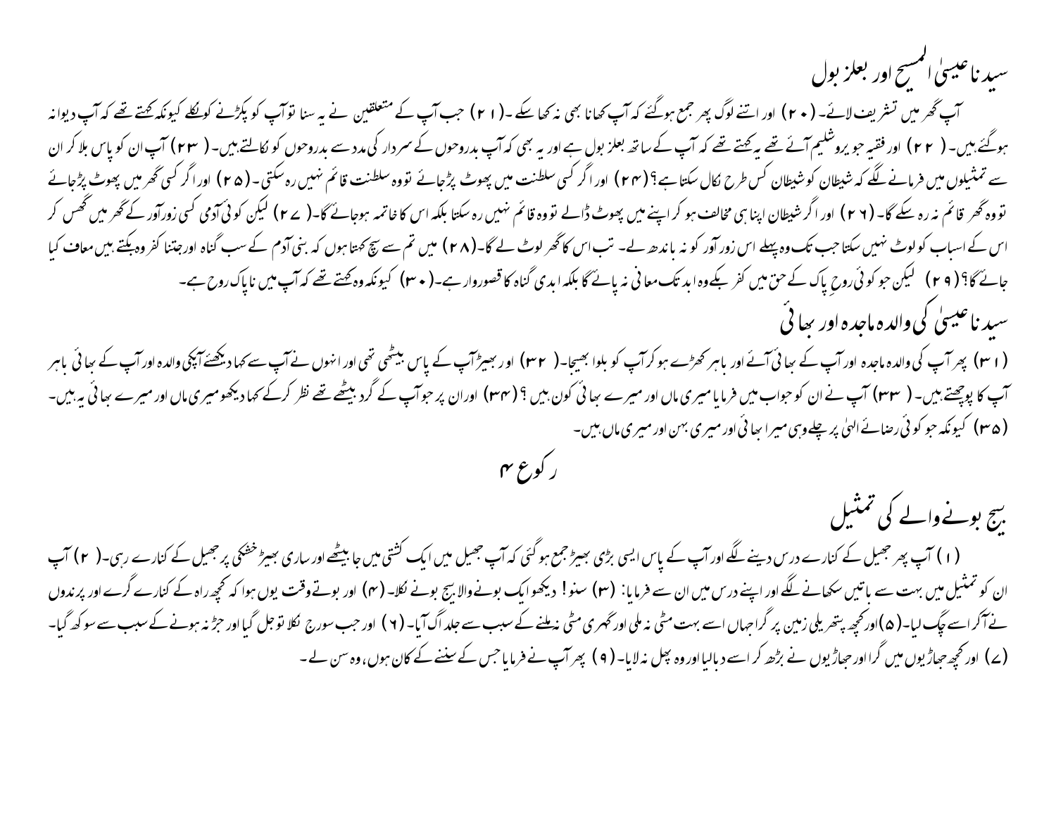## سیدنا عیسیٰ المسیح اور بعلزبول

آپ گھر میں تشریف لائے۔ (۲۰) اور اتنے لوگ پھر جمع ہوگئے کہ آپ کھانا بھی نہ کھا سکے۔ (۲۱) جب آپ کے متعلقین نے یہ سنا تو آپ کو پکڑنے کو نکلے کیونکہ کہتے تھے کہ آپ دیوانہ ہوگئے ہیں۔ (۲۲) اور فقیہ جو یروشلیم آئے تھے یہ کہتے تھے کہ آپ کے ساتھ بعلزبول ہے اور یہ بھی کہ آپ بدروحوں کے سردار کی مدد سے بدروحوں کو نکالتے ہیں۔ (۲۳) آپ ان کو پاس بلا کر ان سے تمثیلوں میں فرمانے لگے کہ شیطان کو شیطان کس طرح نکال سکتا ہے؟ (۲۴) اور اگر کسی سلطنت میں پھوٹ پڑجائے تو وہ سلطنت قائم نہیں رہ سکتی۔ (۲۵) اور اگر کسی گھر میں پھوٹ پڑجائے تو وہ گھر قائم نہ رہ سکے گا۔ (۲۶) اور اگر شیطان اپنا ہی مخالف ہو کر اپنے میں پھوٹ ڈالے تو وہ قائم نہیں رہ سکتا بلکہ اس کا خاتمہ ہوجائے گا۔ (۲۷) لیکن کوئی آدمی کسی زورآور کے گھر میں گھس کر اس کے اسباب کو لوٹ نہیں سکتا جب تک وہ پہلے اس زورآور کو نہ باندھ لے۔ تب اس کا گھر لوٹ لے گا۔ (۲۸) میں تم سے سچ کہتا ہوں کہ بنی آدم کے سب گناہ اور جتنا کفر وہ بکتے ہیں معاف کیا جائے گا؟ (۲۹) لیکن جو کوئی روحِ پاک کے حق میں کفر بکے وہ ابد تک معافی نہ پائے گا بلکہ ابدی گناہ کا قصوروار ہے۔ (۳۰) کیونکہ وہ کہتے تھے کہ آپ میں ناپاک روح ہے۔

## سیدنا عیسیٰ کی والدہ ماجدہ اور بھائی

(۳۱) پھر آپ کی والدہ ماجدہ اور آپ کے بھائی آئے اور باہر کھڑے ہو کر آپ کو بلوا بھیجا۔ (۳۲) اور بھیڑ آپ کے پاس بیٹھی تھی اور انہوں نے آپ سے کہا دیکھئے آپکی والدہ اور آپ کے بھائی باہر آپ کا پوچھتے ہیں۔ (۳۳) آپ نے ان کو جواب میں فرمایا میری ماں اور میرے بھائی کون ہیں؟ (۳۴) اور ان پر جو آپ کے گرد بیٹھے تھے نظر کرکے کہا دیکھو میری ماں اور میرے بھائی یہ ہیں۔ (۳۵) کیونکہ جو کوئی رضائے الہیٰ پر چلے وہی میرا بھائی اور میری بہن اور میری ماں ہیں۔

# رکوع ۴

## بیج بونے والے کی تمثیل

(۱) آپ پھر جھیل کے کنارے درس دینے لگے اور آپ کے پاس ایسی بڑی بھیڑ جمع ہو گئی کہ آپ جھیل میں ایک کشتی میں جا بیٹھے اور ساری بھیڑ خشکی پر جھیل کے کنارے رہی۔ (۲) آپ ان کو تمثیل میں بہت سے باتیں سکھانے لگے اور اپنے درس میں ان سے فرمایا: (۳) سنو! دیکھو ایک بونے والا بیج بونے نکلا۔ (۴) اور بوتے وقت یوں ہوا کہ کچھ راہ کے کنارے گرے اور پرندوں نے آکر اسے چگ لیا۔ (۵) اور کچھ پتھریلی زمین پر گرا جہاں اسے بہت مٹی نہ ملی اور گہری مٹی نہ ملنے کے سبب سے جلد اگ آیا۔ (۶) اور جب سورج نکلا تو جل گیا اور جڑ نہ ہونے کے سبب سے سوکھ گیا۔ (۷) اور کچھ جھاڑیوں میں گرا اور جھاڑیوں نے بڑھ کر اسے دبالیا اور وہ پھل نہ لایا۔ (۹) پھر آپ نے فرمایا جس کے سننے کے کان ہوں، وہ سن لے۔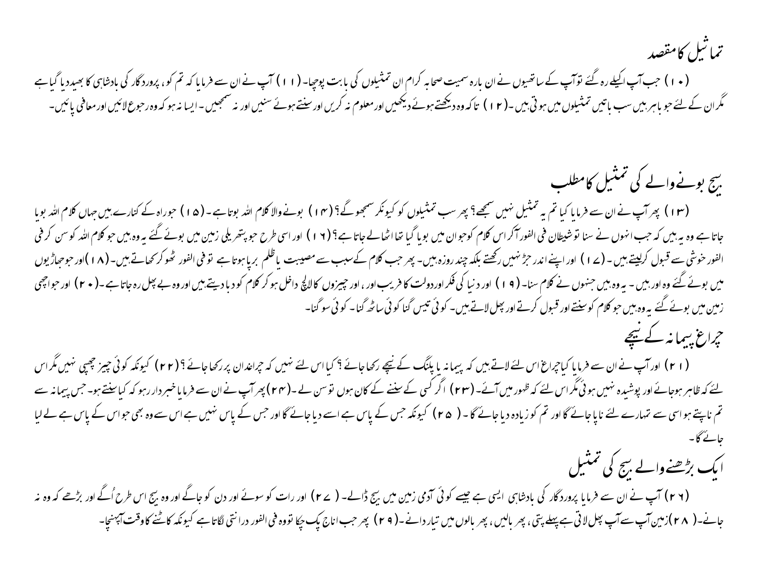## تماثیل کا مقصد

(۱۰) جب آپ اکیلے رہ گئے توآپ کے ساتھیوں نے ان بارہ سمیت صحابہ کرام ان تمثیلوں کی بابت پوچھا۔ (۱۱) آپ نے ان سے فرمایا کہ تم کو، پروردگار کی بادشاہی کا بھید دیا گیا ہے مگر ان کے لئے جو باہر ہیں سب باتیں تمثیلوں میں ہوتی ہیں ۔(۱۲) تاکہ وہ دیکھتے ہوئے دیکھیں اور معلوم نہ کریں اور سنتے ہوئے سنیں اور نہ سمجھیں ۔ ایسا نہ ہو کہ وہ رجوع لائیں اور معافی پائیں۔

## بیج بونے والے کی تمثیل کا مطلب

(۱۳) پھر آپ نے ان سے فرمایا کیا تم یہ تمثیل نہیں سمجھے؟ پھر سب تمثیلوں کو کیونکر سمجھو گے؟ (۱۴) بونے والا کلام اللہ بوتا ہے ۔(۱۵) جو راہ کے کنارے ہیں جہاں کلام اللہ بویا جاتا ہے وہ یہ ہیں کہ جب انہوں نے سنا تو شیطان فی الفور آکر اس کلام کو جو ان میں بویا گیا تھا اٹھالے جاتا ہے؟ (۱۶) اور اسی طرح جو پتھریلی زمین میں بوئے گئے یہ وہ ہیں جو کلام اللہ کو سن کر فی الفور خوشی سے قبول کرلیتے ہیں ۔(۱۷) اور اپنے اندر جڑ نہیں رکھتے بلکہ چند روزہ ہیں۔ پھر جب کلام کے سبب سے مصیبت یا ظلم برپا ہوتا ہے تو فی الفور ٹھوکر کھاتے ہیں۔(۱۸) اور جو جھاڑیوں میں بوئے گئے وہ اور ہیں ۔ یہ وہ ہیں جنہوں نے کلام سنا۔(۱۹) اور دنیا کی فکر اور دولت کا فریب اور ، اور چیزوں کا لالچ داخل ہو کر کلام کو دبا دیتے ہیں اور وہ بے پھل رہ جاتا ہے ۔(۲۰) اور جو اچھی زمین میں بوئے گئے یہ وہ ہیں جو کلام کو سنتے اور قبول کرتے اور پھل لاتے ہیں۔ کوئی تیس گنا کوئی ساٹھ گنا۔ کوئی سو گنا۔

## چراغ پیمانہ کے نیچے

(۲۱) اور آپ نے ان سے فرمایا کیا چراغ اس لئے لاتے ہیں کہ پیمانہ یا پلنگ کے نیچے رکھا جائے ؟ کیا اس لئے نہیں کہ چراغدان پر رکھا جائے ؟ (۲۲) کیونکہ کوئی چیز چھپی نہیں مگر اس لئے کہ ظاہر ہوجائے اور پوشیدہ نہیں ہوئی مگر اس لئے کہ ظہور میں آئے۔ (۲۳) اگر کسی کے سننے کے کان ہوں تو سن لے ۔(۲۴) پھر آپ نے ان سے فرمایا خبردار رہو کہ کیا سنتے ہو۔ جس پیمانہ سے تم ناپتے ہو اسی سے تمہارے لئے ناپا جائے گا اور تم کو زیادہ دیا جائے گا ۔ (۲۵) کیونکہ جس کے پاس ہے اسے دیا جائے گا اور جس کے پاس نہیں ہے اس سے وہ بھی جو اس کے پاس ہے لے لیا جائے گا۔

## ایک بڑھنے والے بیج کی تمثیل

(۲۶) آپ نے ان سے فرمایا پروردگار کی بادشاہی ایسی ہے جیسے کوئی آدمی زمین میں بیج ڈالے۔ (۲۷) اور رات کو سوئے اور دن کو جاگے اور وہ بیج اس طرح اُگے اور بڑھے کہ وہ نہ جانے۔ (۲۸) زمین آپ سے آپ پھل لاتی ہے پہلے پتی ، پھر بالیں ، پھر بالوں میں تیار دانے ۔(۲۹) پھر جب اناج پک چکا تو وہ فی الفور درانتی لگاتا ہے کیونکہ کاٹنے کا وقت آپہنچا۔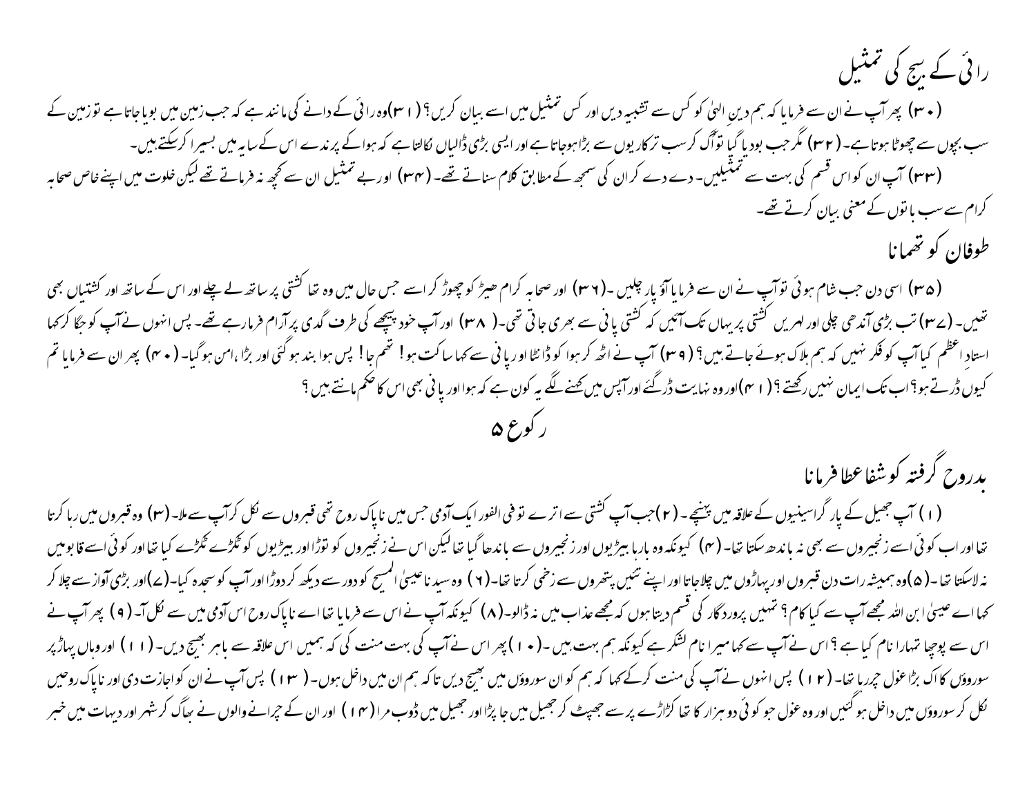## رائی کے بیج کی تمثیل

(۳۰) پھر آپ نے ان سے فرمایا کہ ہم دینِ الٰہیٰ کو کس سے تشبیہ دیں اور کس تمثیل میں اسے بیان کریں؟ (۳۱) وہ رائی کے دانے کی مانند ہے کہ جب زمین میں بویا جاتا ہے تو زمین کے سب بیجوں سے چھوٹا ہوتا ہے۔ (۳۲) مگر جب بودیا گیا تو اُگ کر سب ترکاریوں سے بڑا ہوجاتا ہے اور ایسی بڑی ڈالیاں نکالتا ہے کہ ہوا کے پرندے اس کے سایہ میں بسیرا کرسکتے ہیں۔

(۳۳) آپ ان کو اس قسم کی بہت سے تمثیلیں۔ دے دے کر ان کی سمجھ کے مطابق کلام سناتے تھے۔ (۳۴) اور بے تمثیل ان سے کچھ نہ فرماتے تھے لیکن خلوت میں اپنے خاص صحابہ کرام سے سب باتوں کے معنی بیان کرتے تھے۔

## طوفان کو تھمانا

(۳۵) اسی دن جب شام ہوئی تو آپ نے ان سے فرمایا آؤ پار چلیں۔ (۳۶) اور صحابہ کرام بِھیڑ کو چھوڑ کر اسے جس حال میں وہ تھا کشتی پر ساتھ لے چلے اور اس کے ساتھ اور کشتیاں بھی تھیں۔ (۳۷) تب بڑی آندھی چلی اور لہریں کشتی پر یہاں تک آئیں کہ کشتی پانی سے بھری جاتی تھی۔ (۳۸) اور آپ خود پیچھے کی طرف گدی پر آرام فرمارہے تھے۔ پس انہوں نے آپ کو جگا کر کہا استادِ اعظم کیا آپ کو فکر نہیں کہ ہم ہلاک ہوئے جاتے ہیں؟ (۳۹) آپ نے اٹھ کر ہوا کو ڈانٹا اور پانی سے کہا ساکت ہو! تھم جا! پس ہوا بند ہوگئی اور بڑا امن ہوگیا۔ (۴۰) پھر ان سے فرمایا تم کیوں ڈرتے ہو؟ اب تک ایمان نہیں رکھتے؟ (۴۱) اور وہ نہایت ڈرگئے اور آپس میں کہنے لگے یہ کون ہے کہ ہوا اور پانی بھی اس کا حکم مانتے ہیں؟

### رکوع ۵

## بدروح گرفتہ کو شفا عطا فرمانا

(۱) آپ جھیل کے پار گراسینیوں کے علاقہ میں پہنچے۔ (۲) جب آپ کشتی سے اترے تو فی الفور ایک آدمی جس میں ناپاک روح تھی قبروں سے نکل کر آپ سے ملا۔ (۳) وہ قبروں میں رہا کرتا تھا اور اب کوئی اسے زنجیروں سے بھی نہ باندھ سکتا تھا۔ (۴) کیونکہ وہ بارہا بیڑیوں اور زنجیروں سے باندھا گیا تھا لیکن اس نے زنجیروں کو توڑا اور بیڑیوں کو ٹکڑے ٹکڑے کیا تھا اور کوئی اسے قابو میں نہ لاسکتا تھا۔ (۵) وہ ہمیشہ رات دن قبروں اور پہاڑوں میں چلاتا اور اپنے تئیں پتھروں سے زخمی کرتا تھا۔ (۶) وہ سیدنا عیسیٰ المسیح کو دور سے دیکھ کر دوڑا اور آپ کو سجدہ کیا۔ (۷) اور بڑی آواز سے چلا کر کہا اے عیسیٰ ابن اللہ مجھے آپ سے کیا کام؟ تمہیں پروردگار کی قسم دیتا ہوں کہ مجھے عذاب میں نہ ڈالو۔ (۸) کیونکہ آپ نے اس سے فرمایا تھا اے ناپاک روح اس آدمی میں سے نکل آ۔ (۹) پھر آپ نے اس سے پوچھا تمہارا نام کیا ہے؟ اس نے آپ سے کہا میرا نام لشکر ہے کیونکہ ہم بہت ہیں۔ (۱۰) پھر اس نے آپ کی بہت منت کی کہ ہمیں اس علاقہ سے باہر نہ بھیج دیں۔ (۱۱) اور وہاں پہاڑ پر سوروؤں کا اک بڑا غول چر رہا تھا۔ (۱۲) پس انہوں نے آپ کی منت کرکے کہا کہ ہم کو ان سوروؤں میں بھیج دیں تاکہ ہم ان میں داخل ہوں۔ (۱۳) پس آپ نے ان کو اجازت دی اور ناپاک روحیں نکل کر سوروؤں میں داخل ہوگئیں اور وہ غول جو کوئی دو ہزار کا تھا کڑاڑے پر سے جھپٹ کر جھیل میں جا پڑا اور جھیل میں ڈوب مرا (۱۴) اور ان کے چرانے والوں نے بھاگ کر شہر اور دیہات میں خبر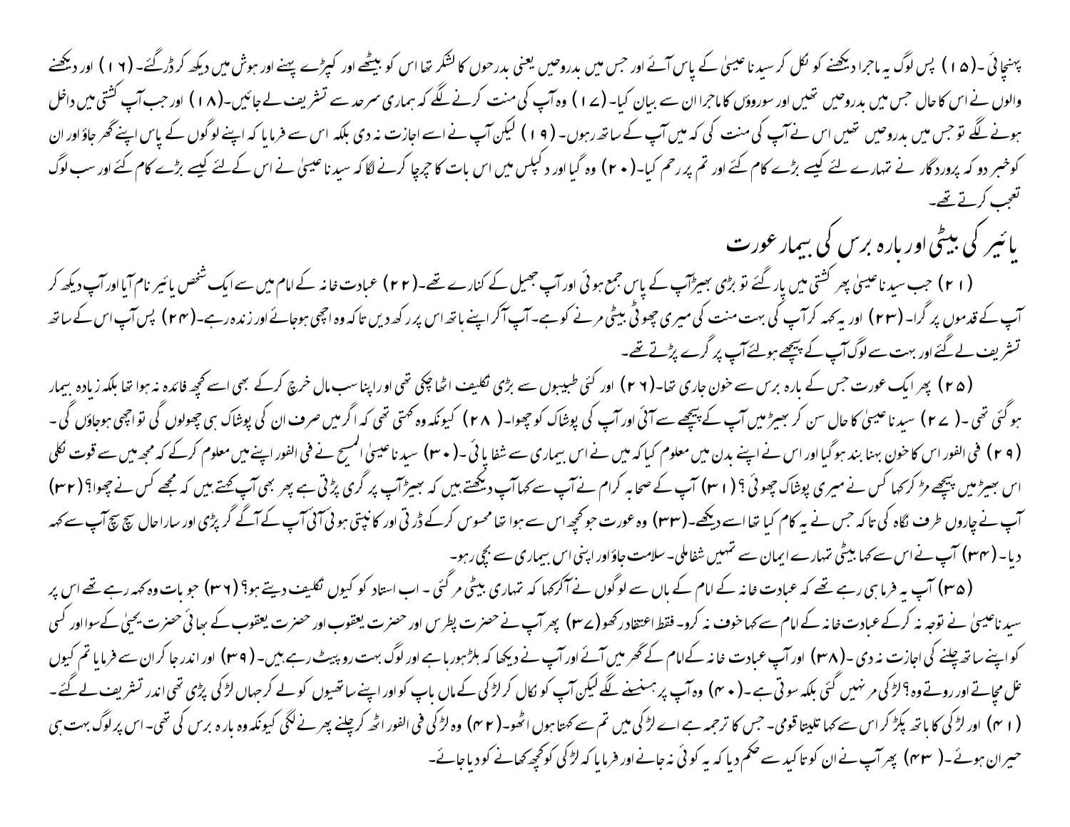پہنچائی۔(۱۵) پس لوگ یہ ماجرا دیکھنے کو نکل کر سیدنا عیسیٰ کے پاس آئے اور جس میں بدروحیں یعنی بدرحوں کا لشکر تھا اس کو بیٹھے اور کپڑے پہنے اور ہوش میں دیکھ کر ڈر گئے۔(۱۶) اور دیکھنے والوں نے اس کا حال جس میں بدروحیں تھیں اور سوروؤں کا ماجرا ان سے بیان کیا۔(۱۷) وہ آپ کی منت کرنے لگے کہ ہماری سرحد سے تشریف لے جائیں۔(۱۸) اور جب آپ کشتی میں داخل ہونے لگے تو جس میں بدروحیں تھیں اس نے آپ کی منت کی کہ میں آپ کے ساتھ رہوں۔(۱۹) لیکن آپ نے اسے اجازت نہ دی بلکہ اس سے فرمایا کہ اپنے لوگوں کے پاس اپنے گھر جاؤ اور ان کو خبر دو کہ پروردگار نے تمہارے لئے کیسے بڑے کام کئے اور تم پر رحم کیا۔(۲۰) وہ گیا اور دکپلس میں اس بات کا چرچا کرنے لگا کہ سیدنا عیسیٰ نے اس کے لئے کیسے بڑے کام کئے اور سب لوگ تعجب کرتے تھے۔

## یائیر کی بیٹی اور بارہ برس کی بیمار عورت

(۲۱) جب سیدنا عیسیٰ پھر کشتی میں پار گئے تو بڑی بھیڑ آپ کے پاس جمع ہوئی اور آپ جھیل کے کنارے تھے۔(۲۲) عبادت خانہ کے امام میں سے ایک شخص یائیر نام آیا اور آپ دیکھ کر آپ کے قدموں پر گرا۔(۲۳) اور یہ کہہ کر آپ کی بہت منت کی میری چھوٹی بیٹی مرنے کو ہے۔ آپ آکر اپنے ہاتھ اس پر رکھ دیں تاکہ وہ اچھی ہوجائے اور زندہ رہے۔(۲۴) پس آپ اس کے ساتھ تشریف لے گئے اور بہت سے لوگ آپ کے پیچھے ہولئے آپ پر گرے پڑتے تھے۔

(۲۵) پھر ایک عورت جس کے بارہ برس سے خون جاری تھا۔(۲۶) اور کئی طبیبوں سے بڑی تکلیف اٹھا چکی تھی اور اپنا سب مال خرچ کرکے بھی اسے کچھ فائدہ نہ ہوا تھا بلکہ زیادہ بیمار ہوگئی تھی۔(۲۷) سیدنا عیسیٰ کا حال سن کر بھیڑ میں آپ کے پیچھے سے آئی اور آپ کی پوشاک کو چھوا۔(۲۸) کیونکہ وہ کہتی تھی کہ اگر میں صرف ان کی پوشاک ہی چھولوں گی تو اچھی ہوجاؤں گی۔(۲۹) فی الفور اس کا خون بہنا بند ہوگیا اور اس نے اپنے بدن میں معلوم کیا کہ میں نے اس بیماری سے شفا پائی۔(۳۰) سیدنا عیسیٰ المسیح نے فی الفور اپنے میں معلوم کرکے کہ مجھ میں سے قوت نکلی اس بھیڑ میں پیچھے مڑ کر کہا کس نے میری پوشاک چھوئی؟(۳۱) آپ کے صحابہ کرام نے آپ سے کہا آپ دیکھتے ہیں کہ بھیڑ آپ پر گری پڑتی ہے پھر بھی آپ کہتے ہیں کہ مجھے کس نے چھوا؟(۳۲) آپ نے چاروں طرف نگاہ کی تاکہ جس نے یہ کام کیا تھا اسے دیکھے۔(۳۳) وہ عورت جو کچھ اس سے ہوا تھا محسوس کرکے ڈرتی اور کانپتی ہوئی آئی آپ کے آگے گر پڑی اور سارا حال سچ سچ آپ سے کہہ دیا۔(۳۴) آپ نے اس سے کہا بیٹی تمہارے ایمان سے تمہیں شفا ملی۔ سلامت جاؤ اور اپنی اس بیماری سے بچی رہو۔

(۳۵) آپ یہ فرما ہی رہے تھے کہ عبادت خانہ کے امام کے ہاں سے لوگوں نے آکر کہا کہ تمہاری بیٹی مر گئی۔ اب استاد کو کیوں تکلیف دیتے ہو؟(۳۶) جو بات وہ کہہ رہے تھے اس پر سیدنا عیسیٰ نے توجہ نہ کرکے عبادت خانہ کے امام سے کہا خوف نہ کرو۔ فقط اعتقاد رکھو(۳۷) پھر آپ نے حضرت پطرس اور حضرت یعقوب اور حضرت یعقوب کے بھائی حضرت یحییٰ کے سوا اور کسی کو اپنے ساتھ چلنے کی اجازت نہ دی۔(۳۸) اور آپ عبادت خانہ کے امام کے گھر میں آئے اور آپ نے دیکھا کہ بلڑ ہورہا ہے اور لوگ بہت رو پیٹ رہے ہیں۔(۳۹) اور اندر جا کر ان سے فرمایا تم کیوں غل مچاتے اور روتے ہو؟ لڑکی مر نہیں گئی بلکہ سوتی ہے۔(۴۰) وہ آپ پر ہنسنے لگے لیکن آپ کو نکال کر لڑکی کے ماں باپ کو اور اپنے ساتھیوں کو لے کر جہاں لڑکی پڑی تھی اندر تشریف لے گئے۔(۴۱) اور لڑکی کا ہاتھ پکڑ کر اس سے کہا تلیتا قومی۔ جس کا ترجمہ ہے اے لڑکی میں تم سے کہتا ہوں اٹھو۔(۴۲) وہ لڑکی فی الفور اٹھ کر چلنے پھرنے لگی کیونکہ وہ بارہ برس کی تھی۔ اس پر لوگ بہت ہی حیران ہوئے۔(۴۳) پھر آپ نے ان کو تاکید سے حکم دیا کہ یہ کوئی نہ جانے اور فرمایا کہ لڑکی کو کچھ کھانے کو دیا جائے۔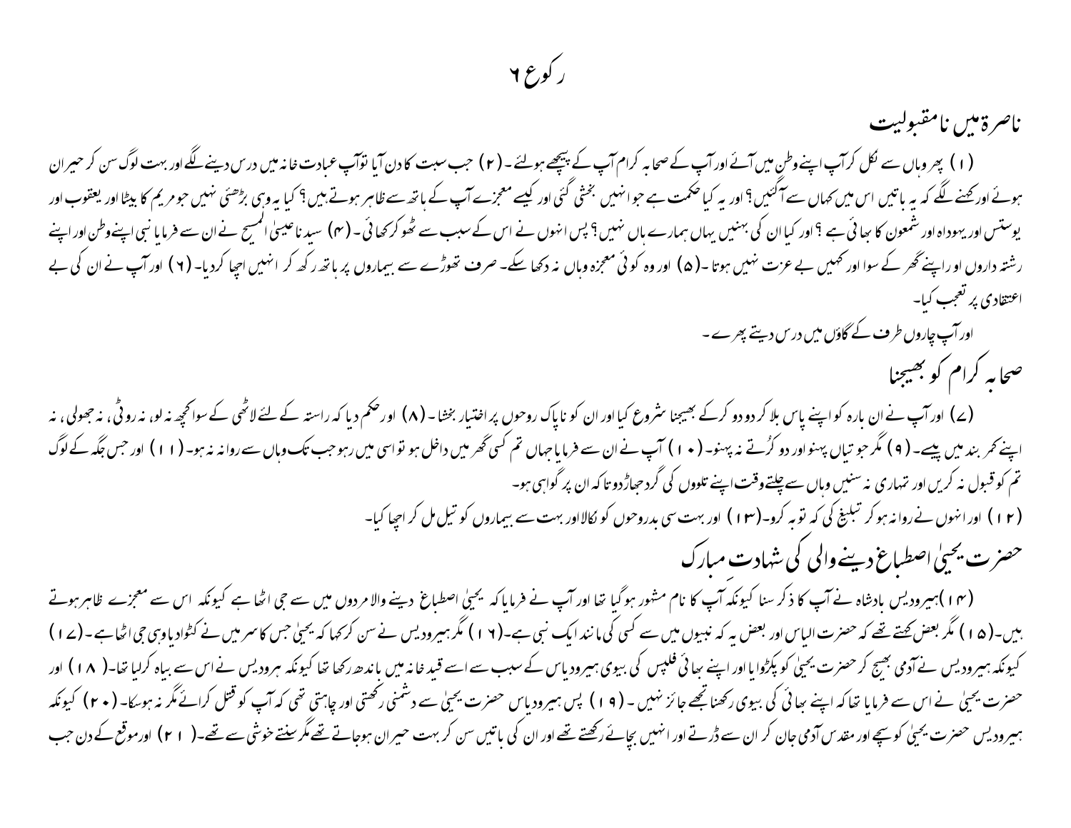# رکوع ٦

## ناصرة میں نامقبولیت

(۱) پھر وہاں سے نکل کر آپ اپنے وطن میں آئے اور آپ کے صحابہ کرام آپ کے پیچھے ہولئے۔ (۲) جب سبت کا دن آیا تو آپ عبادت خانہ میں درس دینے لگے اور بہت لوگ سن کر حیران ہوئے اور کہنے لگے کہ یہ باتیں اس میں کہاں سے آگئیں؟ اور یہ کیا حکمت ہے جو انہیں بخشی گئی اور کیسے معجزے آپ کے ہاتھ سے ظاہر ہوتے ہیں؟ کیا یہ وہی بڑھئی نہیں جو مریم کا بیٹا اور یعقوب اور یوستس اور یہوداہ اور شمعون کا بھائی ہے؟ اور کیا ان کی بہنیں یہاں ہمارے ہاں نہیں؟ پس انہوں نے اس کے سبب سے ٹھوکر کھائی۔ (۴) سیدنا عیسیٰ المسیح نے ان سے فرمایا نبی اپنے وطن اور اپنے رشتہ داروں اور اپنے گھر کے سوا اور کہیں بے عزت نہیں ہوتا۔ (۵) اور وہ کوئی معجزہ وہاں نہ دکھا سکے۔ صرف تھوڑے سے بیماروں پر ہاتھ رکھ کر انہیں اچھا کردیا۔ (٦) اور آپ نے ان کی بے اعتقادی پر تعجب کیا۔

اور آپ چاروں طرف کے گاؤں میں درس دیتے پھرے۔

## صحابہ کرام کو بھیجنا

(۷) اور آپ نے ان بارہ کو اپنے پاس بلا کر دو دو کرکے بھیجنا شروع کیا اور ان کو ناپاک روحوں پر اختیار بخشا۔ (۸) اور حکم دیا کہ راستہ کے لئے لاٹھی کے سوا کچھ نہ لو، نہ روٹی، نہ جھولی، نہ اپنے کمر بند میں پیسے۔ (۹) مگر جوتیاں پہنو اور دو کُرتے نہ پہنو۔ (۱۰) آپ نے ان سے فرمایا جہاں تم کسی گھر میں داخل ہو تو اسی میں رہو جب تک وہاں سے روانہ نہ ہو۔ (۱۱) اور جس جگہ کے لوگ تم کو قبول نہ کریں اور تمہاری نہ سنیں وہاں سے چلتے وقت اپنے تلووں کی گرد جھاڑ دو تاکہ ان پر گواہی ہو۔

(۱۲) اور انہوں نے روانہ ہو کر تبلیغ کی کہ توبہ کرو۔ (۱۳) اور بہت سی بدروحوں کو نکالا اور بہت سے بیماروں کو تیل مل کر اچھا کیا۔

## حضرت یحییٰ اصطباغ دینے والی کی شہادت مبارک

(۱۴) ہیرودیس بادشاہ نے آپ کا ذکر سنا کیونکہ آپ کا نام مشہور ہوگیا تھا اور آپ نے فرمایا کہ یحییٰ اصطباغ دینے والا مردوں میں سے جی اٹھا ہے کیونکہ اس سے معجزے ظاہر ہوتے ہیں۔ (۱۵) مگر بعض کہتے تھے کہ حضرت الیاس اور بعض یہ کہ نبیوں میں سے کسی کی مانند ایک نبی ہے۔ (۱٦) مگر ہیرودیس نے سن کر کہا کہ یحییٰ جس کا سر میں نے کٹوادیا وہی جی اٹھا ہے۔ (۱۷) کیونکہ ہیرودیس نے آدمی بھیج کر حضرت یحییٰ کو پکڑوایا اور اپنے بھائی فلپس کی بیوی ہیرودیاس کے سبب سے اسے قید خانہ میں باندھ رکھا تھا کیونکہ ہیرودیس نے اس سے بیاہ کرلیا تھا۔ (۱۸) اور حضرت یحییٰ نے اس سے فرمایا تھا کہ اپنے بھائی کی بیوی رکھنا تجھے جائز نہیں۔ (۱۹) پس ہیرودیاس حضرت یحییٰ سے دشمنی رکھتی اور چاہتی تھی کہ آپ کو قتل کرائے مگر نہ ہوسکا۔ (۲۰) کیونکہ ہیرودیس حضرت یحییٰ کو سچے اور مقدس آدمی جان کر ان سے ڈرتے اور انہیں بچائے رکھتے تھے اور ان کی باتیں سن کر بہت حیران ہوجاتے تھے مگر سنتے خوشی سے تھے۔ (۲۱) اور موقع کے دن جب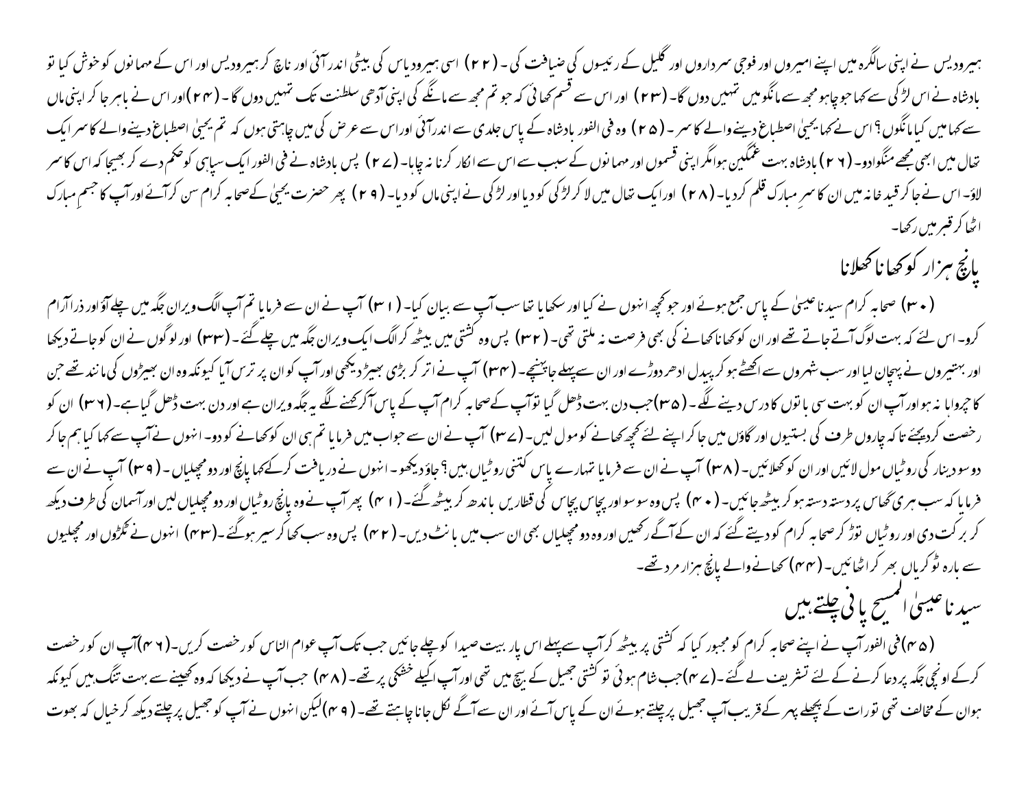ہیرودیس نے اپنی سالگرہ میں اپنے امیروں اور فوجی سرداروں اور گلیل کے رئیسوں کی ضیافت کی۔ (۲۲) اسی ہیرودیاس کی بیٹی اندر آئی اور ناچ کر ہیرودیس اور اس کے مہمانوں کو خوش کیا تو بادشاہ نے اس لڑکی سے کہا جو چاہو مجھ سے مانگو میں تمہیں دوں گا۔ (۲۳) اور اس سے قسم کھائی کہ جو تم مجھ سے مانگے گی اپنی آدھی سلطنت تک تمہیں دوں گا۔ (۲۴) اور اس نے باہر جا کر اپنی ماں سے کہا میں کیا مانگوں؟ اس نے کہا یحییٰ اصطباغ دینے والے کا سر۔ (۲۵) وہ فی الفور بادشاہ کے پاس جلدی سے اندر آئی اور اس سے عرض کی میں چاہتی ہوں کہ تم یحییٰ اصطباغ دینے والے کا سر ایک تھال میں ابھی مجھے منگوادو۔ (۲۶) بادشاہ بہت غمگین ہوا مگر اپنی قسموں اور مہمانوں کے سبب سے اس سے انکار کرنا نہ چاہا۔ (۲۷) پس بادشاہ نے فی الفور ایک سپاہی کو حکم دے کر بھیجا کہ اس کا سر لاؤ۔ اس نے جا کر قید خانہ میں ان کا سرِ مبارک قلم کردیا۔ (۲۸) اور ایک تھال میں لا کر لڑکی کو دیا اور لڑکی نے اپنی ماں کو دیا۔ (۲۹) پھر حضرت یحییٰ کے صحابہ کرام سن کر آئے اور آپ کا جسمِ مبارک اٹھا کر قبر میں رکھا۔

## پانچ ہزار کو کھانا کھلانا

(۳۰) صحابہ کرام سیدنا عیسیٰ کے پاس جمع ہوئے اور جو کچھ انہوں نے کیا اور سکھایا تھا سب آپ سے بیان کیا۔ (۳۱) آپ نے ان سے فرمایا تم آپ الگ ویران جگہ میں چلے آؤ اور ذرا آرام کرو۔ اس لئے کہ بہت لوگ آتے جاتے تھے اور ان کو کھانا کھانے کی بھی فرصت نہ ملتی تھی۔ (۳۲) پس وہ کشتی میں بیٹھ کر الگ ایک ویران جگہ میں چلے گئے۔ (۳۳) اور لوگوں نے ان کو جاتے دیکھا اور بہتیروں نے پہچان لیا اور سب شہروں سے اکھٹے ہو کر پیدل ادھر دوڑے اور ان سے پہلے جا پہنچے۔ (۳۴) آپ نے اتر کر بڑی بھیڑ دیکھی اور آپ کو ان پر ترس آیا کیونکہ وہ ان بھیڑوں کی مانند تھے جن کا چرواہا نہ ہو اور آپ ان کو بہت سی باتوں کا درس دینے لگے۔ (۳۵) جب دن بہت ڈھل گیا تو آپ کے صحابہ کرام آپ کے پاس آکر کہنے لگے یہ جگہ ویران ہے اور دن بہت ڈھل گیا ہے۔ (۳۶) ان کو رخصت کردیجئے تاکہ چاروں طرف کی بستیوں اور گاؤں میں جا کر اپنے لئے کچھ کھانے کو مول لیں۔ (۳۷) آپ نے ان سے جواب میں فرمایا تم ہی ان کو کھانے کو دو۔ انہوں نے آپ سے کہا کیا ہم جا کر دو سو دینار کی روٹیاں مول لائیں اور ان کو کھلائیں۔ (۳۸) آپ نے ان سے فرمایا تمہارے پاس کتنی روٹیاں ہیں؟ جاؤ دیکھو۔ انہوں نے دریافت کرکے کہا پانچ اور دو مچھلیاں۔ (۳۹) آپ نے ان سے فرمایا کہ سب ہری گھاس پر دستہ دستہ ہو کر بیٹھ جائیں۔ (۴۰) پس وہ سو سو اور پچاس پچاس کی قطاریں باندھ کر بیٹھ گئے۔ (۴۱) پھر آپ نے وہ پانچ روٹیاں اور دو مچھلیاں لیں اور آسمان کی طرف دیکھ کر برکت دی اور روٹیاں توڑ کر صحابہ کرام کو دیتے گئے کہ ان کے آگے رکھیں اور وہ دو مچھلیاں بھی ان سب میں بانٹ دیں۔ (۴۲) پس وہ سب کھا کر سیر ہوگئے۔ (۴۳) انہوں نے ٹکڑوں اور مچھلیوں سے بارہ ٹوکریاں بھر کر اٹھائیں۔ (۴۴) کھانے والے پانچ ہزار مرد تھے۔

## سیدنا عیسیٰ المسیح پانی چلتے ہیں

(۴۵) فی الفور آپ نے اپنے صحابہ کرام کو مجبور کیا کہ کشتی پر بیٹھ کر آپ سے پہلے اس پار بیت صیدا کو چلے جائیں جب تک آپ عوام الناس کو رخصت کریں۔ (۴۶) آپ ان کو رخصت کرکے اونچی جگہ پر دعا کرنے کے لئے تشریف لے گئے۔ (۴۷) جب شام ہوئی تو کشتی جھیل کے بیچ میں تھی اور آپ اکیلے خشکی پر تھے۔ (۴۸) جب آپ نے دیکھا کہ وہ کھینے سے بہت تنگ ہیں کیونکہ ہوا ان کے مخالف تھی تورات کے پچھلے پہر کے قریب آپ جھیل پر چلتے ہوئے ان کے پاس آئے اور ان سے آگے نکل جانا چاہتے تھے۔ (۴۹) لیکن انہوں نے آپ کو جھیل پر چلتے دیکھ کر خیال کہ بھوت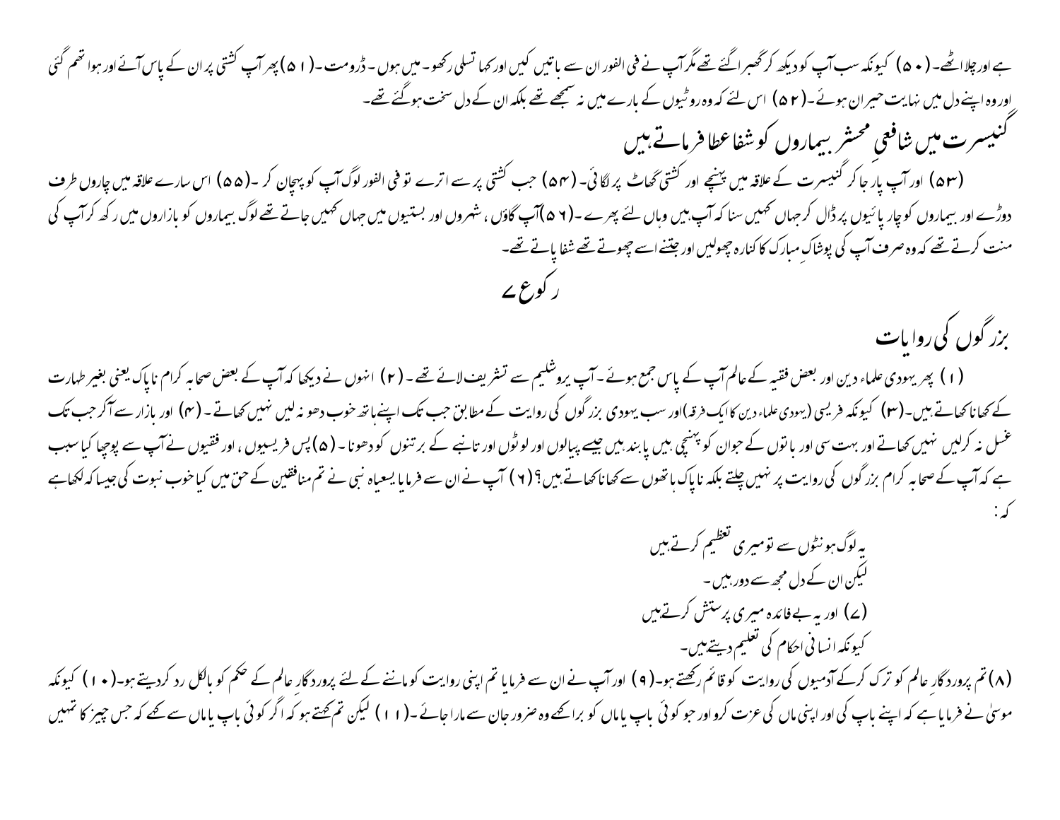ہے اور چلا اٹھے۔(۵۰) کیونکہ سب آپ کو دیکھ کر گھبرا گئے تھے مگر آپ نے فی الفور ان سے باتیں کیں اور کہا تسلی رکھو۔ میں ہوں۔ ڈرومت۔(۵۱) پھر آپ کشتی پر ان کے پاس آئے اور ہوا تھم گئی اور وہ اپنے دل میں نہایت حیران ہوئے۔(۵۲) اس لئے کہ وہ روٹیوں کے بارے میں نہ سمجھے تھے بلکہ ان کے دل سخت ہوگئے تھے۔

## گنیسرت میں شافعِ محشر بیماروں کو شفا عطا فرماتے ہیں

(۵۳) اور آپ پار جا کر گنیسرت کے علاقہ میں پہنچے اور کشتی گھاٹ پر لگائی۔(۵۴) جب کشتی پر سے اترے تو فی الفور لوگ آپ کو پہچان کر۔(۵۵) اس سارے علاقہ میں چاروں طرف دوڑے اور بیماروں کو چارپائیوں پر ڈال کر جہاں کہیں سنا کہ آپ ہیں وہاں لئے پھرے۔(۵۶) آپ گاؤں، شہروں اور بستیوں میں جہاں کہیں جاتے تھے لوگ بیماروں کو بازاروں میں رکھ کر آپ کی منت کرتے تھے کہ وہ صرف آپ کی پوشاکِ مبارک کا کنارہ چھولیں اور جتنے اسے چھوتے تھے شفا پاتے تھے۔

## رکوع ۷

## بزرگوں کی روایات

(۱) پھر یہودی علماء دین اور بعض فقیہ کے عالم آپ کے پاس جمع ہوئے۔ آپ یروشلیم سے تشریف لائے تھے۔(۲) انہوں نے دیکھا کہ آپ کے بعض صحابہ کرام ناپاک یعنی بغیر طہارت کے کھانا کھاتے ہیں۔(۳) کیونکہ فریسی (یہودی علماء دین کا ایک فرقہ) اور سب یہودی بزرگوں کی روایت کے مطابق جب تک اپنے ہاتھ خوب دھو نہ لیں نہیں کھاتے۔(۴) اور بازار سے آکر جب تک غسل نہ کرلیں نہیں کھاتے اور بہت سی اور باتوں کے جوان کو پہنچی ہیں پابند ہیں جیسے پیالوں اور لوٹوں اور تانبے کے برتنوں کو دھونا۔(۵) پس فریسیوں، اور فقیوں نے آپ سے پوچھا کیا سبب ہے کہ آپ کے صحابہ کرام بزرگوں کی روایت پر نہیں چلتے بلکہ ناپاک ہاتھوں سے کھانا کھاتے ہیں؟(۶) آپ نے ان سے فرمایا یسعیاہ نبی نے تم منافقین کے حق میں کیا خوب نبوت کی جیسا کہ لکھا ہے کہ:

یہ لوگ ہونٹوں سے تو میری تعظیم کرتے ہیں
لیکن ان کے دل مجھ سے دور ہیں۔
(۷) اور یہ بے فائدہ میری پرستش کرتے ہیں
کیونکہ انسانی احکام کی تعلیم دیتے ہیں۔

(۸) تم پروردگارِ عالم کو ترک کرکے آدمیوں کی روایت کو قائم رکھتے ہو۔(۹) اور آپ نے ان سے فرمایا تم اپنی روایت کو ماننے کے لئے پروردگار عالم کے حکم کو بالکل رد کردیتے ہو۔(۱۰) کیونکہ موسیٰ نے فرمایا ہے کہ اپنے باپ کی اور اپنی ماں کی عزت کرو اور جو کوئی باپ یا ماں کو برا کہے وہ ضرور جان سے مارا جائے۔(۱۱) لیکن تم کہتے ہو کہ اگر کوئی باپ یا ماں سے کہے کہ جس چیز کا تمہیں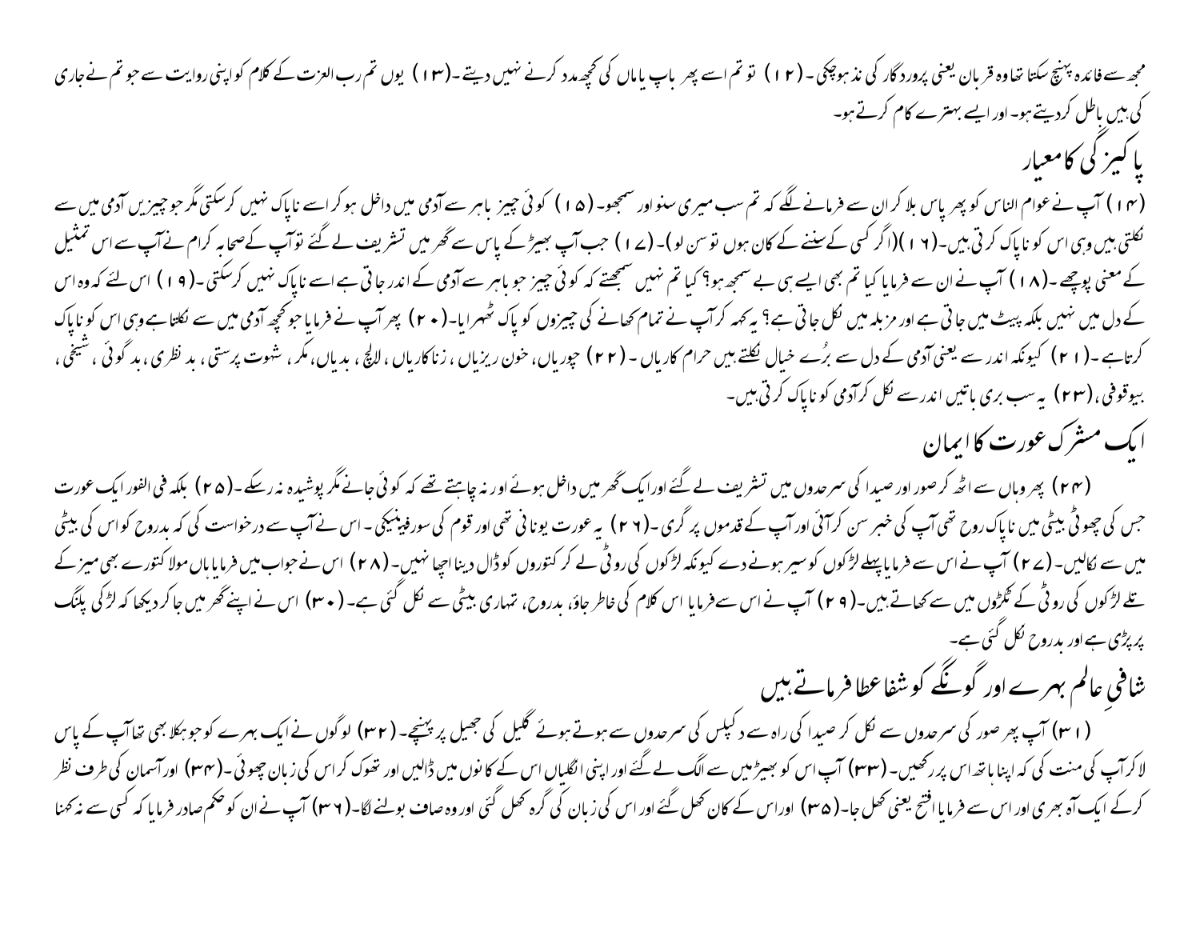مجھ سے فائدہ پہنچ سکتا تھا وہ قربان یعنی پروردگار کی نذ ہو چکی۔ (۱۲) تو تم اسے پھر باپ یا ماں کی کچھ مدد کرنے نہیں دیتے۔ (۱۳) یوں تم رب العزت کے کلام کو اپنی روایت سے جو تم نے جاری کی ہیں باطل کر دیتے ہو۔ اور ایسے بہتیرے کام کرتے ہو۔

## پاکیزگی کا معیار

(۱۴) آپ نے عوام الناس کو پھر پاس بلا کر ان سے فرمانے لگے کہ تم سب میری سنو اور سمجھو۔ (۱۵) کوئی چیز باہر سے آدمی میں داخل ہو کر اسے ناپاک نہیں کر سکتی مگر جو چیزیں آدمی میں سے نکلتی ہیں وہی اس کو ناپاک کرتی ہیں۔ (۱۶) (اگر کسی کے سننے کے کان ہوں تو سن لو)۔ (۱۷) جب آپ بھیڑ کے پاس سے گھر میں تشریف لے گئے تو آپ کے صحابہ کرام نے آپ سے اس تمثیل کے معنی پوچھے۔ (۱۸) آپ نے ان سے فرمایا کیا تم بھی ایسے ہی بے سمجھ ہو؟ کیا تم نہیں سمجھتے کہ کوئی چیز جو باہر سے آدمی کے اندر جاتی ہے اسے ناپاک نہیں کر سکتی۔ (۱۹) اس لئے کہ وہ اس کے دل میں نہیں بلکہ پیٹ میں جاتی ہے اور مزبلہ میں نکل جاتی ہے؟ یہ کہہ کر آپ نے تمام کھانے کی چیزوں کو پاک ٹھہرایا۔ (۲۰) پھر آپ نے فرمایا جو کچھ آدمی میں سے نکلتا ہے وہی اس کو ناپاک کرتا ہے۔ (۲۱) کیونکہ اندر سے یعنی آدمی کے دل سے بُرے خیال نکلتے ہیں حرام کاریاں۔ (۲۲) چوریاں، خون ریزیاں، زناکاریاں، لالچ، بدیاں، مکر، شہوت پرستی، بد نظری، بد گوئی، شیخی، بیوقوفی، (۲۳) یہ سب بری باتیں اندر سے نکل کر آدمی کو ناپاک کرتی ہیں۔

## ایک مشرک عورت کا ایمان

(۲۴) پھر وہاں سے اٹھ کر صور اور صیدا کی سرحدوں میں تشریف لے گئے اور ایک گھر میں داخل ہوئے اور نہ چاہتے تھے کہ کوئی جانے مگر پوشیدہ نہ رہ سکے۔ (۲۵) بلکہ فی الفور ایک عورت جس کی چھوٹی بیٹی میں ناپاک روح تھی آپ کی خبر سن کر آئی اور آپ کے قدموں پر گری۔ (۲۶) یہ عورت یونانی تھی اور قوم کی سورفینیکی۔ اس نے آپ سے درخواست کی کہ بدروح کو اس کی بیٹی میں سے نکالیں۔ (۲۷) آپ نے اس سے فرمایا پہلے لڑکوں کو سیر ہونے دے کیونکہ لڑکوں کی روٹی لے کر کتوروں کو ڈال دینا اچھا نہیں۔ (۲۸) اس نے جواب میں فرمایا ہاں مولا کتورے بھی میز کے تلے لڑکوں کی روٹی کے ٹکڑوں میں سے کھاتے ہیں۔ (۲۹) آپ نے اس سے فرمایا اس کلام کی خاطر جاؤ، بدروح، تمہاری بیٹی سے نکل گئی ہے۔ (۳۰) اس نے اپنے گھر میں جا کر دیکھا کہ لڑکی پلنگ پر پڑی ہے اور بدروح نکل گئی ہے۔

## شافیِ عالم بہرے اور گونگے کو شفا عطا فرماتے ہیں

(۳۱) آپ پھر صور کی سرحدوں سے نکل کر صیدا کی راہ سے دکپلس کی سرحدوں سے ہوتے ہوئے گلیل کی جھیل پر پہنچے۔ (۳۲) لوگوں نے ایک بہرے کو جو ہکلا بھی تھا آپ کے پاس لا کر آپ کی منت کی کہ اپنا ہاتھ اس پر رکھیں۔ (۳۳) آپ اس کو بھیڑ میں سے الگ لے گئے اور اپنی انگلیاں اس کے کانوں میں ڈالیں اور تھوک کر اس کی زبان چھوئی۔ (۳۴) اور آسمان کی طرف نظر کرکے ایک آہ بھری اور اس سے فرمایا افتح یعنی کھل جا۔ (۳۵) اور اس کے کان کھل گئے اور اس کی زبان کی گرہ کھل گئی اور وہ صاف بولنے لگا۔ (۳۶) آپ نے ان کو حکم صادر فرمایا کہ کسی سے نہ کہنا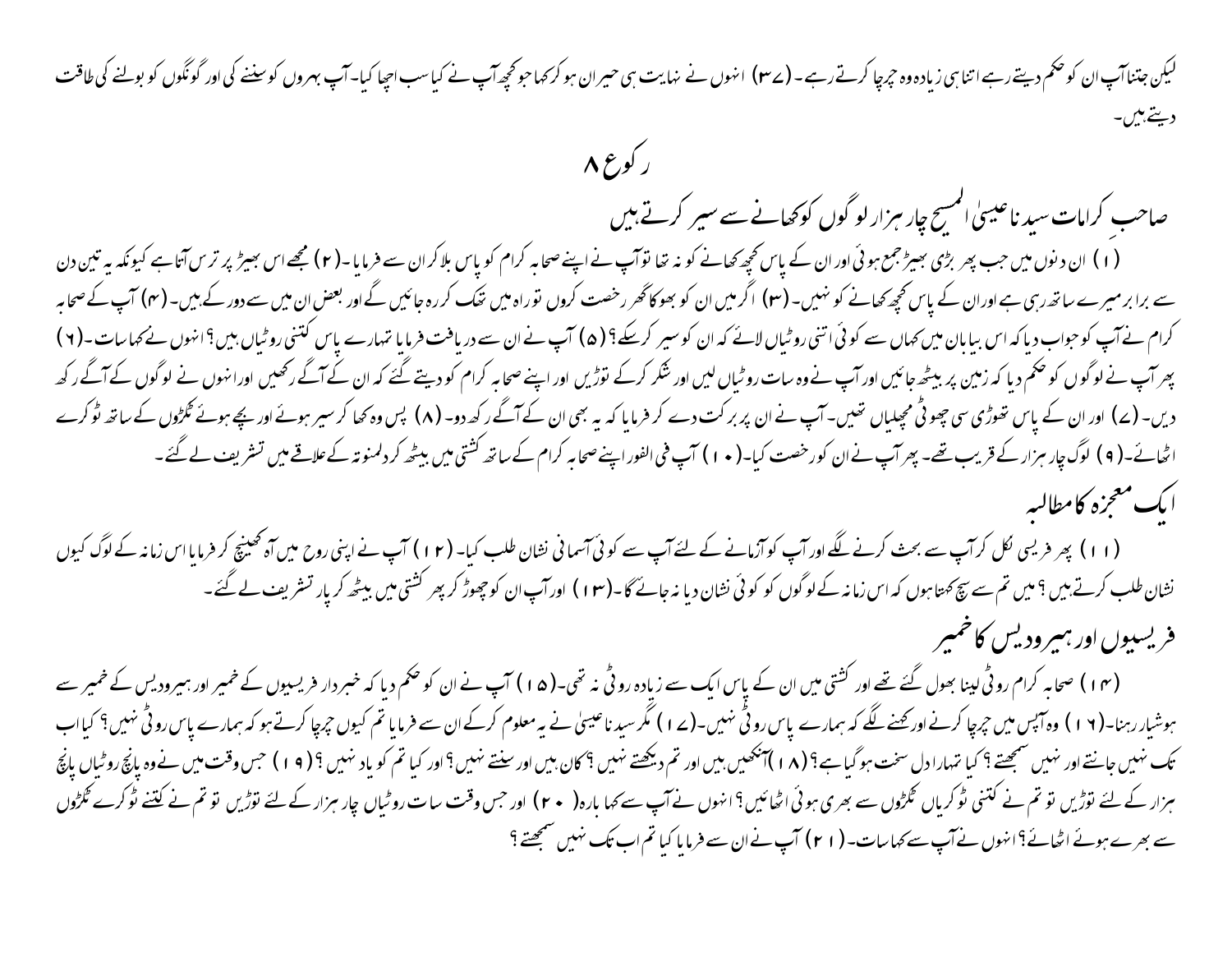لیکن جتنا آپ ان کو حکم دیتے رہے اتنا ہی زیادہ وہ چرچا کرتے رہے۔ (۳۷) انہوں نے نہایت ہی حیران ہو کر کہا جو کچھ آپ نے کیا سب اچھا کیا۔ آپ بہروں کو سننے کی اور گونگوں کو بولنے کی طاقت دیتے ہیں۔

# رکوع ۸

## صاحبِ کرامات سیدنا عیسیٰ المسیح چار ہزار لوگوں کو کھانے سے سیر کرتے ہیں

(۱) ان دنوں میں جب پھر بڑی بھیڑ جمع ہوئی اور ان کے پاس کچھ کھانے کو نہ تھا تو آپ نے اپنے صحابہ کرام کو پاس بلا کر ان سے فرمایا۔ (۲) مجھے اس بھیڑ پر ترس آتا ہے کیونکہ یہ تین دن سے برابر میرے ساتھ رہی ہے اور ان کے پاس کچھ کھانے کو نہیں۔ (۳) اگر میں ان کو بھوکا گھر رخصت کروں تو راہ میں تھک کر رہ جائیں گے اور بعض ان میں سے دور کے ہیں۔ (۴) آپ کے صحابہ کرام نے آپ کو جواب دیا کہ اس بیابان میں کہاں سے کوئی اتنی روٹیاں لائے کہ ان کو سیر کر سکے؟ (۵) آپ نے ان سے دریافت فرمایا تمہارے پاس کتنی روٹیاں ہیں؟ انہوں نے کہا سات۔ (۶) پھر آپ نے لوگوں کو حکم دیا کہ زمین پر بیٹھ جائیں اور آپ نے وہ سات روٹیاں لیں اور شکر کرکے توڑیں اور اپنے صحابہ کرام کو دیتے گئے کہ ان کے آگے رکھیں اور انہوں نے لوگوں کے آگے رکھ دیں۔ (۷) اور ان کے پاس تھوڑی سی چھوٹی مچھلیاں تھیں۔ آپ نے ان پر برکت دے کر فرمایا کہ یہ بھی ان کے آگے رکھ دو۔ (۸) پس وہ کھا کر سیر ہوئے اور بچے ہوئے ٹکڑوں کے سات ٹوکرے اٹھائے۔ (۹) لوگ چار ہزار کے قریب تھے۔ پھر آپ نے ان کو رخصت کیا۔ (۱۰) آپ فی الفور اپنے صحابہ کرام کے ساتھ کشتی میں بیٹھ کر دلمنوتہ کے علاقے میں تشریف لے گئے۔

## ایک معجزہ کا مطالبہ

(۱۱) پھر فریسی نکل کر آپ سے بحث کرنے لگے اور آپ کو آزمانے کے لئے آپ سے کوئی آسمانی نشان طلب کیا۔ (۱۲) آپ نے اپنی روح میں آہ کھینچ کر فرمایا اس زمانہ کے لوگ کیوں نشان طلب کرتے ہیں؟ میں تم سے سچ کہتا ہوں کہ اس زمانہ کے لوگوں کو کوئی نشان دیا نہ جائے گا۔ (۱۳) اور آپ ان کو چھوڑ کر پھر کشتی میں بیٹھ کر پار تشریف لے گئے۔

## فریسیوں اور ہیرودیس کا خمیر

(۱۴) صحابہ کرام روٹی لینا بھول گئے تھے اور کشتی میں ان کے پاس ایک سے زیادہ روٹی نہ تھی۔ (۱۵) آپ نے ان کو حکم دیا کہ خبردار فریسیوں کے خمیر اور ہیرودیس کے خمیر سے ہوشیار رہنا۔ (۱۶) وہ آپس میں چرچا کرنے اور کہنے لگے کہ ہمارے پاس روٹی نہیں۔ (۱۷) مگر سیدنا عیسیٰ نے یہ معلوم کرکے ان سے فرمایا تم کیوں چرچا کرتے ہو کہ ہمارے پاس روٹی نہیں؟ کیا اب تک نہیں جانتے اور نہیں سمجھتے؟ کیا تمہارا دل سخت ہو گیا ہے؟ (۱۸) آنکھیں ہیں اور تم دیکھتے نہیں؟ کان ہیں اور سنتے نہیں؟ اور کیا تم کو یاد نہیں؟ (۱۹) جس وقت میں نے وہ پانچ روٹیاں پانچ ہزار کے لئے توڑیں تو تم نے کتنی ٹوکریاں ٹکڑوں سے بھری ہوئی اٹھائیں؟ انہوں نے آپ سے کہا بارہ (۲۰) اور جس وقت سات روٹیاں چار ہزار کے لئے توڑیں تو تم نے کتنے ٹوکرے ٹکڑوں سے بھرے ہوئے اٹھائے؟ انہوں نے آپ سے کہا سات۔ (۲۱) آپ نے ان سے فرمایا کیا تم اب تک نہیں سمجھتے؟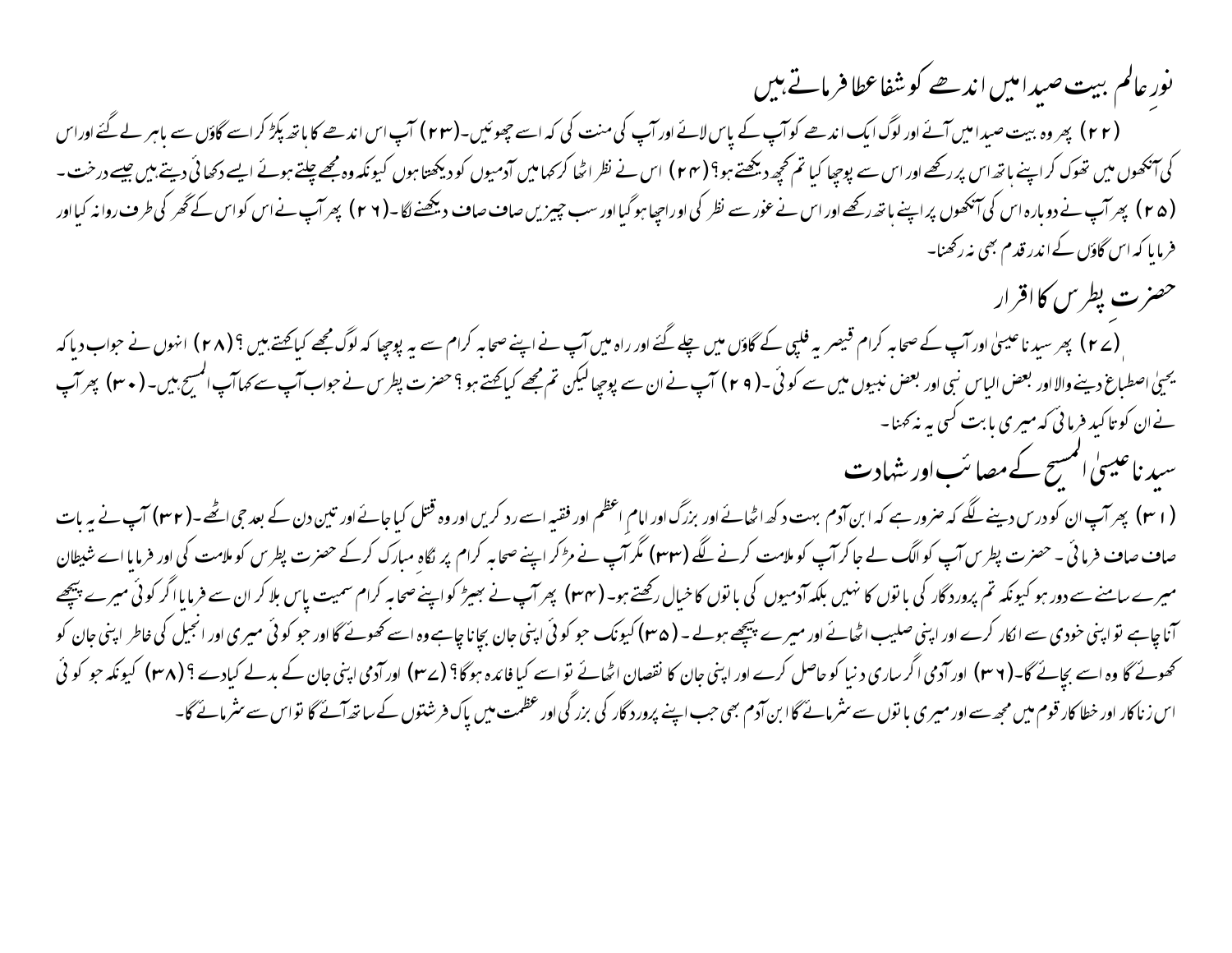## نورِ عالم بیت صیدا میں اندھے کو شفا عطا فرماتے ہیں

(۲۲) پھر وہ بیت صیدا میں آئے اور لوگ ایک اندھے کو آپ کے پاس لائے اور آپ کی منت کی کہ اسے چھوئیں۔(۲۳) آپ اس اندھے کا ہاتھ پکڑ کر اسے گاؤں سے باہر لے گئے اور اس کی آنکھوں میں تھوک کر اپنے ہاتھ اس پر رکھے اور اس سے پوچھا کیا تم کچھ دیکھتے ہو؟ (۲۴) اس نے نظر اٹھا کر کہا میں آدمیوں کو دیکھتا ہوں کیونکہ وہ مجھے چلتے ہوئے ایسے دکھائی دیتے ہیں جیسے درخت۔ (۲۵) پھر آپ نے دوبارہ اس کی آنکھوں پر اپنے ہاتھ رکھے اور اس نے غور سے نظر کی اور اچھا ہو گیا اور سب چیزیں صاف صاف دیکھنے لگا۔(۲۶) پھر آپ نے اس کو اس کے گھر کی طرف روانہ کیا اور فرمایا کہ اس گاؤں کے اندر قدم بھی نہ رکھنا۔

## حضرت پطرس کا اقرار

(۲۷) پھر سیدنا عیسیٰ اور آپ کے صحابہ کرام قیصریہ فلپی کے گاؤں میں چلے گئے اور راہ میں آپ نے اپنے صحابہ کرام سے یہ پوچھا کہ لوگ مجھے کیا کہتے ہیں؟ (۲۸) انہوں نے جواب دیا کہ یحییٰ اصطباغ دینے والا اور بعض الیاس نبی اور بعض نبیوں میں سے کوئی۔(۲۹) آپ نے ان سے پوچھا لیکن تم مجھے کیا کہتے ہو؟ حضرت پطرس نے جواب آپ سے کہا آپ المسیح ہیں۔(۳۰) پھر آپ نے ان کو تاکید فرمائی کہ میری بابت کسی یہ نہ کہنا۔

## سیدنا عیسیٰ المسیح کے مصائب اور شہادت

(۳۱) پھر آپ ان کو درس دینے لگے کہ ضرور ہے کہ ابن آدم بہت دکھ اٹھائے اور بزرگ اور امام اعظم اور فقیہ اسے رد کریں اور وہ قتل کیا جائے اور تین دن کے بعد جی اٹھے۔(۳۲) آپ نے یہ بات صاف صاف فرمائی۔ حضرت پطرس آپ کو الگ لے جا کر آپ کو ملامت کرنے لگے (۳۳) مگر آپ نے مڑ کر اپنے صحابہ کرام پر نگاہِ مبارک کر کے حضرت پطرس کو ملامت کی اور فرمایا اے شیطان میرے سامنے سے دور ہو کیونکہ تم پروردگار کی باتوں کا نہیں بلکہ آدمیوں کی باتوں کا خیال رکھتے ہو۔(۳۴) پھر آپ نے بھیڑ کو اپنے صحابہ کرام سمیت پاس بلا کر ان سے فرمایا اگر کوئی میرے پیچھے آنا چاہے تو اپنی خودی سے انکار کرے اور اپنی صلیب اٹھائے اور میرے پیچھے ہولے۔(۳۵) کیونکہ جو کوئی اپنی جان بچانا چاہے وہ اسے کھوئے گا اور جو کوئی میری اور انجیل کی خاطر اپنی جان کو کھوئے گا وہ اسے بچائے گا۔(۳۶) اور آدمی اگر ساری دنیا کو حاصل کرے اور اپنی جان کا نقصان اٹھائے تو اسے کیا فائدہ ہوگا؟ (۳۷) اور آدمی اپنی جان کے بدلے کیا دے؟ (۳۸) کیونکہ جو کوئی اس زناکار اور خطاکار قوم میں مجھ سے اور میری باتوں سے شرمائے گا ابن آدم بھی جب اپنے پروردگار کی بزرگی اور عظمت میں پاک فرشتوں کے ساتھ آئے گا تو اس سے شرمائے گا۔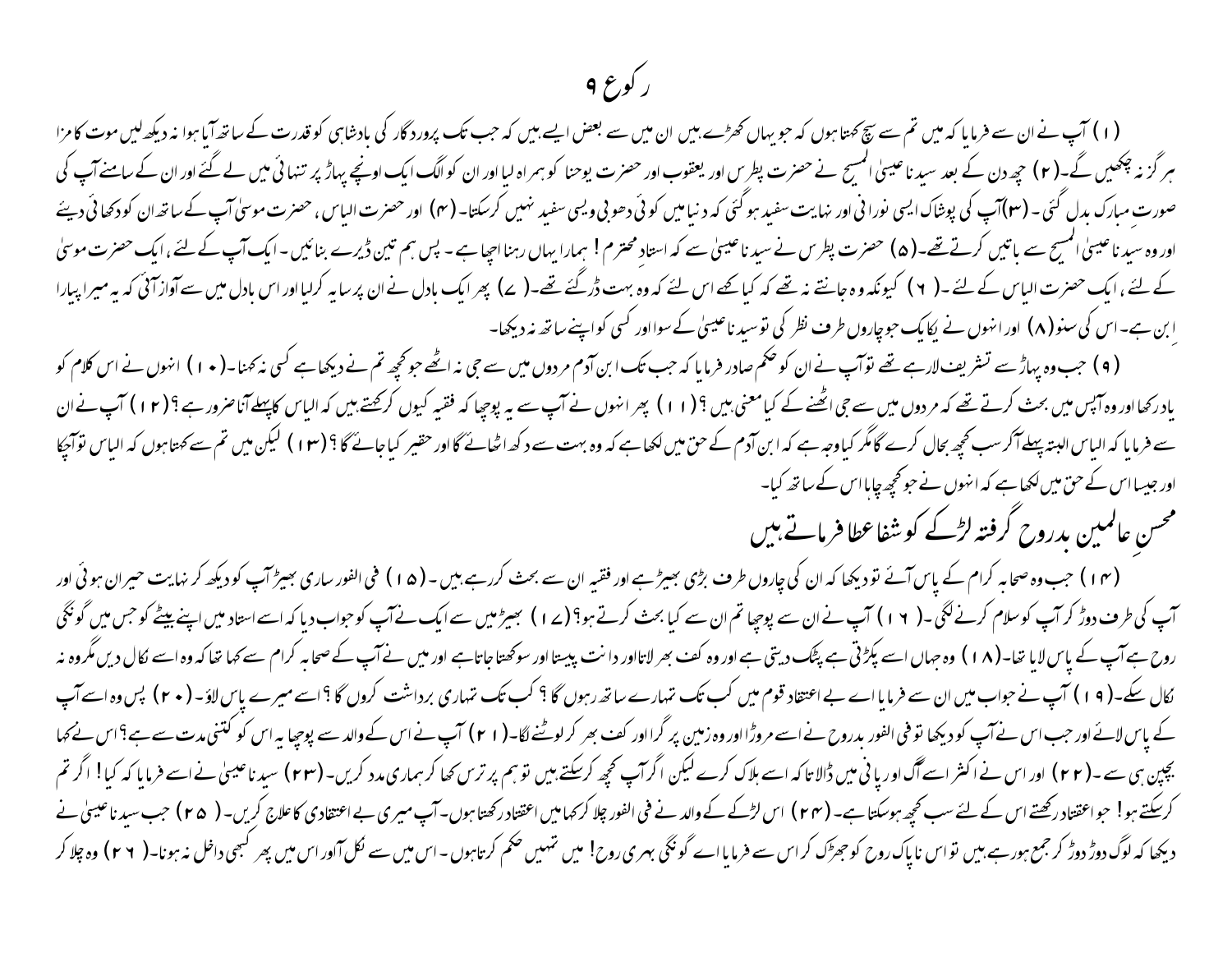# رکوع ۹

(۱) آپ نے ان سے فرمایا کہ میں تم سے سچ کہتا ہوں کہ جو یہاں کھڑے ہیں ان میں سے بعض ایسے ہیں کہ جب تک پروردگار کی بادشاہی کو قدرت کے ساتھ آیا ہوا نہ دیکھ لیں موت کا مزا ہر گز نہ چکھیں گے۔(۲) چھ دن کے بعد سیدنا عیسیٰ المسیح نے حضرت پطرس اور یعقوب اور حضرت یوحنا کو ہمراہ لیا اور ان کو الگ ایک اونچے پہاڑ پر تنہائی میں لے گئے اور ان کے سامنے آپ کی صورتِ مبارک بدل گئی۔(۳) آپ کی پوشاک ایسی نورانی اور نہایت سفید ہو گئی کہ دنیا میں کوئی دھوبی ویسی سفید نہیں کرسکتا۔(۴) اور حضرت الیاس، حضرت موسیٰ آپ کے ساتھ ان کو دکھائی دیئے اور وہ سیدنا عیسیٰ المسیح سے باتیں کرتے تھے۔(۵) حضرت پطرس نے سیدنا عیسیٰ سے کہ استادِ محترم! ہمارا یہاں رہنا اچھا ہے۔ پس ہم تین ڈیرے بنائیں۔ ایک آپ کے لئے، ایک حضرت موسیٰ کے لئے، ایک حضرت الیاس کے لئے۔(۶) کیونکہ وہ جانتے نہ تھے کہ کیا کہے اس لئے کہ وہ بہت ڈر گئے تھے۔(۷) پھر ایک بادل نے ان پر سایہ کرلیا اور اس بادل میں سے آواز آئی کہ یہ میرا پیارا ابن ہے۔ اس کی سنو(۸) اور انہوں نے یکایک جو چاروں طرف نظر کی تو سیدنا عیسیٰ کے سوا اور کسی کو اپنے ساتھ نہ دیکھا۔

(۹) جب وہ پہاڑ سے تشریف لارہے تھے تو آپ نے ان کو حکم صادر فرمایا کہ جب تک ابن آدم مردوں میں سے جی نہ اٹھے جو کچھ تم نے دیکھا ہے کسی نہ کہنا۔(۱۰) انہوں نے اس کلام کو یاد رکھا اور وہ آپس میں بحث کرتے تھے کہ مردوں میں سے جی اٹھنے کے کیا معنی ہیں؟(۱۱) پھر انہوں نے آپ سے یہ پوچھا کہ فقیہ کیوں کرکہتے ہیں کہ الیاس کا پہلے آنا ضرور ہے؟(۱۲) آپ نے ان سے فرمایا کہ الیاس البتہ پہلے آکر سب کچھ بحال کرے گا مگر کیا وجہ ہے کہ ابن آدم کے حق میں لکھا ہے کہ وہ بہت سے دکھ اٹھائے گا اور حقیر کیا جائے گا؟(۱۳) لیکن میں تم سے کہتا ہوں کہ الیاس تو آچکا اور جیسا اس کے حق میں لکھا ہے کہ انہوں نے جو کچھ چاہا اس کے ساتھ کیا۔

## محسنِ عالمین بدروح گرفتہ لڑکے کو شفا عطا فرماتے ہیں

(۱۴) جب وہ صحابہ کرام کے پاس آئے تو دیکھا کہ ان کی چاروں طرف بڑی بھیڑ ہے اور فقیہ ان سے بحث کررہے ہیں۔(۱۵) فی الفور ساری بھیڑ آپ کو دیکھ کر نہایت حیران ہوئی اور آپ کی طرف دوڑ کر آپ کو سلام کرنے لگی۔(۱۶) آپ نے ان سے پوچھا تم ان سے کیا بحث کرتے ہو؟(۱۷) بھیڑ میں سے ایک نے آپ کو جواب دیا کہ اے استاد میں اپنے بیٹے کو جس میں گونگی روح ہے آپ کے پاس لایا تھا۔(۱۸) وہ جہاں اسے پکڑتی ہے پٹک دیتی ہے اور وہ کف بھر لاتا اور دانت پیستا اور سوکھتا جاتا ہے اور میں نے آپ کے صحابہ کرام سے کہا تھا کہ وہ اسے نکال دیں مگر وہ نہ نکال سکے۔(۱۹) آپ نے جواب میں ان سے فرمایا اے بے اعتقاد قوم میں کب تک تمہارے ساتھ رہوں گا؟ کب تک تمہاری برداشت کروں گا؟ اسے میرے پاس لاؤ۔(۲۰) پس وہ اسے آپ کے پاس لائے اور جب اس نے آپ کو دیکھا تو فی الفور بدروح نے اسے مروڑا اور وہ زمین پر گرا اور کف بھر کر لوٹنے لگا۔(۲۱) آپ نے اس کے والد سے پوچھا یہ اس کو کتنی مدت سے ہے؟ اس نے کہا بچپن ہی سے۔(۲۲) اور اس نے اکثر اسے آگ اور پانی میں ڈالا تاکہ اسے ہلاک کرے لیکن اگر آپ کچھ کرسکتے ہیں تو ہم پر ترس کھا کر ہماری مدد کریں۔(۲۳) سیدنا عیسیٰ نے اسے فرمایا کہ کیا! اگر تم کرسکتے ہو! جو اعتقاد رکھتے اس کے لئے سب کچھ ہوسکتا ہے۔(۲۴) اس لڑکے کے والد نے فی الفور چلا کر کہا میں اعتقاد رکھتا ہوں۔ آپ میری بے اعتقادی کا علاج کریں۔(۲۵) جب سیدنا عیسیٰ نے دیکھا کہ لوگ دوڑ دوڑ کر جمع ہورہے ہیں تو اس ناپاک روح کو جھڑک کر اس سے فرمایا اے گونگی بہری روح! میں تمہیں حکم کرتا ہوں۔ اس میں سے نکل آ اور اس میں پھر کبھی داخل نہ ہونا۔(۲۶) وہ چلا کر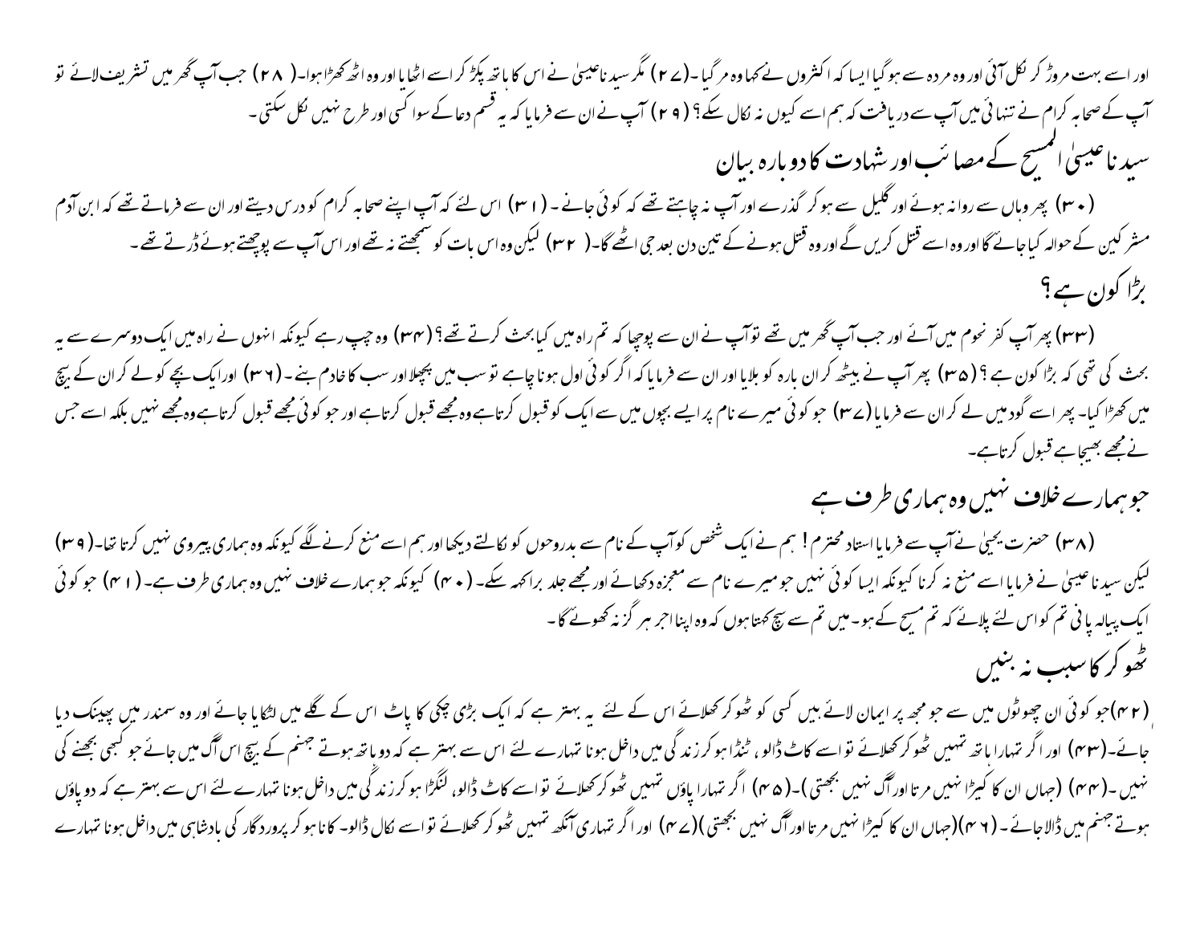اور اسے بہت مروڑ کر نکل آئی اور وہ مردہ سے ہو گیا ایسا کہ اکثروں نے کہا وہ مر گیا۔(۲۷) مگر سیدنا عیسیٰ نے اس کا ہاتھ پکڑ کر اسے اٹھایا اور وہ اٹھ کھڑا ہوا۔(۲۸) جب آپ گھر میں تشریف لائے تو آپ کے صحابہ کرام نے تنہائی میں آپ سے دریافت کہ ہم اسے کیوں نہ نکال سکے؟ (۲۹) آپ نے ان سے فرمایا کہ یہ قسم دعا کے سوا کسی اور طرح نہیں نکل سکتی۔

## سیدنا عیسیٰ المسیح کے مصائب اور شہادت کا دوبارہ بیان

(۳۰) پھر وہاں سے روانہ ہوئے اور گلیل سے ہو کر گذرے اور آپ نہ چاہتے تھے کہ کوئی جانے۔ (۳۱) اس لئے کہ آپ اپنے صحابہ کرام کو درس دیتے اور ان سے فرماتے تھے کہ ابن آدم مشرکین کے حوالہ کیا جائے گا اور وہ اسے قتل کریں گے اور وہ قتل ہونے کے تین دن بعد جی اٹھے گا۔(۳۲) لیکن وہ اس بات کو سمجھتے نہ تھے اور اس آپ سے پوچھتے ہوئے ڈرتے تھے۔

## بڑا کون ہے؟

(۳۳) پھر آپ کفر نحوم میں آئے اور جب آپ گھر میں تھے تو آپ نے ان سے پوچھا کہ تم راہ میں کیا بحث کرتے تھے؟ (۳۴) وہ چپ رہے کیونکہ انہوں نے راہ میں ایک دوسرے سے یہ بحث کی تھی کہ بڑا کون ہے؟ (۳۵) پھر آپ نے بیٹھ کر ان بارہ کو بلایا اور ان سے فرمایا کہ اگر کوئی اول ہونا چاہے تو سب میں پچھلا اور سب کا خادم بنے۔(۳۶) اور ایک بچے کو لے کر ان کے بیچ میں کھڑا کیا۔ پھر اسے گود میں لے کر ان سے فرمایا (۳۷) جو کوئی میرے نام پر ایسے بچوں میں سے ایک کو قبول کرتا ہے وہ مجھے قبول کرتا ہے اور جو کوئی مجھے قبول کرتا ہے وہ مجھے نہیں بلکہ اسے جس نے مجھے بھیجا ہے قبول کرتا ہے۔

## جو ہمارے خلاف نہیں وہ ہماری طرف ہے

(۳۸) حضرت یحییٰ نے آپ سے فرمایا استاد محترم! ہم نے ایک شخص کو آپ کے نام سے بدروحوں کو نکالتے دیکھا اور ہم اسے منع کرنے لگے کیونکہ وہ ہماری پیروی نہیں کرتا تھا۔(۳۹) لیکن سیدنا عیسیٰ نے فرمایا اسے منع نہ کرنا کیونکہ ایسا کوئی نہیں جو میرے نام سے معجزہ دکھائے اور مجھے جلد برا کہہ سکے۔(۴۰) کیونکہ جو ہمارے خلاف نہیں وہ ہماری طرف ہے۔(۴۱) جو کوئی ایک پیالہ پانی تم کو اس لئے پلائے کہ تم مسیح کے ہو۔ میں تم سے سچ کہتا ہوں کہ وہ اپنا اجر ہرگز نہ کھوئے گا۔

## ٹھوکر کا سبب نہ بنیں

(۴۲) جو کوئی ان چھوٹوں میں سے جو مجھ پر ایمان لائے ہیں کسی کو ٹھوکر کھلائے اس کے لئے یہ بہتر ہے کہ ایک بڑی چکی کا پاٹ اس کے گلے میں لٹکایا جائے اور وہ سمندر میں پھینک دیا جائے۔(۴۳) اور اگر تمہارا ہاتھ تمہیں ٹھوکر کھلائے تو اسے کاٹ ڈالو، ٹنڈا ہو کر زندگی میں داخل ہونا تمہارے لئے اس سے بہتر ہے کہ دو ہاتھ ہوتے جہنم کے بیچ اس آگ میں جائے جو کبھی بجھنے کی نہیں۔(۴۴) (جہاں ان کا کیڑا نہیں مرتا اور آگ نہیں بجھتی)۔(۴۵) اگر تمہارا پاؤں تمہیں ٹھوکر کھلائے تو اسے کاٹ ڈالو، لنگڑا ہو کر زندگی میں داخل ہونا تمہارے لئے اس سے بہتر ہے کہ دو پاؤں ہوتے جہنم میں ڈالا جائے۔(۴۶) (جہاں ان کا کیڑا نہیں مرتا اور آگ نہیں بجھتی) (۴۷) اور اگر تمہاری آنکھ تمہیں ٹھوکر کھلائے تو اسے نکال ڈالو۔ کانا ہو کر پروردگار کی بادشاہی میں داخل ہونا تمہارے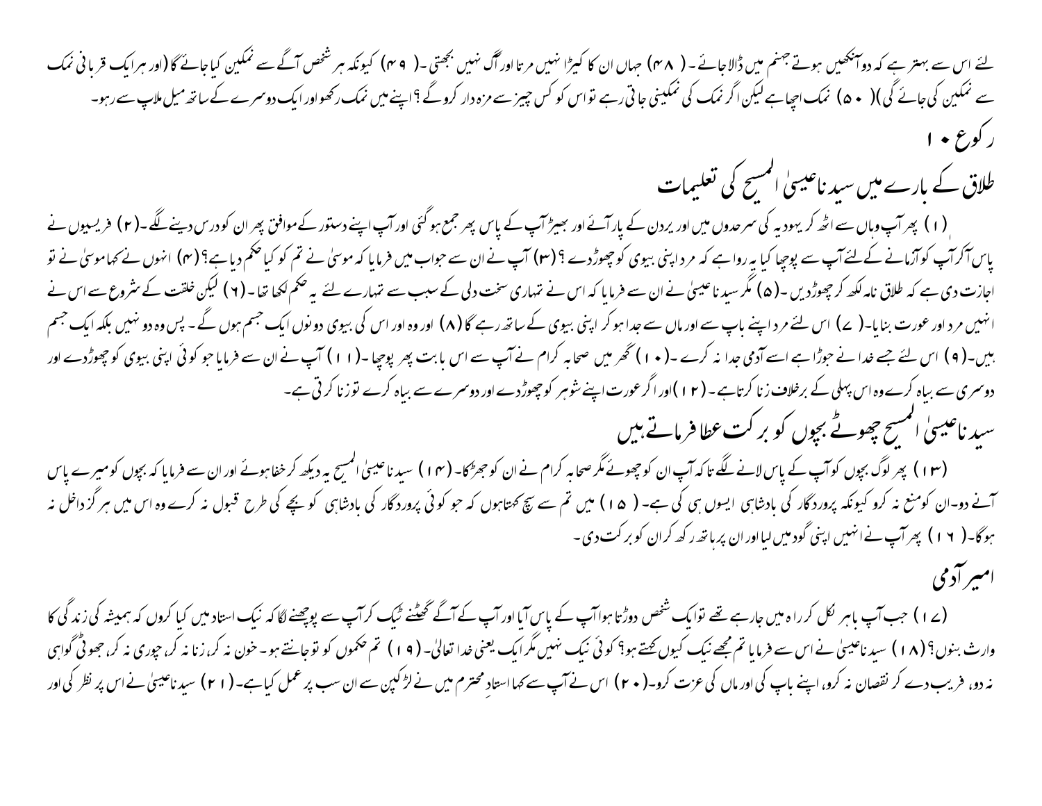لئے اس سے بہتر ہے کہ دو آنکھیں ہوتے جہنم میں ڈالا جائے ۔ (۴۸) جہاں ان کا کیڑا نہیں مرتا اور آگ نہیں بجھتی ۔(۴۹) کیونکہ ہر شخص آگ سے نمکین کیا جائے گا (اور ہر ایک قربانی نمک سے نمکین کی جائے گی)(۵۰) نمک اچھا ہے لیکن اگر نمک کی نمکینی جاتی رہے تو اس کو کس چیز سے مزہ دار کرو گے ؟ اپنے میں نمک رکھو اور ایک دوسرے کے ساتھ میل ملاپ سے رہو۔

# رکوع ۱۰

## طلاق کے بارے میں سیدنا عیسیٰ المسیح کی تعلیمات

(۱) پھر آپ وہاں سے اٹھ کر یہودیہ کی سرحدوں میں اور یردن کے پار آئے اور بھیڑ آپ کے پاس پھر جمع ہو گئی اور آپ اپنے دستور کے موافق پھر ان کو درس دینے لگے ۔(۲) فریسیوں نے پاس آکر آپ کو آزمانے کے لئے آپ سے پوچھا کیا یہ روا ہے کہ مرد اپنی بیوی کو چھوڑ دے ؟ (۳) آپ نے ان سے جواب میں فرمایا کہ موسیٰ نے تم کو کیا حکم دیا ہے؟ (۴) انہوں نے کہا موسیٰ نے تو اجازت دی ہے کہ طلاق نامہ لکھ کر چھوڑ دیں ۔(۵) مگر سیدنا عیسیٰ نے ان سے فرمایا کہ اس نے تمہاری سخت دلی کے سبب سے تمہارے لئے یہ حکم لکھا تھا ۔(۶) لیکن خلقت کے شروع سے اس نے انہیں مرد اور عورت بنایا ۔(۷) اس لئے مرد اپنے باپ سے اور ماں سے جدا ہو کر اپنی بیوی کے ساتھ رہے گا (۸) اور وہ اور اس کی بیوی دونوں ایک جسم ہوں گے ۔ پس وہ دو نہیں بلکہ ایک جسم ہیں ۔(۹) اس لئے جسے خدا نے جوڑا ہے اسے آدمی جدا نہ کرے ۔(۱۰) گھر میں صحابہ کرام نے آپ سے اس بابت پھر پوچھا ۔(۱۱) آپ نے ان سے فرمایا جو کوئی اپنی بیوی کو چھوڑ دے اور دوسری سے بیاہ کرے وہ اس پہلی کے برخلاف زنا کرتا ہے ۔(۱۲) اور اگر عورت اپنے شوہر کو چھوڑ دے اور دوسرے سے بیاہ کرے تو زنا کرتی ہے ۔

## سیدنا عیسیٰ المسیح چھوٹے بچوں کو برکت عطا فرماتے ہیں

(۱۳) پھر لوگ بچوں کو آپ کے پاس لانے لگے تا کہ آپ ان کو چھوئے مگر صحابہ کرام نے ان کو جھڑکا ۔(۱۴) سیدنا عیسیٰ المسیح یہ دیکھ کر خفا ہوئے اور ان سے فرمایا کہ بچوں کو میرے پاس آنے دو ۔ان کو منع نہ کرو کیونکہ پروردگار کی بادشاہی ایسوں ہی کی ہے ۔(۱۵) میں تم سے سچ کہتا ہوں کہ جو کوئی پروردگار کی بادشاہی کو بچے کی طرح قبول نہ کرے وہ اس میں ہرگز داخل نہ ہوگا ۔(۱۶) پھر آپ نے انہیں اپنی گود میں لیا اور ان پر ہاتھ رکھ کر ان کو برکت دی ۔

## امیر آدمی

(۱۷) جب آپ باہر نکل کر راہ میں جا رہے تھے تو ایک شخص دوڑتا ہوا آپ کے پاس آیا اور آپ کے آگے گھٹنے ٹیک کر آپ سے پوچھنے لگا کہ نیک استاد میں کیا کروں کہ ہمیشہ کی زندگی کا وارث بنوں ؟ (۱۸) سیدنا عیسیٰ نے اس سے فرمایا تم مجھے نیک کیوں کہتے ہو؟ کوئی نیک نہیں مگر ایک یعنی خدا تعالیٰ ۔(۱۹) تم حکموں کو تو جانتے ہو ۔ خون نہ کر، زنا نہ کر، چوری نہ کر، جھوٹی گواہی نہ دو، فریب دے کر نقصان نہ کرو، اپنے باپ کی اور ماں کی عزت کرو ۔(۲۰) اس نے آپ سے کہا استادِ محترم میں نے لڑکپن سے ان سب پر عمل کیا ہے ۔(۲۱) سیدنا عیسیٰ نے اس پر نظر کی اور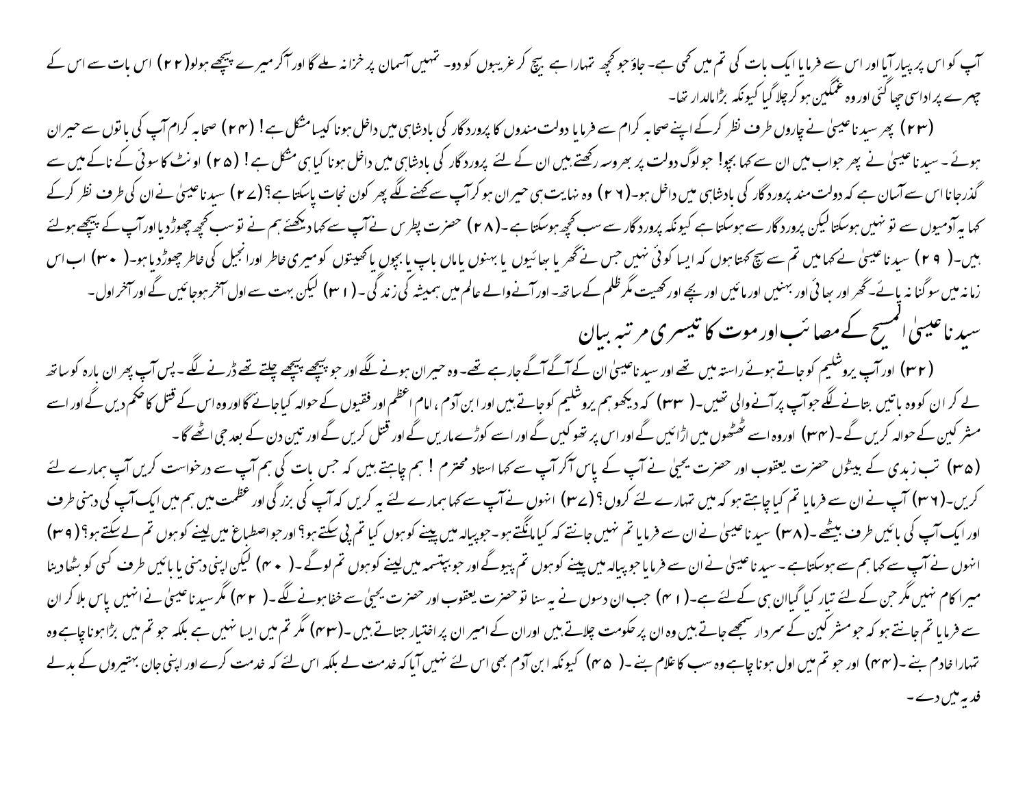آپ کو اس پر پیار آیا اور اس سے فرمایا ایک بات کی تم میں کمی ہے۔ جاؤ جو کچھ تمہارا ہے بیچ کر غریبوں کو دو۔ تمہیں آسمان پر خزانہ ملے گا اور آکر میرے پیچھے ہولو(۲۲) اس بات سے اس کے چہرے پر اداسی چھا گئی اور وہ غمگین ہو کر چلا گیا کیونکہ بڑا مالدار تھا۔

(۲۳) پھر سیدنا عیسیٰ نے چاروں طرف نظر کرکے اپنے صحابہ کرام سے فرمایا دولت مندوں کا پروردگار کی بادشاہی میں داخل ہونا کیسا مشکل ہے! (۲۴) صحابہ کرام آپ کی باتوں سے حیران ہوئے۔ سیدنا عیسیٰ نے پھر جواب میں ان سے کہا بچو! جو لوگ دولت پر بھروسہ رکھتے ہیں ان کے لئے پروردگار کی بادشاہی میں داخل ہونا کیا ہی مشکل ہے! (۲۵) اونٹ کا سوئی کے ناکے میں سے گذر جانا اس سے آسان ہے کہ دولت مند پروردگار کی بادشاہی میں داخل ہو۔(۲۶) وہ نہایت ہی حیران ہو کر آپ سے کہنے لگے پھر کون نجات پاسکتا ہے؟(۲۷) سیدنا عیسیٰ نے ان کی طرف نظر کرکے کہا یہ آدمیوں سے تو نہیں ہوسکتا لیکن پروردگار سے ہوسکتا ہے کیونکہ پروردگار سے سب کچھ ہوسکتا ہے۔(۲۸) حضرت پطرس نے آپ سے کہا دیکھئے ہم نے تو سب کچھ چھوڑ دیا اور آپ کے پیچھے ہولئے ہیں۔(۲۹) سیدنا عیسیٰ نے کہا میں تم سے سچ کہتا ہوں کہ ایسا کوئی نہیں جس نے گھر یا بھائیوں یا بہنوں یا ماں باپ یا بچوں یا کھیتوں کو میری خاطر اور انجیل کی خاطر چھوڑ دیا ہو۔(۳۰) اب اس زمانہ میں سو گنا نہ پائے۔ گھر اور بھائی اور بہنیں اور مائیں اور بچے اور کھیت مگر ظلم کے ساتھ۔ اور آنے والے عالم میں ہمیشہ کی زندگی۔(۳۱) لیکن بہت سے اول آخر ہوجائیں گے اور آخر اول۔

## سیدنا عیسیٰ المسیح کے مصائب اور موت کا تیسری مرتبہ بیان

(۳۲) اور آپ یروشلیم کو جاتے ہوئے راستہ میں تھے اور سیدنا عیسیٰ ان کے آگے آگے جارہے تھے۔ وہ حیران ہونے لگے اور جو پیچھے پیچھے چلتے تھے ڈرنے لگے۔ پس آپ پھر ان بارہ کو ساتھ لے کر ان کو وہ باتیں بتانے لگے جو آپ پر آنے والی تھیں۔(۳۳) کہ دیکھو ہم یروشلیم کو جاتے ہیں اور ابن آدم، امام اعظم اور فقیہوں کے حوالہ کیا جائے گا اور وہ اس کے قتل کا حکم دیں گے اور اسے مشرکین کے حوالہ کریں گے۔(۳۴) اور وہ اسے ٹھٹھوں میں اڑائیں گے اور اس پر تھوکیں گے اور اسے کوڑے ماریں گے اور قتل کریں گے اور تین دن کے بعد جی اٹھے گا۔

(۳۵) تب زبدی کے بیٹوں حضرت یعقوب اور حضرت یحییٰ نے آپ کے پاس آکر آپ سے کہا استاد محترم! ہم چاہتے ہیں کہ جس بات کی ہم آپ سے درخواست کریں آپ ہمارے لئے کریں۔(۳۶) آپ نے ان سے فرمایا تم کیا چاہتے ہو کہ میں تمہارے لئے کروں؟(۳۷) انہوں نے آپ سے کہا ہمارے لئے یہ کریں کہ آپ کی بزرگی اور عظمت میں ہم میں ایک آپ کی دہنی طرف اور ایک آپ کی بائیں طرف بیٹھے۔(۳۸) سیدنا عیسیٰ نے ان سے فرمایا تم نہیں جانتے کہ کیا مانگتے ہو۔ جو پیالہ میں پینے کو ہوں کیا تم پی سکتے ہو؟ اور جو اصطباغ میں لینے کو ہوں تم لے سکتے ہو؟(۳۹) انہوں نے آپ سے کہا ہم سے ہوسکتا ہے۔ سیدنا عیسیٰ نے ان سے فرمایا جو پیالہ میں پینے کو ہوں تم پیو گے اور جو بپتسمہ میں لینے کو ہوں تم لوگے۔(۴۰) لیکن اپنی دہنی یا بائیں طرف کسی کو بٹھا دینا میرا کام نہیں مگر جن کے لئے تیار کیا گیا ان ہی کے لئے ہے۔(۴۱) جب ان دسوں نے یہ سنا تو حضرت یعقوب اور حضرت یحییٰ سے خفا ہونے لگے۔(۴۲) مگر سیدنا عیسیٰ نے انہیں پاس بلا کر ان سے فرمایا تم جانتے ہو کہ جو مشرکین کے سردار سمجھے جاتے ہیں وہ ان پر حکومت چلاتے ہیں اور ان کے امیر ان پر اختیار جتاتے ہیں۔(۴۳) مگر تم میں ایسا نہیں ہے بلکہ جو تم میں بڑا ہونا چاہے وہ تمہارا خادم بنے۔(۴۴) اور جو تم میں اول ہونا چاہے وہ سب کا غلام بنے۔(۴۵) کیونکہ ابن آدم بھی اس لئے نہیں آیا کہ خدمت لے بلکہ اس لئے کہ خدمت کرے اور اپنی جان بہتیروں کے بدلے فدیہ میں دے۔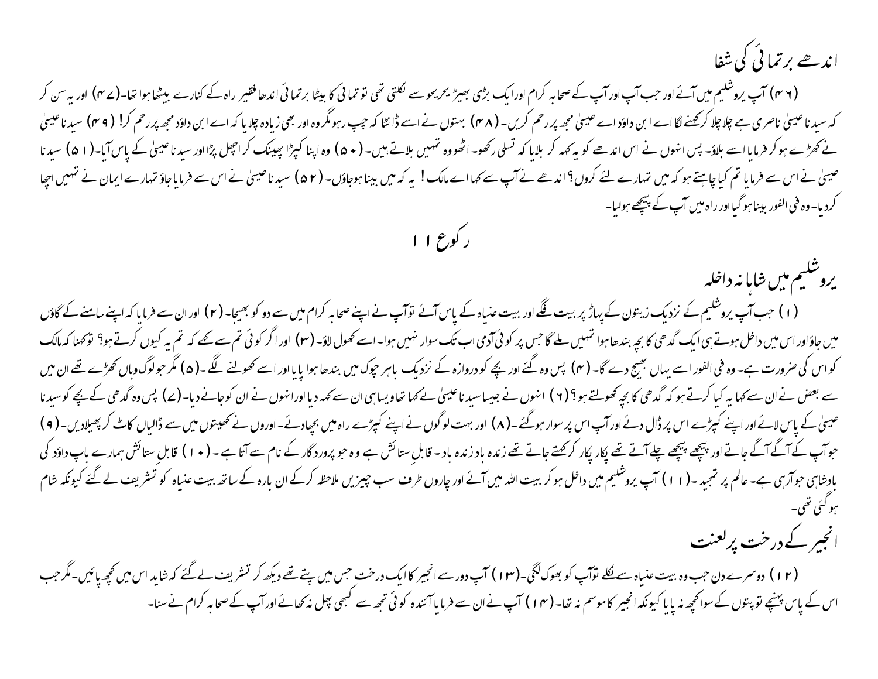## اندھے برتمائی کی شفا

(۴۶) آپ یروشلیم میں آئے اور جب آپ اور آپ کے صحابہ کرام اور ایک بڑی بھیڑ یحریحو سے نکلتی تھی تو تمائی کا بیٹا برتمائی اندھا فقیر راہ کے کنارے بیٹھا ہوا تھا۔(۴۷) اور یہ سن کر کہ سیدنا عیسیٰ ناصری ہے چلا چلا کر کہنے لگا اے ابن داؤد اے عیسیٰ مجھ پر رحم کریں۔ (۴۸) بہتوں نے اسے ڈانٹا کہ چپ رہو مگر وہ اور بھی زیادہ چلا یا کہ اے ابن داؤد مجھ پر رحم کر! (۴۹) سیدنا عیسیٰ نے کھڑے ہو کر فرمایا اسے بلاؤ۔ پس انہوں نے اس اندھے کو یہ کہہ کر بلایا کہ تسلی رکھو۔ اٹھو وہ تمہیں بلاتے ہیں۔ (۵۰) وہ اپنا کپڑا پھینک کر اچھل پڑا اور سیدنا عیسیٰ کے پاس آیا۔(۵۱) سیدنا عیسیٰ نے اس سے فرمایا تم کیا چاہتے ہو کہ میں تمہارے لئے کروں؟ اندھے نے آپ سے کہا اے مالک! یہ کہ میں بینا ہوجاؤں۔ (۵۲) سیدنا عیسیٰ نے اس سے فرمایا جاؤ تمہارے ایمان نے تمہیں اچھا کردیا۔ وہ فی الفور بینا ہو گیا اور راہ میں آپ کے پیچھے ہولیا۔

# رکوع ۱۱

## یروشلیم میں شاہانہ داخلہ

(۱) جب آپ یروشلیم کے نزدیک زیتون کے پہاڑ پر بیت فگے اور بیت عنیاہ کے پاس آئے تو آپ نے اپنے صحابہ کرام میں سے دو کو بھیجا۔ (۲) اور ان سے فرمایا کہ اپنے سامنے کے گاؤں میں جاؤ اور اس میں داخل ہوتے ہی ایک گدھی کا بچہ بندھا ہوا تمہیں ملے گا جس پر کوئی آدمی اب تک سوار نہیں ہوا۔ اسے کھول لاؤ۔ (۳) اور اگر کوئی تم سے کہے کہ تم یہ کیوں کرتے ہو؟ تو کہنا کہ مالک کو اس کی ضرورت ہے۔ وہ فی الفور اسے یہاں بھیج دے گا۔ (۴) پس وہ گئے اور بچے کو دروازہ کے نزدیک باہر چوک میں بندھا ہوا پایا اور اسے کھولنے لگے۔(۵) مگر جو لوگ وہاں کھڑے تھے ان میں سے بعض نے ان سے کہا یہ کیا کرتے ہو کہ گدھی کا بچہ کھولتے ہو؟ (۶) انہوں نے جیسا سیدنا عیسیٰ نے کہا تھا ویسا ہی ان سے کہہ دیا اور انہوں نے ان کو جانے دیا۔(۷) پس وہ گدھی کے بچے کو سیدنا عیسیٰ کے پاس لائے اور اپنے کپڑے اس پر ڈال دئے اور آپ اس پر سوار ہوگئے۔(۸) اور بہت لوگوں نے اپنے کپڑے راہ میں بچھادئے۔ اوروں نے کھیتوں میں سے ڈالیاں کاٹ کر پھیلادیں۔ (۹) جو آپ کے آگے آگے جاتے اور پیچھے پیچھے چلے آتے تھے پکار پکار کر کہتے جاتے تھے زندہ باد زندہ باد۔ قابلِ ستائش ہے وہ جو پروردگار کے نام سے آتا ہے۔ (۱۰) قابلِ ستائش ہمارے باپ داؤد کی بادشاہی جو آرہی ہے۔ عالم پر تمجید۔(۱۱) آپ یروشلیم میں داخل ہو کر بیت اللہ میں آئے اور چاروں طرف سب چیزیں ملاحظہ کرکے ان بارہ کے ساتھ بیت عنیاہ کو تشریف لے گئے کیونکہ شام ہو گئی تھی۔

## انجیر کے درخت پر لعنت

(۱۲) دوسرے دن جب وہ بیت عنیاہ سے نکلے تو آپ کو بھوک لگی۔(۱۳) آپ دور سے انجیر کا ایک درخت جس میں پتے تھے دیکھ کر تشریف لے گئے کہ شاید اس میں کچھ پائیں۔ مگر جب اس کے پاس پہنچے تو پتوں کے سوا کچھ نہ پایا کیونکہ انجیر کا موسم نہ تھا۔ (۱۴) آپ نے ان سے فرمایا آئندہ کوئی تجھ سے کبھی پھل نہ کھائے اور آپ کے صحابہ کرام نے سنا۔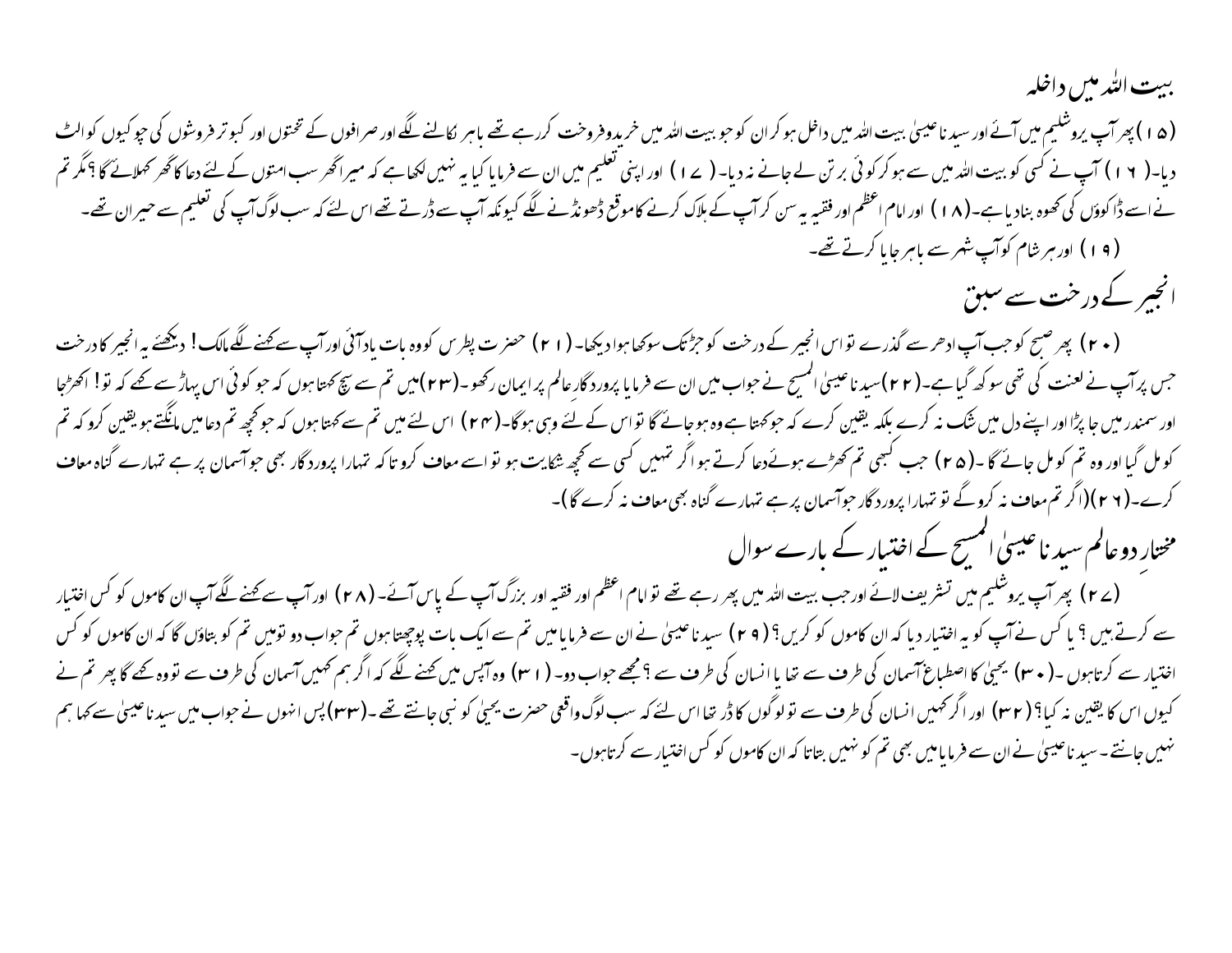## بیت اللہ میں داخلہ

(۱۵) پھر آپ یروشلیم میں آئے اور سیدنا عیسیٰ بیت اللہ میں داخل ہو کر ان کو جو بیت اللہ میں خریدوفروخت کررہے تھے باہر نکالنے لگے اور صرافوں کے تختوں اور کبوتر فروشوں کی چوکیوں کو الٹ دیا۔(۱۶) آپ نے کسی کو بیت اللہ میں سے ہو کر کوئی برتن لے جانے نہ دیا۔(۱۷) اور اپنی تعلیم میں ان سے فرمایا کیا یہ نہیں لکھا ہے کہ میرا گھر سب امتوں کے لئے دعا کا گھر کہلائے گا؟ مگر تم نے اسے ڈاکوؤں کی کھوہ بنادیا ہے۔(۱۸) اور امام اعظم اور فقیہ یہ سن کر آپ کے ہلاک کرنے کا موقع ڈھونڈنے لگے کیونکہ آپ سے ڈرتے تھے اس لئے کہ سب لوگ آپ کی تعلیم سے حیران تھے۔

(۱۹) اور ہر شام کو آپ شہر سے باہر جایا کرتے تھے۔

## انجیر کے درخت سے سبق

(۲۰) پھر صبح کو جب آپ ادھر سے گذرے تو اس انجیر کے درخت کو جڑ تک سوکھا ہوا دیکھا۔(۲۱) حضرت پطرس کو وہ بات یاد آئی اور آپ سے کہنے لگے مالک! دیکھئے یہ انجیر کا درخت جس پر آپ نے لعنت کی تھی سوکھ گیا ہے۔(۲۲) سیدنا عیسیٰ المسیح نے جواب میں ان سے فرمایا پروردگارِ عالم پر ایمان رکھو۔(۲۳) میں تم سے سچ کہتا ہوں کہ جو کوئی اس پہاڑ سے کہے کہ تو! اکھڑ جا اور سمندر میں جا پڑ اور اپنے دل میں شک نہ کرے بلکہ یقین کرے کہ جو کہتا ہے وہ ہو جائے گا تو اس کے لئے وہی ہوگا۔(۲۴) اس لئے میں تم سے کہتا ہوں کہ جو کچھ تم دعا میں مانگتے ہو یقین کرو کہ تم کو مل گیا اور وہ تم کو مل جائے گا۔(۲۵) جب کبھی تم کھڑے ہوئے دعا کرتے ہو اگر تمہیں کسی سے کچھ شکایت ہو تو اسے معاف کرو تا کہ تمہارا پروردگار بھی جو آسمان پر ہے تمہارے گناہ معاف کرے۔(۲۶)(اگر تم معاف نہ کرو گے تو تمہارا پروردگار جو آسمان پر ہے تمہارے گناہ بھی معاف نہ کرے گا)۔

## مختارِ دو عالم سیدنا عیسیٰ المسیح کے اختیار کے بارے سوال

(۲۷) پھر آپ یروشلیم میں تشریف لائے اور جب بیت اللہ میں پھر رہے تھے تو امام اعظم اور فقیہ اور بزرگ آپ کے پاس آئے۔(۲۸) اور آپ سے کہنے لگے آپ ان کاموں کو کس اختیار سے کرتے ہیں؟ یا کس نے آپ کو یہ اختیار دیا کہ ان کاموں کو کریں؟(۲۹) سیدنا عیسیٰ نے ان سے فرمایا میں تم سے ایک بات پوچھتا ہوں تم جواب دو تو میں تم کو بتاؤں گا کہ ان کاموں کو کس اختیار سے کرتا ہوں۔(۳۰) یحییٰ کا اصطباغ آسمان کی طرف سے تھا یا انسان کی طرف سے؟ مجھے جواب دو۔(۳۱) وہ آپس میں کہنے لگے کہ اگر ہم کہیں آسمان کی طرف سے تو وہ کہے گا پھر تم نے کیوں اس کا یقین نہ کیا؟(۳۲) اور اگر کہیں انسان کی طرف سے تو لوگوں کا ڈر تھا اس لئے کہ سب لوگ واقعی حضرت یحییٰ کو نبی جانتے تھے۔(۳۳) پس انہوں نے جواب میں سیدنا عیسیٰ سے کہا ہم نہیں جانتے۔ سیدنا عیسیٰ نے ان سے فرمایا میں بھی تم کو نہیں بتاتا کہ ان کاموں کو کس اختیار سے کرتا ہوں۔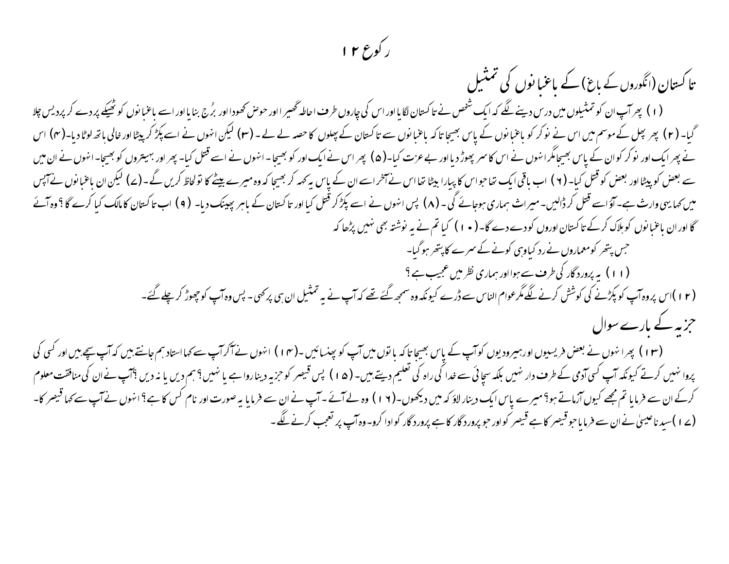# رکوع ۱۲

## تاکستان (انگوروں کے باغ) کے باغبانوں کی تمثیل

(۱) پھر آپ ان کو تمثیلوں میں درس دینے لگے کہ ایک شخص نے تاکستان لگایا اور اس کی چاروں طرف احاطہ گھیرا اور حوض کھودا اور بُرج بنایا اور اسے باغبانوں کو ٹھیکے پر دے کر پردیس چلا گیا۔ (۲) پھر پھل کے موسم میں اس نے نوکر کو باغبانوں کے پاس بھیجا تا کہ باغبانوں سے تاکستان کے پھلوں کا حصہ لے لے۔ (۳) لیکن انہوں نے اسے پکڑ کر پیٹا اور خالی ہاتھ لوٹا دیا۔ (۴) اس نے پھر ایک اور نوکر کو ان کے پاس بھیجا مگر انہوں نے اس کا سر پھوڑ دیا اور بے عزت کیا۔ (۵) پھر اس نے ایک اور کو بھیجا۔ انہوں نے اسے قتل کیا۔ پھر اور بہیتروں کو بھیجا۔ انہوں نے ان میں سے بعض کو پیٹا اور بعض کو قتل کیا۔ (۶) اب باقی ایک تھا جو اس کا پیارا بیٹا تھا اس نے آخر اسے ان کے پاس یہ کہہ کر بھیجا کہ وہ میرے بیٹے کا تو لحاظ کریں گے۔ (۷) لیکن ان باغبانوں نے آپس میں کہا یہی وارث ہے۔ آؤ اسے قتل کر ڈالیں۔ میراث ہماری ہوجائے گی۔ (۸) پس انہوں نے اسے پکڑ کر قتل کیا اور تاکستان کے باہر پھینک دیا۔ (۹) اب تاکستان کا مالک کیا کرے گا؟ وہ آئے گا اور ان باغبانوں کو ہلاک کرکے تاکستان اوروں کو دے دے گا۔ (۱۰) کیا تم نے یہ نوشتہ بھی نہیں پڑھا کہ

جس پتھر کو معماروں نے رد کیا وہی کونے کے سرے کا پتھر ہو گیا۔

(۱۱) یہ پروردگار کی طرف سے ہوا اور ہماری نظر میں عجیب ہے؟

(۱۲) اس پر وہ آپ کو پکڑنے کی کوشش کرنے لگے مگر عوام الناس سے ڈرے کیونکہ وہ سمجھ گئے تھے کہ آپ نے یہ تمثیل ان ہی پر کہی۔ پس وہ آپ کو چھوڑ کر چلے گئے۔

## جزیہ کے بارے سوال

(۱۳) پھر انہوں نے بعض فریسیوں اور ہیرودیوں کو آپ کے پاس بھیجا تا کہ باتوں میں آپ کو پھنسائیں۔ (۱۴) انہوں نے آکر آپ سے کہا استاد ہم جانتے ہیں کہ آپ سچے ہیں اور کسی کی پروا نہیں کرتے کیونکہ آپ کسی آدمی کے طرف دار نہیں بلکہ سچائی سے خدا کی راہ کی تعلیم دیتے ہیں۔ (۱۵) پس قیصر کو جزیہ دینا روا ہے یا نہیں؟ ہم دیں یا نہ دیں؟ آپ نے ان کی منافقت معلوم کرکے ان سے فرمایا تم مجھے کیوں آزماتے ہو؟ میرے پاس ایک دینار لاؤ کہ میں دیکھوں۔ (۱۶) وہ لے آئے۔ آپ نے ان سے فرمایا یہ صورت اور نام کس کا ہے؟ انہوں نے آپ سے کہا قیصر کا۔ (۱۷) سیدنا عیسیٰ نے ان سے فرمایا جو قیصر کا ہے قیصر کو اور جو پروردگار کا ہے پروردگار کو ادا کرو۔ وہ آپ پر تعجب کرنے لگے۔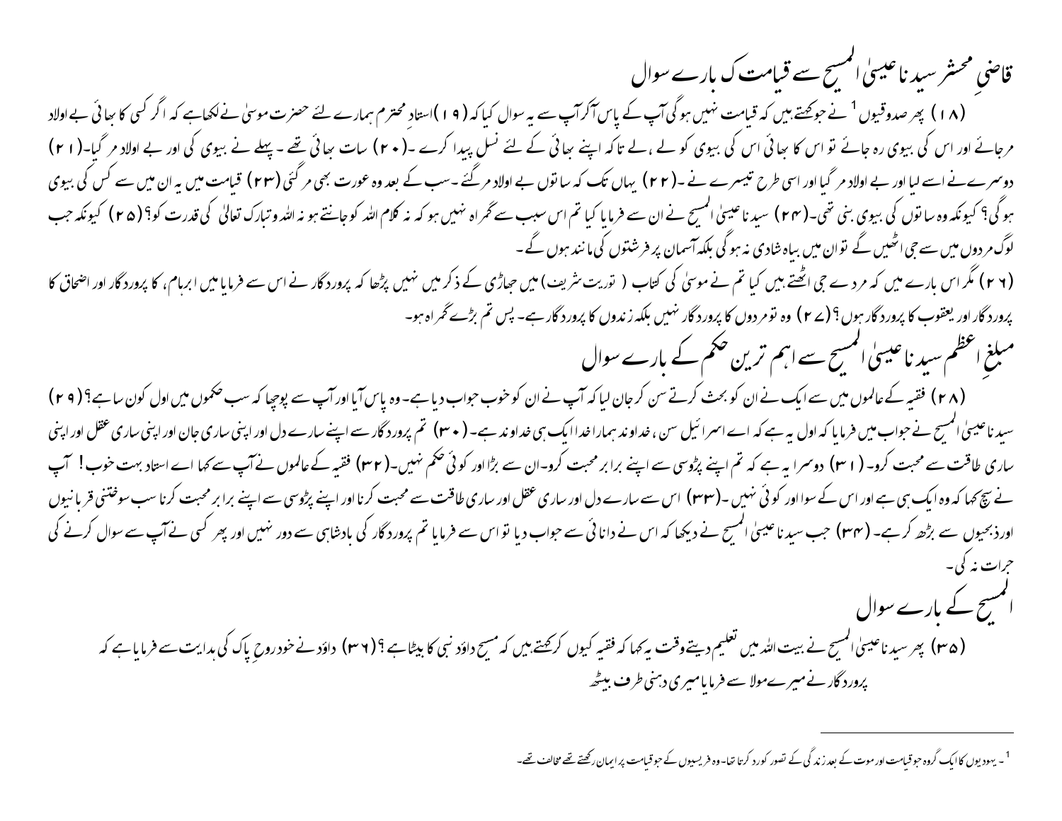## قاضیِ محشر سیدنا عیسیٰ المسیح سے قیامت ک بارے سوال

(۱۸) پھر صدوقیوں[1] نے جوکہتے ہیں کہ قیامت نہیں ہوگی آپ کے پاس آکر آپ سے یہ سوال کیا کہ (۱۹)استادِ محترم ہمارے لئے حضرت موسیٰ نے لکھاہے کہ اگر کسی کا بھائی بے اولاد مرجائے اور اس کی بیوی رہ جائے تو اس کا بھائی اس کی بیوی کو لے ،لے تاکہ اپنے بھائی کے لئے نسل پیدا کرے ۔(۲۰) سات بھائی تھے ۔ پہلے نے بیوی کی اور بے اولاد مر گیا۔(۲۱) دوسرے نے اسے لیا اور بے اولاد مر گیا اور اسی طرح تیسرے نے ۔(۲۲) یہاں تک کہ ساتوں بے اولاد مرگئے ۔سب کے بعد وہ عورت بھی مر گئی (۲۳) قیامت میں یہ ان میں سے کس کی بیوی ہوگی؟ کیونکہ وہ ساتوں کی بیوی بنی تھی۔(۲۴) سیدنا عیسیٰ المسیح نے ان سے فرمایا کیا تم اس سبب سے گمراہ نہیں ہو کہ نہ کلام اللہ کو جانتے ہو نہ اللہ وتبارک تعالیٰ کی قدرت کو؟(۲۵) کیونکہ جب لوگ مردوں میں سے جی اٹھیں گے تو ان میں بیاہ شادی نہ ہوگی بلکہ آسمان پر فرشتوں کی مانند ہوں گے ۔

(۲۶) مگر اس بارے میں کہ مردے جی اٹھتے ہیں کیا تم نے موسیٰ کی کتاب ( توریت شریف) میں جھاڑی کے ذکر میں نہیں پڑھا کہ پروردگار نے اس سے فرمایا میں ابرہام، کا پروردگار اور اضحاق کا پروردگار اور یعقوب کا پروردگار ہوں؟(۲۷) وہ تو مردوں کا پروردگار نہیں بلکہ زندوں کا پروردگار ہے۔ پس تم بڑے گمراہ ہو۔

## مبلغِ اعظم سیدنا عیسیٰ المسیح سے اہم ترین حکم کے بارے سوال

(۲۸) فقیہ کے عالموں میں سے ایک نے ان کو بحث کرتے سن کر جان لیا کہ آپ نے ان کو خوب جواب دیا ہے۔ وہ پاس آیا اور آپ سے پوچھا کہ سب حکموں میں اول کون سا ہے؟(۲۹) سیدنا عیسیٰ المسیح نے جواب میں فرمایا کہ اول یہ ہے کہ اے اسرائیل سن ،خداوند ہمارا خدا ایک ہی خداوند ہے۔(۳۰) تم پروردگار سے اپنے سارے دل اور اپنی ساری جان اور اپنی ساری عقل اور اپنی ساری طاقت سے محبت کرو۔(۳۱) دوسرا یہ ہے کہ تم اپنے پڑوسی سے اپنے برابر محبت کرو۔ان سے بڑا اور کوئی حکم نہیں۔(۳۲) فقیہ کے عالموں نے آپ سے کہا اے استاد بہت خوب! آپ نے سچ کہا کہ وہ ایک ہی ہے اور اس کے سوا اور کوئی نہیں ۔(۳۳) اس سے سارے دل اور ساری عقل اور ساری طاقت سے محبت کرنا اور اپنے پڑوسی سے اپنے برابر محبت کرنا سب سوختنی قربانیوں اورذبیحوں سے بڑھ کر ہے۔(۳۴) جب سیدنا عیسیٰ المسیح نے دیکھا کہ اس نے دانائی سے جواب دیا تو اس سے فرمایا تم پروردگار کی بادشاہی سے دور نہیں اور پھر کسی نے آپ سے سوال کرنے کی جرات نہ کی۔

## المسیح کے بارے سوال

(۳۵) پھر سیدنا عیسیٰ المسیح نے بیت اللہ میں تعلیم دیتے وقت یہ کہا کہ فقیہ کیوں کرکہتے ہیں کہ مسیح داؤد نبی کا بیٹا ہے؟(۳۶) داؤد نے خود روحِ پاک کی ہدایت سے فرمایا ہے کہ پروردگار نے میرے مولا سے فرمایا میری دہنی طرف بیٹھ

---

[1]۔ یہودیوں کا ایک گروہ جو قیامت اور موت کے بعد زندگی کے تصور کو رد کرتا تھا۔ وہ فریسیوں کے جو قیامت پر ایمان رکھتے تھے مخالف تھے۔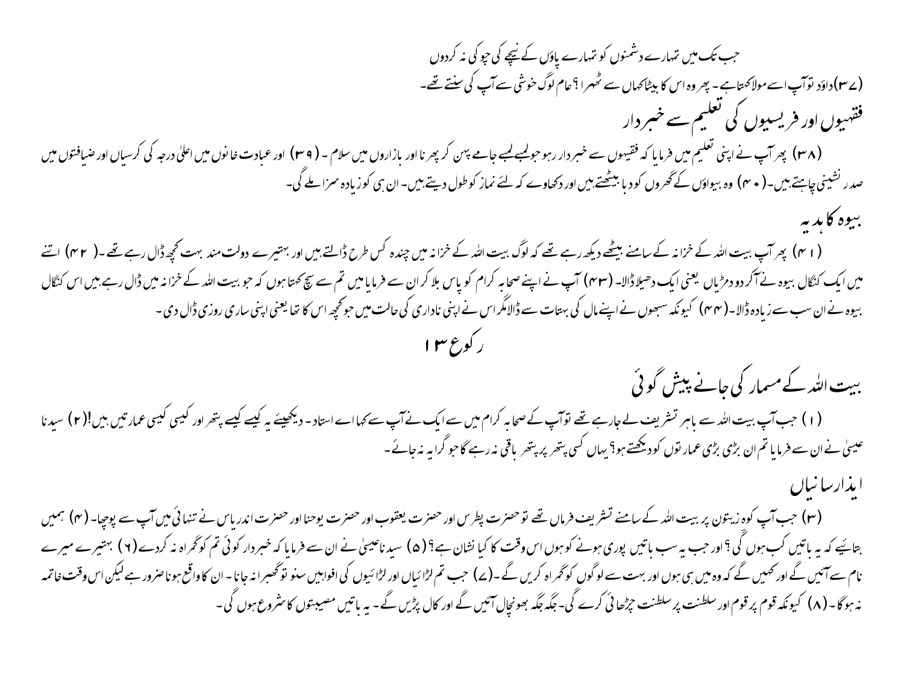جب تک میں تمہارے دشمنوں کو تمہارے پاؤں کے نیچے کی چوکی نہ کردوں

(۳۷)داؤد توآپ اسے مولا کہتا ہے۔ پھر وہ اس کا بیٹا کہاں سے ٹھہرا؟ عام لوگ خوشی سے آپ کی سنتے تھے۔

## فقیہوں اور فریسیوں کی تعلیم سے خبر دار

(۳۸) پھر آپ نے اپنی تعلیم میں فرمایا کہ فقیہوں سے خبر دار رہو جو لمبے لمبے جامے پہن کر پھرنا اور بازاروں میں سلام ۔ (۳۹) اور عبادت خانوں میں اعلیٰ درجہ کی کرسیاں اور ضیافتوں میں صدر نشینی چاہتے ہیں۔ (۴۰) وہ بیواؤں کے گھروں کو دبا بیٹھتے ہیں اور دکھاوے کے لئے نماز کو طول دیتے ہیں۔ ان ہی کو زیادہ سزا ملے گی۔

## بیوہ کا ہدیہ

(۴۱) پھر آپ بیت اللہ کے خزانہ کے سامنے بیٹھے دیکھ رہے تھے کہ لوگ بیت اللہ کے خزانہ میں چندہ کس طرح ڈالتے ہیں اور بہتیرے دولت مند بہت کچھ ڈال رہے تھے ۔(۴۲) اتنے میں ایک کنگال بیوہ نے آکر دو دمڑیاں یعنی ایک دھیلا ڈالا۔ (۴۳) آپ نے اپنے صحابہ کرام کو پاس بلا کر ان سے فرمایا میں تم سے سچ کہتا ہوں کہ جو بیت اللہ کے خزانہ میں ڈال رہے ہیں اس کنگال بیوہ نے ان سب سے زیادہ ڈالا۔ (۴۴) کیونکہ سبھوں نے اپنے مال کی بہتات سے ڈالا مگر اس نے اپنی ناداری کی حالت میں جو کچھ اس کا تھا یعنی اپنی ساری روزی ڈال دی۔

# رکوع ۱۳

## بیت اللہ کے مسمار کی جانے پیش گوئی

(۱) جب آپ بیت اللہ سے باہر تشریف لے جارہے تھے توآپ کے صحابہ کرام میں سے ایک نے آپ سے کہا اے استاد۔ دیکھیئے یہ کیسے کیسے پتھر اور کیسی کیسی عمارتیں ہیں!(۲) سیدنا عیسیٰ نے ان سے فرمایا تم ان بڑی بڑی عمارتوں کو دیکھتے ہو؟ یہاں کسی پتھر پر پتھر باقی نہ رہے گا جو گرایا نہ جائے۔

## ایذارسانیاں

(۳) جب آپ کوہ زیتون پر بیت اللہ کے سامنے تشریف فرماں تھے تو حضرت پطرس اور حضرت یعقوب اور حضرت یوحنا اور حضرت اندریاس نے تنہائی میں آپ سے پوچھا۔ (۴) ہمیں بتائیے کہ یہ باتیں کب ہوں گی؟ اور جب یہ سب باتیں پوری ہونے کو ہوں اس وقت کا کیا نشان ہے؟ (۵) سیدنا عیسیٰ نے ان سے فرمایا کہ خبر دار کوئی تم کو گمراہ نہ کردے (۶) بہتیرے میرے نام سے آئیں گے اور کہیں گے کہ وہ میں ہی ہوں اور بہت سے لوگوں کو گمراہ کریں گے ۔(۷) جب تم لڑائیاں اور لڑائیوں کی افواہیں سنو تو گھبرا نہ جانا۔ ان کا واقع ہونا ضرور ہے لیکن اس وقت خاتمہ نہ ہوگا۔ (۸) کیونکہ قوم پر قوم اور سلطنت پر سلطنت چڑھائی کرے گی۔ جگہ جگہ بھونچال آئیں گے اور کال پڑیں گے۔ یہ باتیں مصیبتوں کا شروع ہوں گی۔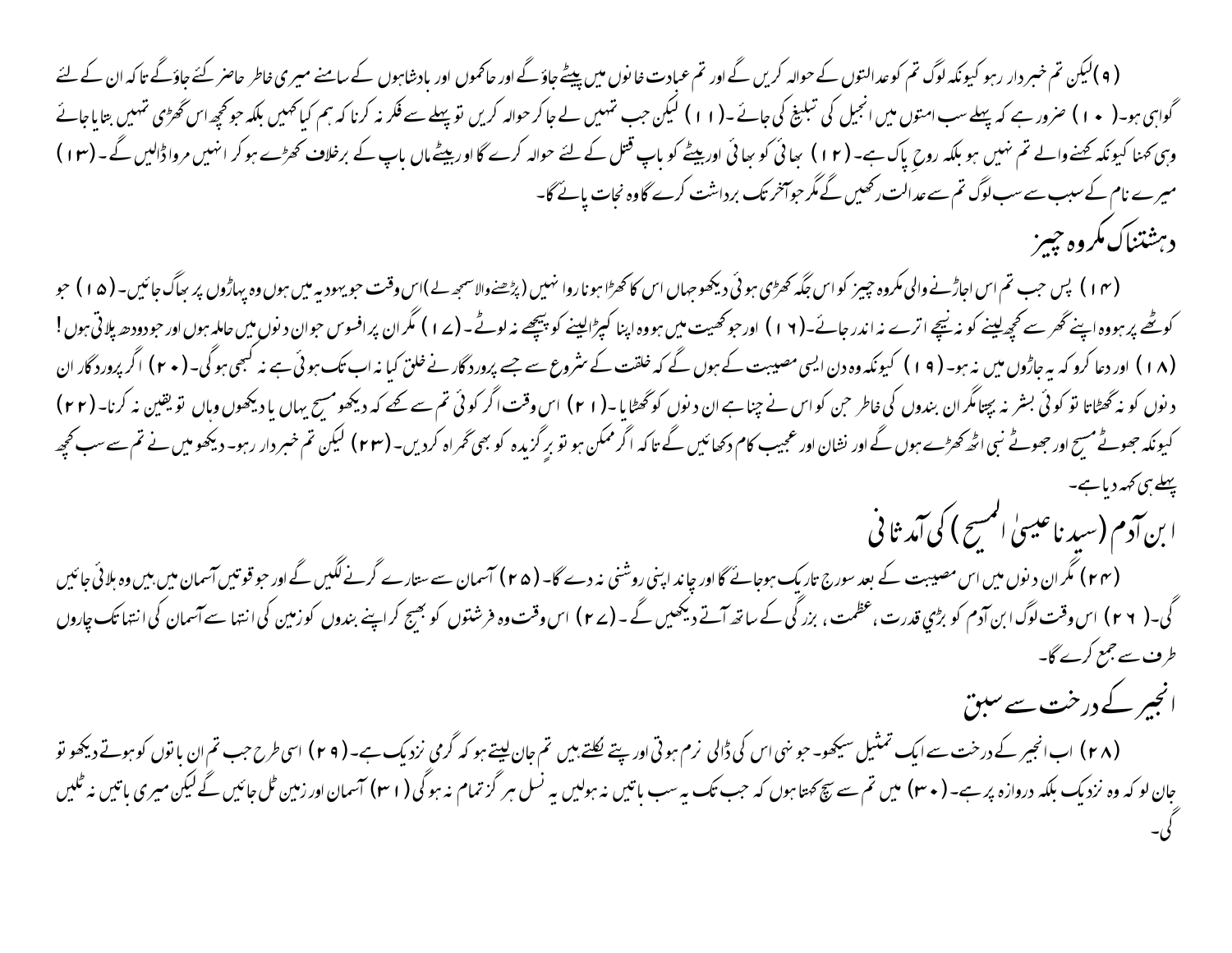(۹) لیکن تم خبردار رہو کیونکہ لوگ تم کو عدالتوں کے حوالہ کریں گے اور تم عبادت خانوں میں پیٹے جاؤ گے اور حاکموں اور بادشاہوں کے سامنے میری خاطر حاضر کئے جاؤ گے تاکہ ان کے لئے گواہی ہو۔ (۱۰) ضرور ہے کہ پہلے سب امتوں میں انجیل کی تبلیغ کی جائے۔ (۱۱) لیکن جب تمہیں لے جا کر حوالہ کریں تو پہلے سے فکر نہ کرنا کہ ہم کیا کہیں بلکہ جو کچھ اس گھڑی تمہیں بتایا جائے وہی کہنا کیونکہ کہنے والے تم نہیں ہو بلکہ روح پاک ہے۔ (۱۲) بھائی کو بھائی اور بیٹے کو باپ قتل کے لئے حوالہ کرے گا اور بیٹے ماں باپ کے برخلاف کھڑے ہو کر انہیں مروا ڈالیں گے۔ (۱۳) میرے نام کے سبب سے سب لوگ تم سے عداوت رکھیں گے مگر جو آخر تک برداشت کرے گا وہ نجات پائے گا۔

## دہشتناک مکروہ چیز

(۱۴) پس جب تم اس اجاڑنے والی مکروہ چیز کو اس جگہ کھڑی ہوئی دیکھو جہاں اس کا کھڑا ہونا روا نہیں (پڑھنے والا سمجھ لے) اس وقت جو یہودیہ میں ہوں وہ پہاڑوں پر بھاگ جائیں۔ (۱۵) جو کوٹھے پر ہو وہ اپنے گھر سے کچھ لینے کو نہ نیچے اترے نہ اندر جائے۔ (۱۶) اور جو کھیت میں ہو وہ اپنا کپڑا لینے کو پیچھے نہ لوٹے۔ (۱۷) مگر ان پر افسوس جو ان دنوں میں حاملہ ہوں اور جو دودھ پلاتی ہوں! (۱۸) اور دعا کرو کہ یہ جاڑوں میں نہ ہو۔ (۱۹) کیونکہ وہ دن ایسی مصیبت کے ہوں گے کہ خلقت کے شروع سے جسے پروردگار نے خلق کیا نہ اب تک ہوئی ہے نہ کبھی ہوگی۔ (۲۰) اگر پروردگار ان دنوں کو نہ گھٹاتا تو کوئی بشر نہ بچتا مگر ان بندوں کی خاطر جن کو اس نے چنا ہے ان دنوں کو گھٹایا۔ (۲۱) اس وقت اگر کوئی تم سے کہے کہ دیکھو مسیح یہاں یا دیکھوں وہاں تو یقین نہ کرنا۔ (۲۲) کیونکہ جھوٹے مسیح اور جھوٹے نبی اٹھ کھڑے ہوں گے اور نشان اور عجیب کام دکھائیں گے تاکہ اگر ممکن ہو تو برگزیدہ کو بھی گمراہ کردیں۔ (۲۳) لیکن تم خبردار رہو۔ دیکھو میں نے تم سے سب کچھ پہلے ہی کہہ دیا ہے۔

## ابن آدم (سیدنا عیسیٰ المسیح) کی آمد ثانی

(۲۴) مگر ان دنوں میں اس مصیبت کے بعد سورج تاریک ہوجائے گا اور چاند اپنی روشنی نہ دے گا۔ (۲۵) آسمان سے ستارے گرنے لگیں گے اور جو قوتیں آسمان میں ہیں وہ ہلائی جائیں گی۔ (۲۶) اس وقت لوگ ابن آدم کو بڑی قدرت، عظمت، بزرگی کے ساتھ آتے دیکھیں گے۔ (۲۷) اس وقت وہ فرشتوں کو بھیج کر اپنے بندوں کو زمین کی انتہا سے آسمان کی انتہا تک چاروں طرف سے جمع کرے گا۔

## انجیر کے درخت سے سبق

(۲۸) اب انجیر کے درخت سے ایک تمثیل سیکھو۔ جونہی اس کی ڈالی نرم ہوتی اور پتے نکلتے ہیں تم جان لیتے ہو کہ گرمی نزدیک ہے۔ (۲۹) اسی طرح جب تم ان باتوں کو ہوتے دیکھو تو جان لو کہ وہ نزدیک بلکہ دروازہ پر ہے۔ (۳۰) میں تم سے سچ کہتا ہوں کہ جب تک یہ سب باتیں نہ ہولیں یہ نسل ہرگز تمام نہ ہوگی (۳۱) آسمان اور زمین ٹل جائیں گے لیکن میری باتیں نہ ٹلیں گی۔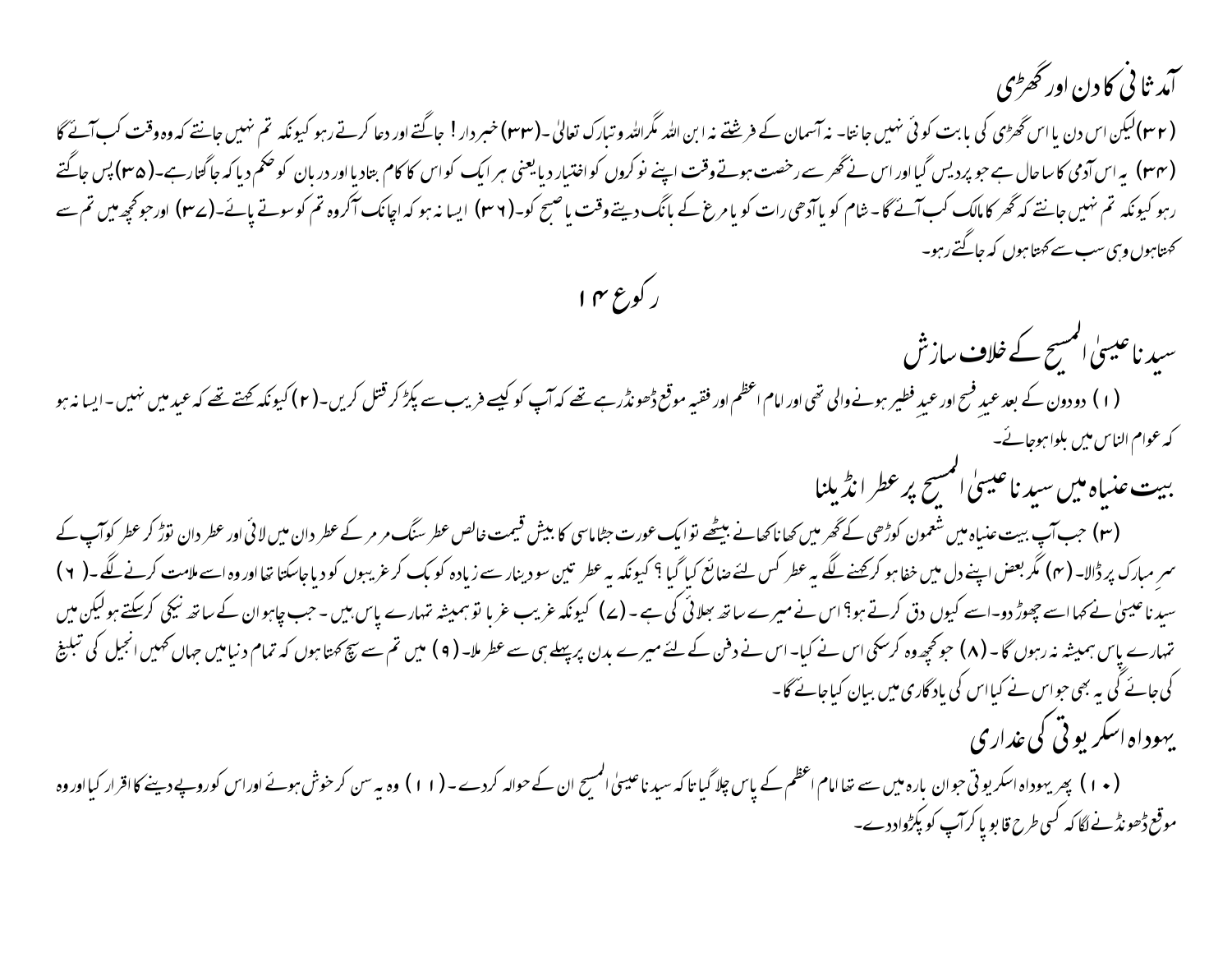## آمد ثانی کا دن اور گھڑی

(۳۲)لیکن اس دن یا اس گھڑی کی بابت کوئی نہیں جانتا۔ نہ آسمان کے فرشتے نہ ابن اللہ مگراللہ وتبارک تعالیٰ ۔(۳۳) خبردار! جاگتے اور دعا کرتے رہو کیونکہ تم نہیں جانتے کہ وہ وقت کب آئے گا (۳۴) یہ اس آدمی کا سا حال ہے جو پردیس گیا اور اس نے گھر سے رخصت ہوتے وقت اپنے نوکروں کو اختیار دیا یعنی ہر ایک کو اس کا کام بتادیا اور دربان کو حکم دیا کہ جاگتا رہے۔(۳۵)پس جاگتے رہو کیونکہ تم نہیں جانتے کہ گھر کا مالک کب آئے گا۔ شام کو یا آدھی رات کو یا مرغ کے بانگ دیتے وقت یا صبح کو۔(۳۶) ایسا نہ ہو کہ اچانک آکروہ تم کو سوتے پائے۔(۳۷) اور جو کچھ میں تم سے کہتا ہوں وہی سب سے کہتا ہوں کہ جاگتے رہو۔

### رکوع ۱۴

## سیدنا عیسیٰ المسیح کے خلاف سازش

(۱) دو دون کے بعد عیدِ فسح اور عیدِ فطیر ہونے والی تھی اور امام اعظم اور فقیہ موقع ڈھونڈرہے تھے کہ آپ کو کیسے فریب سے پکڑ کر قتل کریں۔(۲) کیونکہ کہتے تھے کہ عید میں نہیں۔ ایسا نہ ہو کہ عوام الناس میں بلوا ہوجائے۔

## بیت عنیاہ میں سیدنا عیسیٰ المسیح پر عطر انڈیلنا

(۳) جب آپ بیت عنیاہ میں شمعون کوڑھی کے گھر میں کھانا کھانے بیٹھے تو ایک عورت جٹاماسی کا بیش قیمت خالص عطر سنگ مرمر کے عطردان میں لائی اور عطردان توڑ کر عطر کو آپ کے سرِ مبارک پر ڈالا۔(۴) مگر بعض اپنے دل میں خفا ہو کر کہنے لگے یہ عطر کس لئے ضائع کیا گیا؟ کیونکہ یہ عطر تین سو دینار سے زیادہ کو بک کر غریبوں کو دیا جاسکتا تھا اور وہ اسے ملامت کرنے لگے۔(۶) سیدنا عیسیٰ نے کہا اسے چھوڑ دو۔اسے کیوں دق کرتے ہو؟ اس نے میرے ساتھ بھلائی کی ہے۔(۷) کیونکہ غریب غربا تو ہمیشہ تمہارے پاس ہیں۔ جب چاہو ان کے ساتھ نیکی کرسکتے ہو لیکن میں تمہارے پاس ہمیشہ نہ رہوں گا۔(۸) جو کچھ وہ کرسکی اس نے کیا۔ اس نے دفن کے لئے میرے بدن پر پہلے ہی سے عطر ملا۔(۹) میں تم سے سچ کہتا ہوں کہ تمام دنیا میں جہاں کہیں انجیل کی تبلیغ کی جائے گی یہ بھی جو اس نے کیا اس کی یادگاری میں بیان کیا جائے گا۔

## یہوداہ اسکریوتی کی غداری

(۱۰) پھر یہوداہ اسکریوتی جو ان بارہ میں سے تھا امام اعظم کے پاس چلا گیا تاکہ سیدنا عیسیٰ المسیح ان کے حوالہ کردے۔(۱۱) وہ یہ سن کر خوش ہوئے اور اس کو روپے دینے کا اقرار کیا اور وہ موقع ڈھونڈنے لگا کہ کسی طرح قابو پاکر آپ کو پکڑوادے۔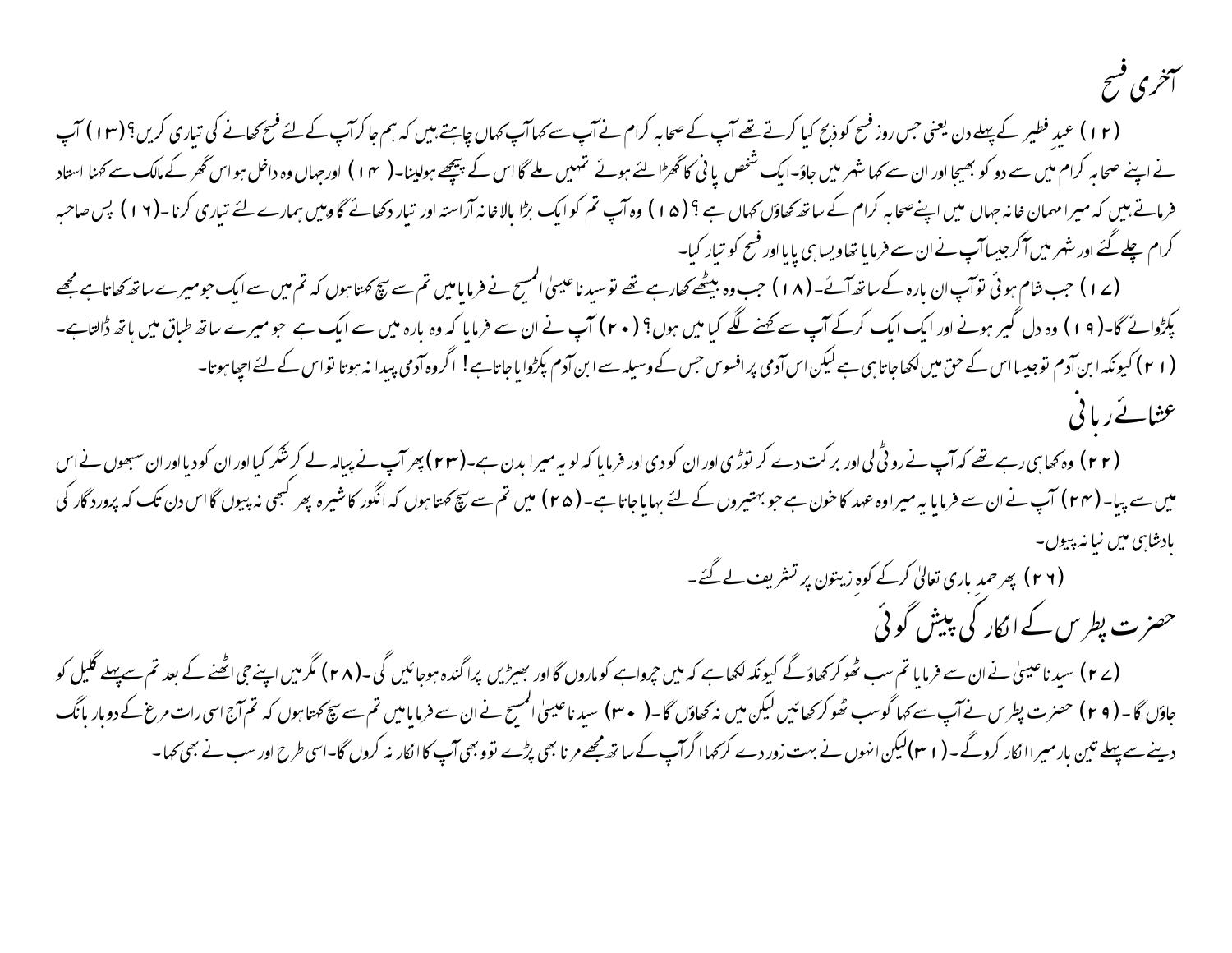## آخری فسح

(۱۲) عیدِ فطیر کے پہلے دن یعنی جس روز فسح کو ذبح کیا کرتے تھے آپ کے صحابہ کرام نے آپ سے کہا آپ کہاں چاہتے ہیں کہ ہم جا کر آپ کے لئے فسح کھانے کی تیاری کریں؟ (۱۳) آپ نے اپنے صحابہ کرام میں سے دو کو بھیجا اور ان سے کہا شہر میں جاؤ۔ ایک شخص پانی کا گھڑا لئے ہوئے تمہیں ملے گا اس کے پیچھے ہولینا۔ (۱۴) اور جہاں وہ داخل ہو اس گھر کے مالک سے کہنا استاد فرماتے ہیں کہ میرا مہمان خانہ جہاں میں اپنے صحابہ کرام کے ساتھ کھاؤں کہاں ہے؟ (۱۵) وہ آپ تم کو ایک بڑا بالاخانہ آراستہ اور تیار دکھائے گا وہیں ہمارے لئے تیاری کرنا۔ (۱۶) پس صاحبہ کرام چلے گئے اور شہر میں آکر جیسا آپ نے ان سے فرمایا تھا ویسا ہی پایا اور فسح کو تیار کیا۔

(۱۷) جب شام ہوئی تو آپ ان بارہ کے ساتھ آئے۔ (۱۸) جب وہ بیٹھے کھا رہے تھے تو سیدنا عیسیٰ المسیح نے فرمایا میں تم سے سچ کہتا ہوں کہ تم میں سے ایک جو میرے ساتھ کھاتا ہے مجھے پکڑوائے گا۔ (۱۹) وہ دل گیر ہونے اور ایک ایک کرکے آپ سے کہنے لگے کیا میں ہوں؟ (۲۰) آپ نے ان سے فرمایا کہ وہ بارہ میں سے ایک ہے جو میرے ساتھ طباق میں ہاتھ ڈالتا ہے۔ (۲۱) کیونکہ ابن آدم تو جیسا اس کے حق میں لکھا جاتا ہی ہے لیکن اس آدمی پر افسوس جس کے وسیلہ سے ابن آدم پکڑوایا جاتا ہے! اگر وہ آدمی پیدا نہ ہوتا تو اس کے لئے اچھا ہوتا۔

## عشائے ربانی

(۲۲) وہ کھا ہی رہے تھے کہ آپ نے روٹی لی اور برکت دے کر توڑی اور ان کو دی اور فرمایا کہ لو یہ میرا بدن ہے۔ (۲۳) پھر آپ نے پیالہ لے کر شکر کیا اور ان کو دیا اور ان سبھوں نے اس میں سے پیا۔ (۲۴) آپ نے ان سے فرمایا یہ میرا وہ عہد کا خون ہے جو بہتیروں کے لئے بہایا جاتا ہے۔ (۲۵) میں تم سے سچ کہتا ہوں کہ انگور کا شیرہ پھر کبھی نہ پیوں گا اس دن تک کہ پروردگار کی بادشاہی میں نیا نہ پیوں۔

(۲۶) پھر حمدِ باری تعالیٰ کرکے کوہِ زیتون پر تشریف لے گئے۔

## حضرت پطرس کے انکار کی پیش گوئی

(۲۷) سیدنا عیسیٰ نے ان سے فرمایا تم سب ٹھوکر کھاؤ گے کیونکہ لکھا ہے کہ میں چرواہے کو ماروں گا اور بھیڑیں پراگندہ ہوجائیں گی۔ (۲۸) مگر میں اپنے جی اٹھنے کے بعد تم سے پہلے گلیل کو جاؤں گا۔ (۲۹) حضرت پطرس نے آپ سے کہا گو سب ٹھوکر کھائیں لیکن میں نہ کھاؤں گا۔ (۳۰) سیدنا عیسیٰ المسیح نے ان سے فرمایا میں تم سے سچ کہتا ہوں کہ تم آج اسی رات مرغ کے دو بار بانگ دینے سے پہلے تین بار میرا انکار کروگے۔ (۳۱) لیکن انہوں نے بہت زور دے کر کہا اگر آپ کے ساتھ مجھے مرنا بھی پڑے تو بھی آپ کا انکار نہ کروں گا۔ اسی طرح اور سب نے بھی کہا۔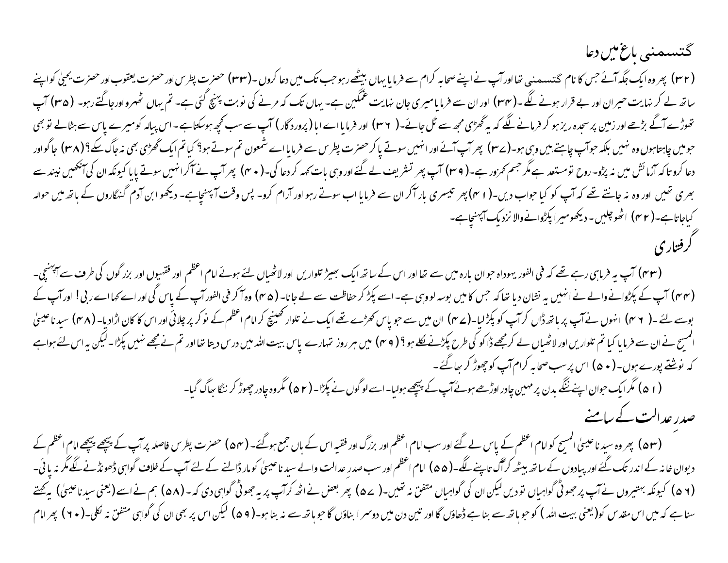## گتسمنی باغ میں دعا

(۳۲) پھر وہ ایک جگہ آئے جس کا نام گتسمنی تھا اور آپ نے اپنے صحابہ کرام سے فرمایا یہاں بیٹھے رہو جب تک میں دعا کروں ۔(۳۳) حضرت پطرس اور حضرت یعقوب اور حضرت یحییٰ کو اپنے ساتھ لے کر نہایت حیران اور بے قرار ہونے لگے ۔(۳۴) اور ان سے فرمایا میری جان نہایت غمگین ہے۔ یہاں تک کہ مرنے کی نوبت پہنچ گئی ہے۔ تم یہاں ٹھہرو اور جاگتے رہو۔ (۳۵) آپ تھوڑے آگے بڑھے اور زمین پر سجدہ ریز ہو کر فرمانے لگے کہ یہ گھڑی مجھ سے ٹل جائے۔(۳۶) اور فرمایا اے ابا (پروردگار) آپ سے سب کچھ ہوسکتا ہے۔ اس پیالہ کو میرے پاس سے ہٹالے تو بھی جو میں چاہتا ہوں وہ نہیں بلکہ جو آپ چاہتے ہیں وہی ہو۔(۳۷) پھر آپ آئے اور انہیں سوتے پا کر حضرت پطرس سے فرمایا اے شمعون تم سوتے ہو؟ کیا تم ایک گھڑی بھی نہ جاگ سکے؟ (۳۸) جاگو اور دعا کرو تاکہ آزمائش میں نہ پڑو۔ روح تو مستعد ہے مگر جسم کمزور ہے۔(۳۹) آپ پھر تشریف لے گئے اور وہی بات کہہ کر دعا کی۔(۴۰) پھر آپ نے آکر انہیں سوتے پایا کیونکہ ان کی آنکھیں نیند سے بھری تھیں اور وہ نہ جانتے تھے کہ آپ کو کیا جواب دیں۔(۴۱) پھر تیسری بار آکر ان سے فرمایا اب سوتے رہو اور آرام کرو۔ پس وقت آپہنچا ہے۔ دیکھو ابن آدم گنہگاروں کے ہاتھ میں حوالہ کیا جاتا ہے۔(۴۲) اٹھو چلیں ۔ دیکھو میرا پکڑوانے والا نزدیک آپہنچا ہے۔

## گرفتاری

(۴۳) آپ یہ فرما ہی رہے تھے کہ فی الفور یہوداہ جو ان بارہ میں سے تھا اور اس کے ساتھ ایک بھیڑ تلواریں اور لاٹھیاں لئے ہوئے امام اعظم اور فقیہوں اور بزرگوں کی طرف سے آپہنچی۔ (۴۴) آپ کے پکڑوانے والے نے انہیں یہ نشان دیا تھا کہ جس کا میں بوسہ لوں وہی ہے۔ اسے پکڑ کر حفاظت سے لے جانا۔ (۴۵) وہ آکر فی الفور آپ کے پاس گیا اور اے کہا اے ربی! اور آپ کے بوسے لئے ۔(۴۶) انہوں نے آپ پر ہاتھ ڈال کر آپ کو پکڑلیا۔(۴۷) ان میں سے جو پاس کھڑے تھے ایک نے تلوار کھینچ کر امام اعظم کے نوکر پر چلائی اور اس کا کان اڑادیا۔ (۴۸) سیدنا عیسیٰ المسیح نے ان سے فرمایا کیا تم تلواریں اور لاٹھیاں لے کر مجھے ڈاکو کی طرح پکڑنے نکلے ہو؟ (۴۹) میں ہر روز تمہارے پاس بیت اللہ میں درس دیتا تھا اور تم نے مجھے نہیں پکڑا۔ لیکن یہ اس لئے ہوا ہے کہ نوشتے پورے ہوں۔(۵۰) اس پر سب صحابہ کرام آپ کو چھوڑ کر بھاگ گئے۔

(۵۱) مگر ایک جوان اپنے ننگے بدن پر مہین چادر اوڑھے ہوئے آپ کے پیچھے ہولیا۔ اسے لوگوں نے پکڑا۔(۵۲) مگر وہ چادر چھوڑ کر ننگا بھاگ گیا۔

## صدرِ عدالت کے سامنے

(۵۳) پھر وہ سیدنا عیسیٰ المسیح کو امام اعظم کے پاس لے گئے اور سب امام اعظم اور بزرگ اور فقیہ اس کے ہاں جمع ہوگئے۔(۵۴) حضرت پطرس فاصلہ پر آپ کے پیچھے پیچھے امام اعظم کے دیوان خانہ کے اندر تک گئے اور پیادوں کے ساتھ بیٹھ کر آگ تاپنے لگے۔(۵۵) امام اعظم اور سب صدر عدالت والے سیدنا عیسیٰ کو مار ڈالنے کے لئے آپ کے خلاف گواہی ڈھونڈنے لگے مگر نہ پائی۔ (۵۶) کیونکہ بہتیروں نے آپ پر جھوٹی گواہیاں تو دیں لیکن ان کی گواہیاں متفق نہ تھیں۔(۵۷) پھر بعض نے اٹھ کر آپ پر یہ جھوٹی گواہی دی کہ ۔(۵۸) ہم نے اسے (یعنی سیدنا عیسیٰ) یہ کہتے سنا ہے کہ میں اس مقدس کو (یعنی بیت اللہ) کو جو ہاتھ سے بنا ہے ڈھاؤں گا اور تین دن میں دوسرا بناؤں گا جو ہاتھ سے نہ بنا ہو۔(۵۹) لیکن اس پر بھی ان کی گواہی متفق نہ نکلی۔(۶۰) پھر امام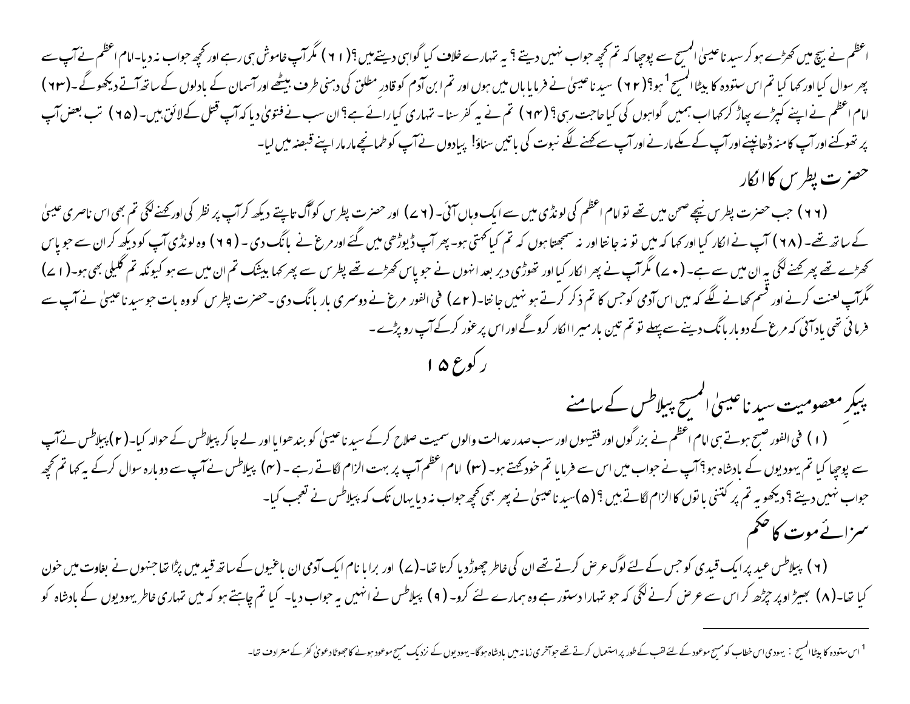اعظم نے بیچ میں کھڑے ہو کر سیدنا عیسیٰ المسیح سے پوچھا کہ تم کچھ جواب نہیں دیتے ؟ یہ تمہارے خلاف کیا گواہی دیتے ہیں؟(٦١) مگر آپ خاموش ہی رہے اور کچھ جواب نہ دیا۔ امام اعظم نے آپ سے پھر سوال کیا اور کہا کیا تم اس ستودہ کا بیٹا المسیح[1] ہو؟(٦٢) سیدنا عیسیٰ نے فرمایا ہاں میں ہوں اور تم ابن آدم کو قادرِ مطلق کی دہنی طرف بیٹھے اور آسمان کے بادلوں کے ساتھ آتے دیکھو گے۔(٦٣) امام اعظم نے اپنے کپڑے پھاڑ کر کہا اب ہمیں گواہوں کی کیا حاجت رہی؟(٦٤) تم نے یہ کفر سنا۔ تمہاری کیا رائے ہے؟ ان سب نے فتویٰ دیا کہ آپ قتل کے لائق ہیں۔(٦٥) تب بعض آپ پر تھوکنے اور آپ کا منہ ڈھانپنے اور آپ کے مکے مارنے اور آپ سے کہنے لگے نبوت کی باتیں سناؤ! پیادوں نے آپ کو طمانچے مار مار اپنے قبضہ میں لیا۔

## حضرت پطرس کا انکار

(٦٦) جب حضرت پطرس نیچے صحن میں تھے تو امام اعظم کی لونڈی میں سے ایک وہاں آئی۔(٦٧) اور حضرت پطرس کو آگ تاپتے دیکھ کر آپ پر نظر کی اور کہنے لگی تم بھی اس ناصری عیسیٰ کے ساتھ تھے۔(٦٨) آپ نے انکار کیا اور کہا کہ میں تو نہ جانتا اور نہ سمجھتا ہوں کہ تم کیا کہتی ہو۔ پھر آپ ڈیوڑھی میں گئے اور مرغ نے بانگ دی۔(٦٩) وہ لونڈی آپ کو دیکھ کر ان سے جو پاس کھڑے تھے پھر کہنے لگی یہ ان میں سے ہے۔(٧٠) مگر آپ نے پھر انکار کیا اور تھوڑی دیر بعد انہوں نے جو پاس کھڑے تھے پطرس سے پھر کہا بیشک تم ان میں سے ہو کیونکہ تم گلیلی بھی ہو۔(٧١) مگر آپ لعنت کرنے اور قسم کھانے لگے کہ میں اس آدمی کو جس کا تم ذکر کرتے ہو نہیں جانتا۔(٧٢) فی الفور مرغ نے دوسری بار بانگ دی۔ حضرت پطرس کو وہ بات جو سیدنا عیسیٰ نے آپ سے فرمائی تھی یاد آئی کہ مرغ کے دو بار بانگ دینے سے پہلے تو تم تین بار میرا انکار کرو گے اور اس پر غور کرکے آپ رو پڑے۔

## رکوع ١٥

## پیکرِ معصومیت سیدنا عیسیٰ المسیح پیلاطس کے سامنے

(١) فی الفور صبح ہوتے ہی امام اعظم نے بزرگوں اور فقیہوں اور سب صدر عدالت والوں سمیت صلاح کرکے سیدنا عیسیٰ کو بندھوایا اور لے جا کر پیلاطس کے حوالہ کیا۔(٢) پیلاطس نے آپ سے پوچھا کیا تم یہودیوں کے بادشاہ ہو؟ آپ نے جواب میں اس سے فرمایا تم خود کہتے ہو۔(٣) امام اعظم آپ پر بہت الزام لگاتے رہے۔(٤) پیلاطس نے آپ سے دوبارہ سوال کرکے یہ کہا تم کچھ جواب نہیں دیتے؟ دیکھو یہ تم پر کتنی باتوں کا الزام لگاتے ہیں؟(٥) سیدنا عیسیٰ نے پھر بھی کچھ جواب نہ دیا یہاں تک کہ پیلاطس نے تعجب کیا۔

## سزائے موت کا حکم

(٦) پیلاطس عید پر ایک قیدی کو جس کے لئے لوگ عرض کرتے تھے ان کی خاطر چھوڑ دیا کرتا تھا۔(٧) اور برابا نام ایک آدمی ان باغیوں کے ساتھ قید میں پڑا تھا جنہوں نے بغاوت میں خون کیا تھا۔(٨) بھیڑ اوپر چڑھ کر اس سے عرض کرنے لگی کہ جو تمہارا دستور ہے وہ ہمارے لئے کرو۔(٩) پیلاطس نے انہیں یہ جواب دیا۔ کیا تم چاہتے ہو کہ میں تمہاری خاطر یہودیوں کے بادشاہ کو

---

[1] اس ستودہ کا بیٹا المسیح : یہودی اس خطاب کو مسیح موعود کے لئے لقب کے طور پر استعمال کرتے تھے جو آخری زمانہ میں بادشاہ ہوگا۔ یہودیوں کے نزدیک مسیح موعود ہونے کا جھوٹا دعویٰ کفر کے مترادف تھا۔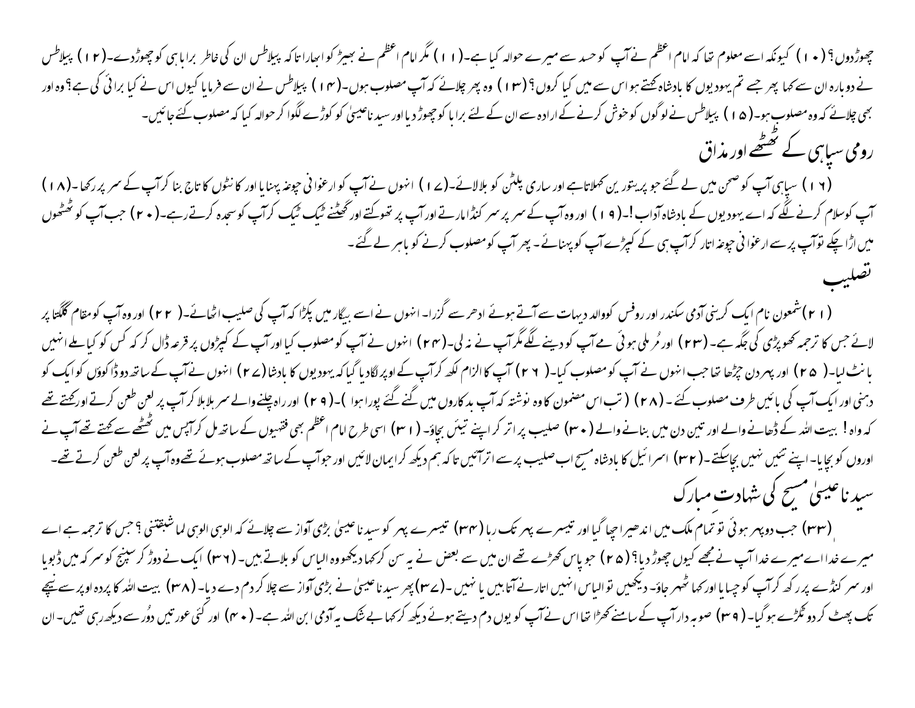چھوڑدوں؟ (۱۰) کیونکہ اسے معلوم تھا کہ امام اعظم نے آپ کو حسد سے میرے حوالہ کیا ہے۔ (۱۱) مگر امام اعظم نے بھیڑ کو ابھارا تاکہ پیلاطس ان کی خاطر براباہی کو چھوڑدے۔ (۱۲) پیلاطس نے دوبارہ ان سے کہا پھر جسے تم یہودیوں کا بادشاہ کہتے ہو اس سے میں کیا کروں؟ (۱۳) وہ پھر چلائے کہ آپ مصلوب ہوں۔ (۱۴) پیلاطس نے ان سے فرمایا کیوں اس نے کیا برائی کی ہے؟ وہ اور بھی چلائے کہ وہ مصلوب ہو۔ (۱۵) پیلاطس نے لوگوں کو خوش کرنے کے ارادہ سے ان کے لئے برابا کو چھوڑ دیا اور سیدنا عیسیٰ کو کوڑے لگوا کر حوالہ کیا کہ مصلوب کئے جائیں۔

## رومی سپاہی کے ٹھٹھے اور مذاق

(۱۶) سپاہی آپ کو صحن میں لے گئے جو پریتورین کہلاتا ہے اور ساری پلٹن کو بلالائے۔ (۱۷) انہوں نے آپ کو ارغوانی چوغہ پہنایا اور کانٹوں کا تاج بنا کر آپ کے سر پر رکھا۔ (۱۸) آپ کو سلام کرنے لگے کہ اے یہودیوں کے بادشاہ آداب! ۔ (۱۹) اور وہ آپ کے سر پر سر کنڈا مارتے اور آپ پر تھوکتے اور گھٹنے ٹیک ٹیک کر آپ کو سجدہ کرتے رہے۔ (۲۰) جب آپ کو ٹھٹھوں میں اڑا چکے تو آپ پر سے ارغوانی چوغہ اتار کر آپ ہی کے کپڑے آپ کو پہنائے۔ پھر آپ کو مصلوب کرنے کو باہر لے گئے۔

## تصلیب

(۲۱) شمعون نام ایک کرینی آدمی سکندر اور روفس کا والد دیہات سے آتے ہوئے ادھر سے گزرا۔ انہوں نے اسے بیگار میں پکڑا کہ آپ کی صلیب اٹھائے۔ (۲۲) اور وہ آپ کو مقام گلگتا پر لائے جس کا ترجمہ کھوپڑی کی جگہ ہے۔ (۲۳) اور مُر ملی ہوئی مے آپ کو دینے لگے مگر آپ نے نہ لی۔ (۲۴) انہوں نے آپ کو مصلوب کیا اور آپ کے کپڑوں پر قرعہ ڈال کر کہ کس کو کیا ملے انہیں بانٹ لیا۔ (۲۵) اور پہر دن چڑھا تھا جب انہوں نے آپ کو مصلوب کیا۔ (۲۶) آپ کا الزام لکھ کر آپ کے اوپر لگادیا گیا کہ یہودیوں کا بادشاہ (۲۷) انہوں نے آپ کے ساتھ دو ڈاکوؤں کو ایک کو دہنی اور ایک آپ کی بائیں طرف مصلوب کئے۔ (۲۸) (تب اس مضمون کا وہ نوشتہ کہ آپ بدکاروں میں گنے گئے پورا ہوا)۔ (۲۹) اور راہ چلنے والے سر ہلا ہلا کر آپ پر لعن طعن کرتے اور کہتے تھے کہ واہ! بیت اللہ کے ڈھانے والے اور تین دن میں بنانے والے (۳۰) صلیب پر اتر کر اپنے تیئں بچاؤ۔ (۳۱) اسی طرح امام اعظم بھی فقیہوں کے ساتھ مل کر آپس میں ٹھٹھے سے کہتے تھے آپ نے اوروں کو بچایا۔ اپنے تئیں نہیں بچاسکتے۔ (۳۲) اسرائیل کا بادشاہ مسیح اب صلیب پر سے اتر آئیں تاکہ ہم دیکھ کر ایمان لائیں اور جو آپ کے ساتھ مصلوب ہوئے تھے وہ آپ پر لعن طعن کرتے تھے۔

## سیدنا عیسیٰ مسیح کی شہادت مبارک

(۳۳) جب دوپہر ہوئی تو تمام ملک میں اندھیرا چھا گیا اور تیسرے پہر تک رہا (۳۴) تیسرے پہر کو سیدنا عیسیٰ بڑی آواز سے چلائے کہ الوہی الوہی لما شبقتنی؟ جس کا ترجمہ ہے اے میرے خدا اے میرے خدا آپ نے مجھے کیوں چھوڑ دیا؟ (۳۵) جو پاس کھڑے تھے ان میں سے بعض نے یہ سن کر کہا دیکھو وہ الیاس کو بلاتے ہیں۔ (۳۶) ایک نے دوڑ کر سپنج کو سرکہ میں ڈبویا اور سر کنڈے پر رکھ کر آپ کو چسایا اور کہا ٹھہر جاؤ۔ دیکھیں تو الیاس انہیں اتارنے آتا ہیں یا نہیں۔ (۳۷) پھر سیدنا عیسیٰ نے بڑی آواز سے چلا کر دم دے دیا۔ (۳۸) بیت اللہ کا پردہ اوپر سے نیچے تک پھٹ کر دو ٹکڑے ہو گیا۔ (۳۹) صوبہ دار آپ کے سامنے کھڑا تھا اس نے آپ کو یوں دم دیتے ہوئے دیکھ کر کہا بے شک یہ آدمی ابن اللہ ہے۔ (۴۰) اور کئی عورتیں دُور سے دیکھ رہی تھیں۔ ان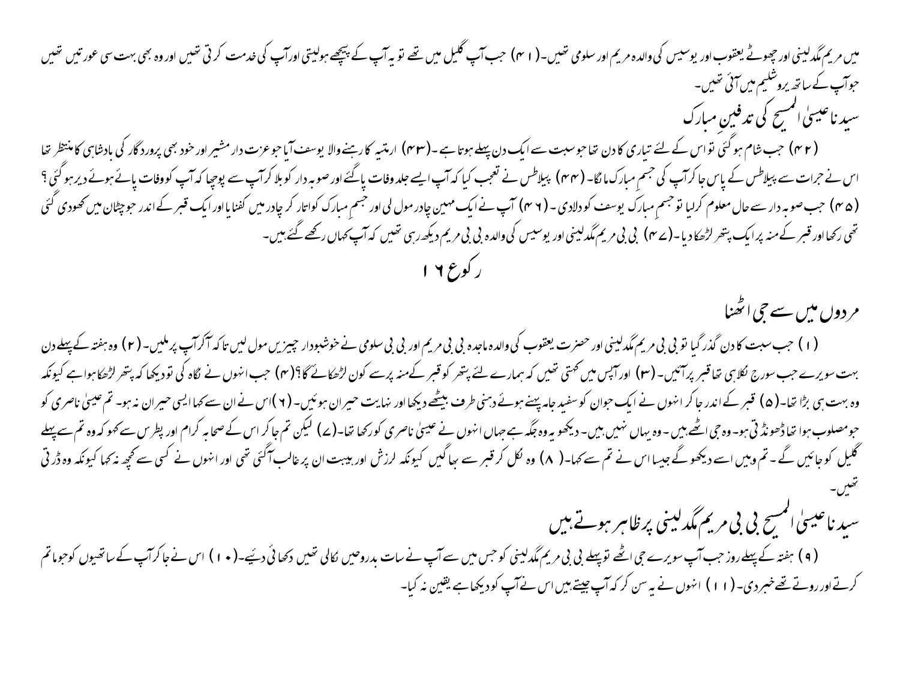میں مریم مگدلینی اور چھوٹے یعقوب اور یوسیس کی والدہ مریم اور سلومی تھیں۔(۴۱) جب آپ گلیل میں تھے تو یہ آپ کے پیچھے ہولیتی اور آپ کی خدمت کرتی تھیں اور وہ بھی بہت سی عورتیں تھیں جو آپ کے ساتھ یروشلیم میں آئی تھیں۔

## سیدنا عیسیٰ المسیح کی تدفینِ مبارک

(۴۲) جب شام ہوگئی تو اس کے لئے تیاری کا دن تھا جو سبت سے ایک دن پہلے ہوتا ہے۔(۴۳) ارمتیہ کا رہنے والا یوسف آیا جو عزت دار مشیر اور خود بھی پروردگار کی بادشاہی کا منتظر تھا اس نے جرات سے پیلاطس کے پاس جا کر آپ کی جسمِ مبارک مانگا۔(۴۴) پیلاطس نے تعجب کیا کہ آپ ایسے جلد وفات پا گئے اور صوبہ دار کو بلا کر آپ سے پوچھا کہ آپ کو وفات پائے ہوئے دیر ہوگئی ؟ (۴۵) جب صوبہ دار سے حال معلوم کرلیا تو جسمِ مبارک یوسف کو دلادی۔(۴۶) آپ نے ایک مہین چادر مول لی اور جسمِ مبارک کو اتار کر چادر میں کفنایا اور ایک قبر کے اندر جو چٹان میں کھودی گئی تھی رکھا اور قبر کے منہ پر ایک پتھر لڑھکا دیا۔(۴۷) بی بی مریم مگدلینی اور یوسیس کی والدہ بی بی مریم دیکھ رہی تھیں کہ آپ کہاں رکھے گئے ہیں۔

## رکوع ۱۶

## مردوں میں سے جی اٹھنا

(۱) جب سبت کا دن گذر گیا تو بی بی مریم مگدلینی اور حضرت یعقوب کی والدہ ماجدہ بی بی مریم اور بی بی سلومی نے خوشبودار چیزیں مول لیں تاکہ آکر آپ پر ملیں۔(۲) وہ ہفتہ کے پہلے دن بہت سویرے جب سورج نکلا ہی تھا قبر پر آئیں۔(۳) اور آپس میں کہتی تھیں کہ ہمارے لئے پتھر کو قبر کے منہ پر سے کون لڑھکائے گا؟(۴) جب انہوں نے نگاہ کی تو دیکھا کہ پتھر لڑھکا ہوا ہے کیونکہ وہ بہت ہی بڑا تھا۔(۵) قبر کے اندر جا کر انہوں نے ایک جوان کو سفید جامہ پہنے ہوئے دہنی طرف بیٹھے دیکھا اور نہایت حیران ہوئیں۔(۶) اس نے ان سے کہا ایسی حیران نہ ہو۔ تم عیسیٰ ناصری کو جو مصلوب ہوا تھا ڈھونڈتی ہو۔ وہ جی اٹھے ہیں۔ وہ یہاں نہیں ہیں۔ دیکھو یہ وہ جگہ ہے جہاں انہوں نے عیسیٰ ناصری کو رکھا تھا۔(۷) لیکن تم جا کر اس کے صحابہ کرام اور پطرس سے کہو کہ وہ تم سے پہلے گلیل کو جائیں گے۔ تم وہیں اسے دیکھو گے جیسا اس نے تم سے کہا۔(۸) وہ نکل کر قبر سے بھاگیں کیونکہ لرزش اور ہیبت ان پر غالب آگئی تھی اور انہوں نے کسی سے کچھ نہ کہا کیونکہ وہ ڈرتی تھیں۔

## سیدنا عیسیٰ المسیح بی بی مریم مگدلینی پر ظاہر ہوتے ہیں

(۹) ہفتہ کے پہلے روز جب آپ سویرے جی اٹھے تو پہلے بی بی مریم مگدلینی کو جس میں سے آپ نے سات بدروحیں نکالی تھیں دکھائی دیئے۔(۱۰) اس نے جا کر آپ کے ساتھیوں کو جو ماتم کرتے اور روتے تھے خبر دی۔(۱۱) انہوں نے یہ سن کر کہ آپ جیتے ہیں اس نے آپ کو دیکھا ہے یقین نہ کیا۔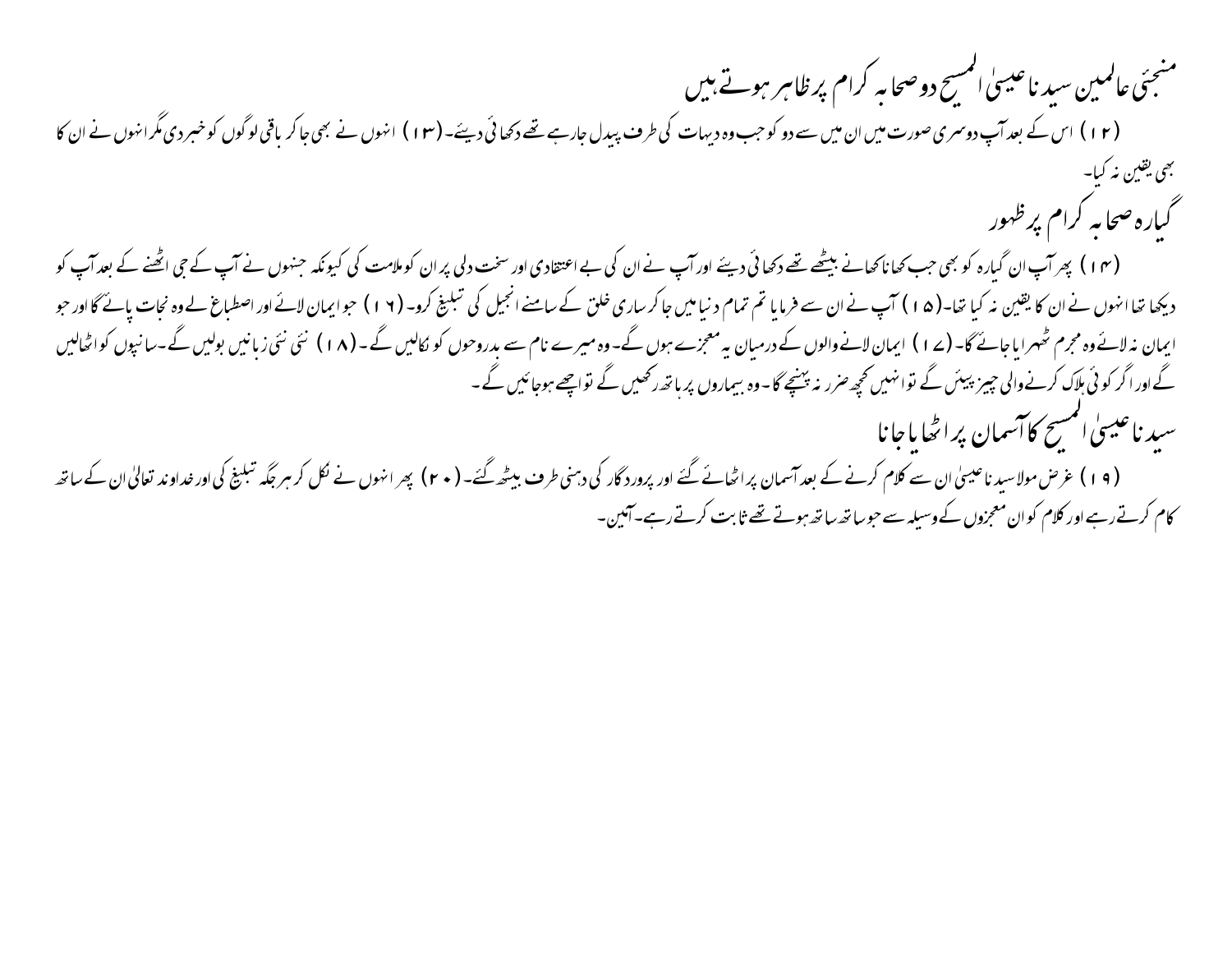## منجئی عالمین سیدنا عیسیٰ المسیح دو صحابہ کرام پر ظاہر ہوتے ہیں

(۱۲) اس کے بعد آپ دوسری صورت میں ان میں سے دو کو جب وہ دیہات کی طرف پیدل جارہے تھے دکھائی دیئے۔ (۱۳) انہوں نے بھی جا کر باقی لوگوں کو خبر دی مگر انہوں نے ان کا بھی یقین نہ کیا۔

## گیارہ صحابہ کرام پر ظہور

(۱۴) پھر آپ ان گیارہ کو بھی جب کھانا کھانے بیٹھے تھے دکھائی دیئے اور آپ نے ان کی بے اعتقادی اور سخت دلی پر ان کو ملامت کی کیونکہ جنہوں نے آپ کے جی اٹھنے کے بعد آپ کو دیکھا تھا انہوں نے ان کا یقین نہ کیا تھا۔ (۱۵) آپ نے ان سے فرمایا تم تمام دنیا میں جا کر ساری خلق کے سامنے انجیل کی تبلیغ کرو۔ (۱۶) جو ایمان لائے اور اصطباغ لے وہ نجات پائے گا اور جو ایمان نہ لائے وہ مجرم ٹھہرایا جائے گا۔ (۱۷) ایمان لانے والوں کے درمیان یہ معجزے ہوں گے۔ وہ میرے نام سے بدروحوں کو نکالیں گے۔ (۱۸) نئی نئی زبانیں بولیں گے۔ سانپوں کو اٹھالیں گے اور اگر کوئی ہلاک کرنے والی چیز پیئں گے تو انہیں کچھ ضرر نہ پہنچے گا۔ وہ بیماروں پر ہاتھ رکھیں گے تو اچھے ہوجائیں گے۔

## سیدنا عیسیٰ المسیح کا آسمان پر اٹھایا جانا

(۱۹) غرض مولا سیدنا عیسیٰ ان سے کلام کرنے کے بعد آسمان پر اٹھائے گئے اور پروردگار کی دہنی طرف بیٹھ گئے۔ (۲۰) پھر انہوں نے نکل کر ہر جگہ تبلیغ کی اور خداوند تعالیٰ ان کے ساتھ کام کرتے رہے اور کلام کو ان معجزوں کے وسیلہ سے جو ساتھ ساتھ ہوتے تھے ثابت کرتے رہے۔ آمین۔